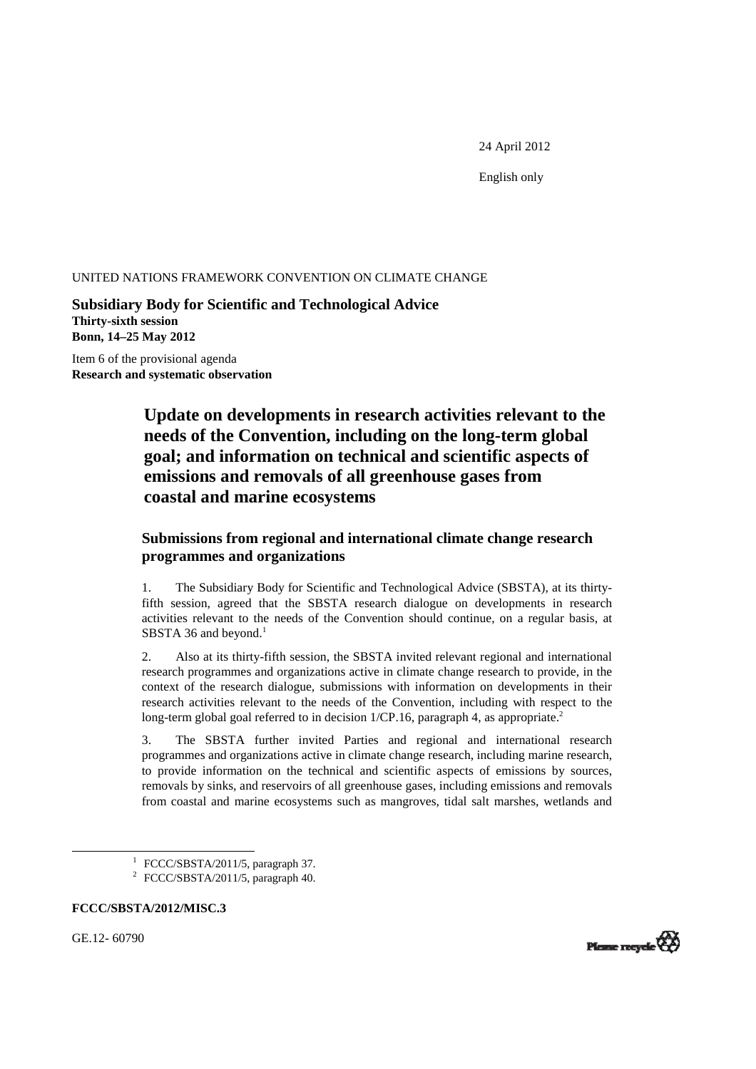24 April 2012

English only

UNITED NATIONS FRAMEWORK CONVENTION ON CLIMATE CHANGE

**Subsidiary Body for Scientific and Technological Advice**
**Thirty-sixth session**
**Bonn, 14–25 May 2012**

Item 6 of the provisional agenda
**Research and systematic observation**

# Update on developments in research activities relevant to the needs of the Convention, including on the long-term global goal; and information on technical and scientific aspects of emissions and removals of all greenhouse gases from coastal and marine ecosystems

## Submissions from regional and international climate change research programmes and organizations

1. The Subsidiary Body for Scientific and Technological Advice (SBSTA), at its thirty-fifth session, agreed that the SBSTA research dialogue on developments in research activities relevant to the needs of the Convention should continue, on a regular basis, at SBSTA 36 and beyond.[1]

2. Also at its thirty-fifth session, the SBSTA invited relevant regional and international research programmes and organizations active in climate change research to provide, in the context of the research dialogue, submissions with information on developments in their research activities relevant to the needs of the Convention, including with respect to the long-term global goal referred to in decision 1/CP.16, paragraph 4, as appropriate.[2]

3. The SBSTA further invited Parties and regional and international research programmes and organizations active in climate change research, including marine research, to provide information on the technical and scientific aspects of emissions by sources, removals by sinks, and reservoirs of all greenhouse gases, including emissions and removals from coastal and marine ecosystems such as mangroves, tidal salt marshes, wetlands and

[1] FCCC/SBSTA/2011/5, paragraph 37.

[2] FCCC/SBSTA/2011/5, paragraph 40.

**FCCC/SBSTA/2012/MISC.3**

GE.12- 60790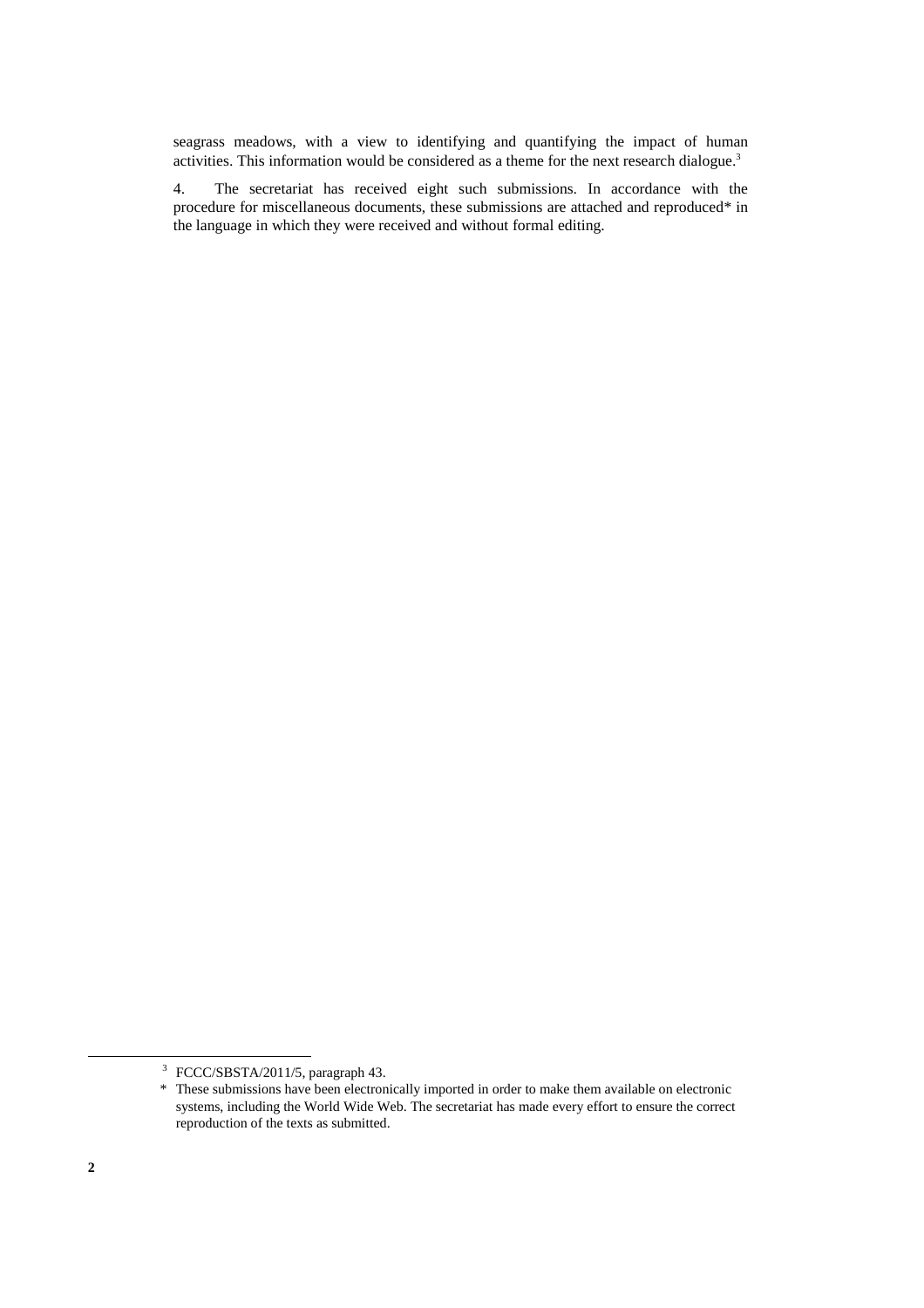seagrass meadows, with a view to identifying and quantifying the impact of human activities. This information would be considered as a theme for the next research dialogue.[3]

4. The secretariat has received eight such submissions. In accordance with the procedure for miscellaneous documents, these submissions are attached and reproduced* in the language in which they were received and without formal editing.

---

[3] FCCC/SBSTA/2011/5, paragraph 43.

\* These submissions have been electronically imported in order to make them available on electronic systems, including the World Wide Web. The secretariat has made every effort to ensure the correct reproduction of the texts as submitted.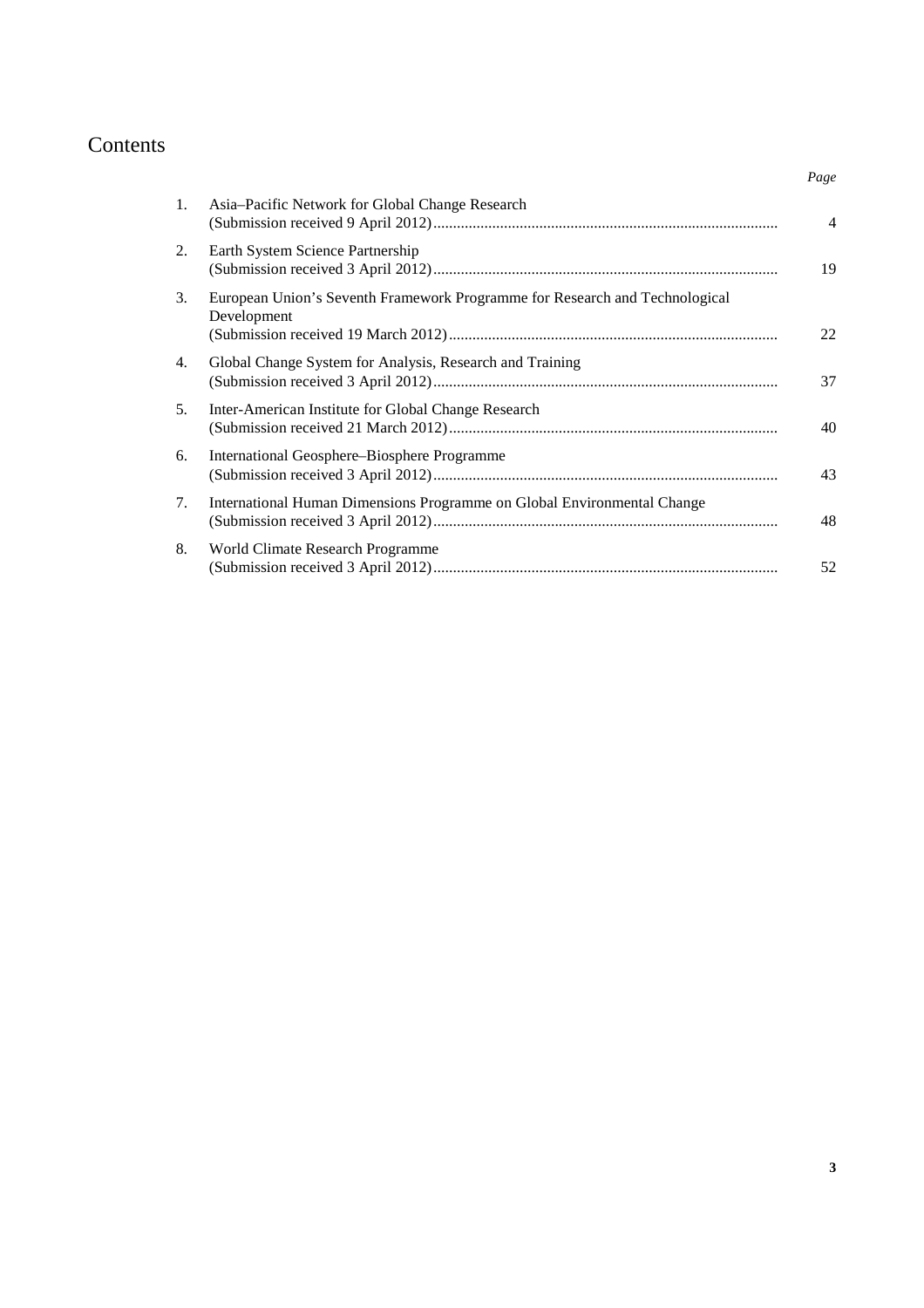# Contents

| | | Page |
|---|---|---|
| 1. | Asia–Pacific Network for Global Change Research (Submission received 9 April 2012) | 4 |
| 2. | Earth System Science Partnership (Submission received 3 April 2012) | 19 |
| 3. | European Union's Seventh Framework Programme for Research and Technological Development (Submission received 19 March 2012) | 22 |
| 4. | Global Change System for Analysis, Research and Training (Submission received 3 April 2012) | 37 |
| 5. | Inter-American Institute for Global Change Research (Submission received 21 March 2012) | 40 |
| 6. | International Geosphere–Biosphere Programme (Submission received 3 April 2012) | 43 |
| 7. | International Human Dimensions Programme on Global Environmental Change (Submission received 3 April 2012) | 48 |
| 8. | World Climate Research Programme (Submission received 3 April 2012) | 52 |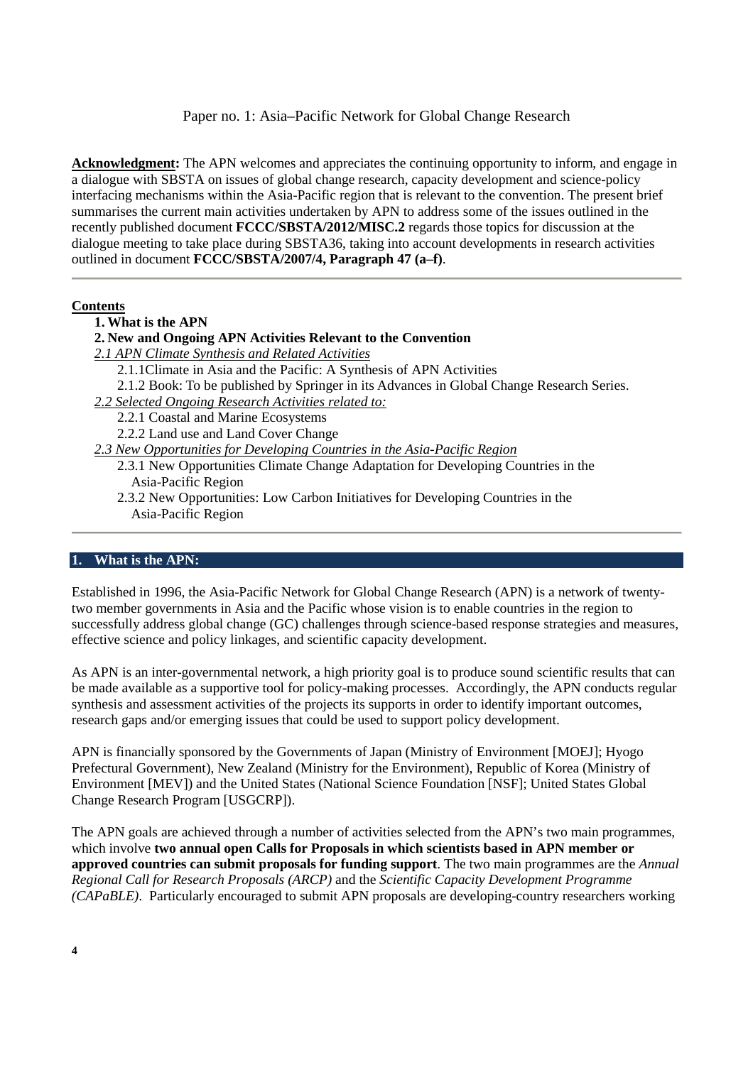Paper no. 1: Asia–Pacific Network for Global Change Research

**Acknowledgment:** The APN welcomes and appreciates the continuing opportunity to inform, and engage in a dialogue with SBSTA on issues of global change research, capacity development and science-policy interfacing mechanisms within the Asia-Pacific region that is relevant to the convention. The present brief summarises the current main activities undertaken by APN to address some of the issues outlined in the recently published document **FCCC/SBSTA/2012/MISC.2** regards those topics for discussion at the dialogue meeting to take place during SBSTA36, taking into account developments in research activities outlined in document **FCCC/SBSTA/2007/4, Paragraph 47 (a–f)**.

---

**Contents**

**1. What is the APN**

**2. New and Ongoing APN Activities Relevant to the Convention**

*2.1 APN Climate Synthesis and Related Activities*

- 2.1.1Climate in Asia and the Pacific: A Synthesis of APN Activities
- 2.1.2 Book: To be published by Springer in its Advances in Global Change Research Series.

*2.2 Selected Ongoing Research Activities related to:*

- 2.2.1 Coastal and Marine Ecosystems
- 2.2.2 Land use and Land Cover Change

*2.3 New Opportunities for Developing Countries in the Asia-Pacific Region*

- 2.3.1 New Opportunities Climate Change Adaptation for Developing Countries in the Asia-Pacific Region
- 2.3.2 New Opportunities: Low Carbon Initiatives for Developing Countries in the Asia-Pacific Region

---

## 1. What is the APN:

Established in 1996, the Asia-Pacific Network for Global Change Research (APN) is a network of twenty-two member governments in Asia and the Pacific whose vision is to enable countries in the region to successfully address global change (GC) challenges through science-based response strategies and measures, effective science and policy linkages, and scientific capacity development.

As APN is an inter-governmental network, a high priority goal is to produce sound scientific results that can be made available as a supportive tool for policy-making processes. Accordingly, the APN conducts regular synthesis and assessment activities of the projects its supports in order to identify important outcomes, research gaps and/or emerging issues that could be used to support policy development.

APN is financially sponsored by the Governments of Japan (Ministry of Environment [MOEJ]; Hyogo Prefectural Government), New Zealand (Ministry for the Environment), Republic of Korea (Ministry of Environment [MEV]) and the United States (National Science Foundation [NSF]; United States Global Change Research Program [USGCRP]).

The APN goals are achieved through a number of activities selected from the APN's two main programmes, which involve **two annual open Calls for Proposals in which scientists based in APN member or approved countries can submit proposals for funding support**. The two main programmes are the *Annual Regional Call for Research Proposals (ARCP)* and the *Scientific Capacity Development Programme (CAPaBLE)*. Particularly encouraged to submit APN proposals are developing-country researchers working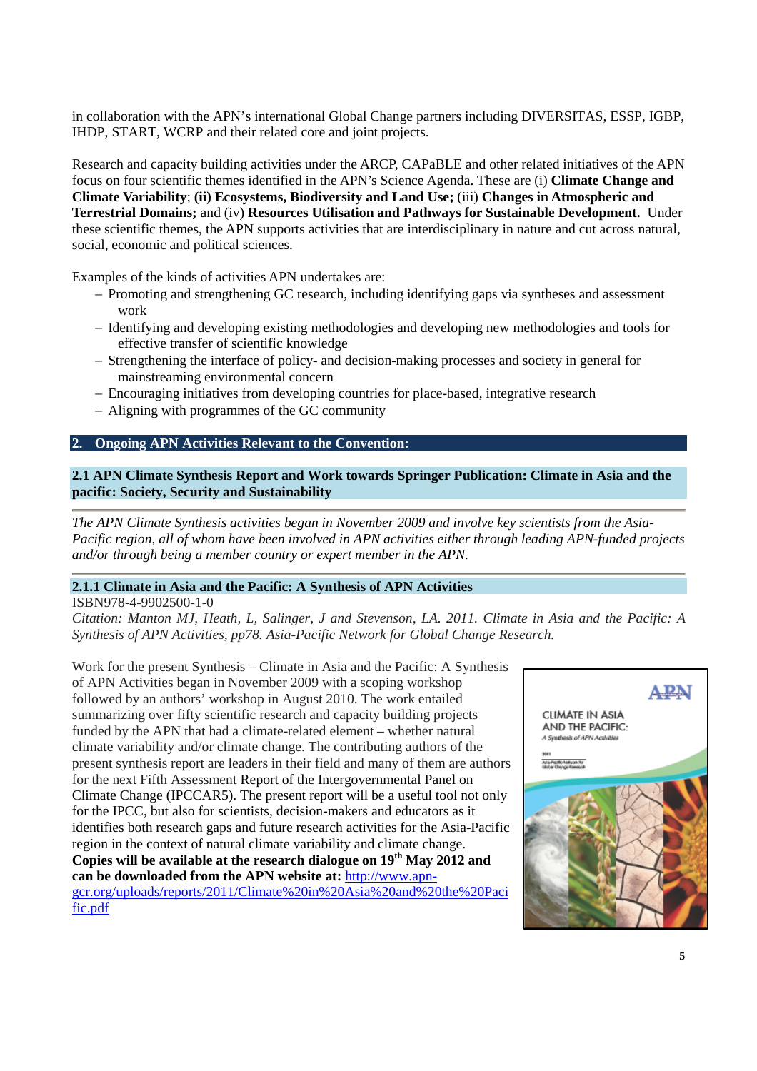in collaboration with the APN's international Global Change partners including DIVERSITAS, ESSP, IGBP, IHDP, START, WCRP and their related core and joint projects.

Research and capacity building activities under the ARCP, CAPaBLE and other related initiatives of the APN focus on four scientific themes identified in the APN's Science Agenda. These are (i) **Climate Change and Climate Variability**; **(ii) Ecosystems, Biodiversity and Land Use;** (iii) **Changes in Atmospheric and Terrestrial Domains;** and (iv) **Resources Utilisation and Pathways for Sustainable Development.** Under these scientific themes, the APN supports activities that are interdisciplinary in nature and cut across natural, social, economic and political sciences.

Examples of the kinds of activities APN undertakes are:

- Promoting and strengthening GC research, including identifying gaps via syntheses and assessment work
- Identifying and developing existing methodologies and developing new methodologies and tools for effective transfer of scientific knowledge
- Strengthening the interface of policy- and decision-making processes and society in general for mainstreaming environmental concern
- Encouraging initiatives from developing countries for place-based, integrative research
- Aligning with programmes of the GC community

## 2. Ongoing APN Activities Relevant to the Convention:

### 2.1 APN Climate Synthesis Report and Work towards Springer Publication: Climate in Asia and the pacific: Society, Security and Sustainability

*The APN Climate Synthesis activities began in November 2009 and involve key scientists from the Asia-Pacific region, all of whom have been involved in APN activities either through leading APN-funded projects and/or through being a member country or expert member in the APN.*

#### 2.1.1 Climate in Asia and the Pacific: A Synthesis of APN Activities

ISBN978-4-9902500-1-0

*Citation: Manton MJ, Heath, L, Salinger, J and Stevenson, LA. 2011. Climate in Asia and the Pacific: A Synthesis of APN Activities, pp78. Asia-Pacific Network for Global Change Research.*

Work for the present Synthesis – Climate in Asia and the Pacific: A Synthesis of APN Activities began in November 2009 with a scoping workshop followed by an authors' workshop in August 2010. The work entailed summarizing over fifty scientific research and capacity building projects funded by the APN that had a climate-related element – whether natural climate variability and/or climate change. The contributing authors of the present synthesis report are leaders in their field and many of them are authors for the next Fifth Assessment Report of the Intergovernmental Panel on Climate Change (IPCCAR5). The present report will be a useful tool not only for the IPCC, but also for scientists, decision-makers and educators as it identifies both research gaps and future research activities for the Asia-Pacific region in the context of natural climate variability and climate change. **Copies will be available at the research dialogue on 19th May 2012 and can be downloaded from the APN website at:** [http://www.apn-gcr.org/uploads/reports/2011/Climate%20in%20Asia%20and%20the%20Pacific.pdf](http://www.apn-gcr.org/uploads/reports/2011/Climate%20in%20Asia%20and%20the%20Pacific.pdf)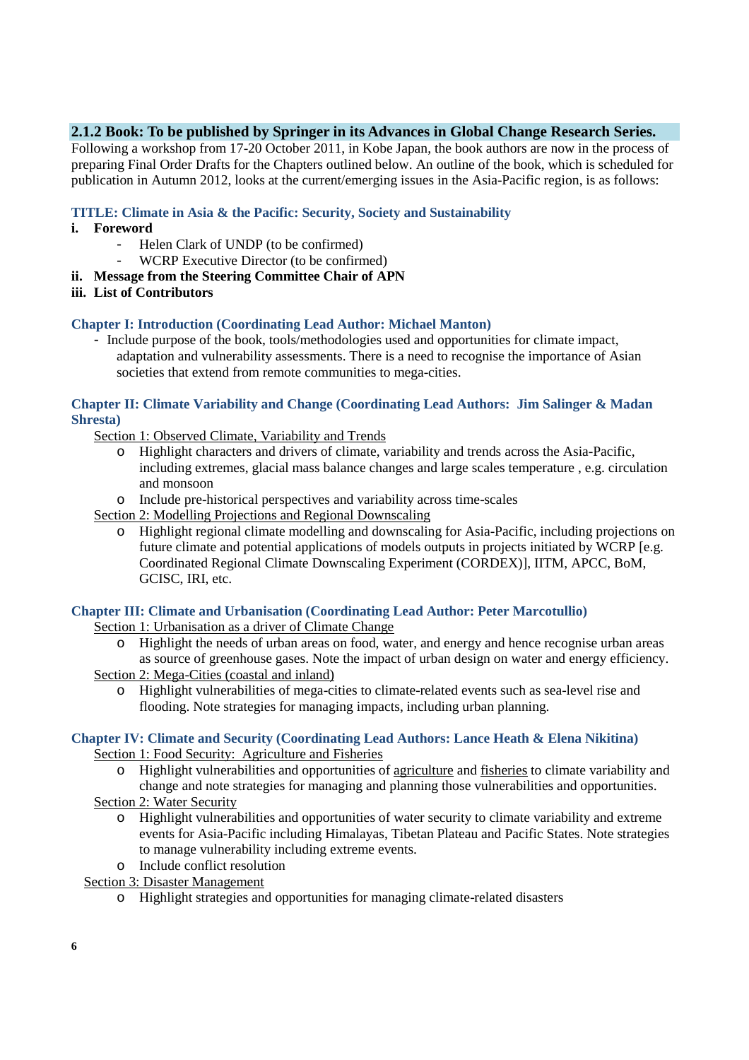### 2.1.2 Book: To be published by Springer in its Advances in Global Change Research Series.

Following a workshop from 17-20 October 2011, in Kobe Japan, the book authors are now in the process of preparing Final Order Drafts for the Chapters outlined below. An outline of the book, which is scheduled for publication in Autumn 2012, looks at the current/emerging issues in the Asia-Pacific region, is as follows:

**TITLE: Climate in Asia & the Pacific: Security, Society and Sustainability**

**i. Foreword**

- Helen Clark of UNDP (to be confirmed)
- WCRP Executive Director (to be confirmed)

**ii. Message from the Steering Committee Chair of APN**

**iii. List of Contributors**

**Chapter I: Introduction (Coordinating Lead Author: Michael Manton)**

- Include purpose of the book, tools/methodologies used and opportunities for climate impact, adaptation and vulnerability assessments. There is a need to recognise the importance of Asian societies that extend from remote communities to mega-cities.

**Chapter II: Climate Variability and Change (Coordinating Lead Authors: Jim Salinger & Madan Shresta)**

Section 1: Observed Climate, Variability and Trends

- Highlight characters and drivers of climate, variability and trends across the Asia-Pacific, including extremes, glacial mass balance changes and large scales temperature , e.g. circulation and monsoon
- Include pre-historical perspectives and variability across time-scales

Section 2: Modelling Projections and Regional Downscaling

- Highlight regional climate modelling and downscaling for Asia-Pacific, including projections on future climate and potential applications of models outputs in projects initiated by WCRP [e.g. Coordinated Regional Climate Downscaling Experiment (CORDEX)], IITM, APCC, BoM, GCISC, IRI, etc.

**Chapter III: Climate and Urbanisation (Coordinating Lead Author: Peter Marcotullio)**

Section 1: Urbanisation as a driver of Climate Change

- Highlight the needs of urban areas on food, water, and energy and hence recognise urban areas as source of greenhouse gases. Note the impact of urban design on water and energy efficiency.

Section 2: Mega-Cities (coastal and inland)

- Highlight vulnerabilities of mega-cities to climate-related events such as sea-level rise and flooding. Note strategies for managing impacts, including urban planning.

**Chapter IV: Climate and Security (Coordinating Lead Authors: Lance Heath & Elena Nikitina)**

Section 1: Food Security: Agriculture and Fisheries

- Highlight vulnerabilities and opportunities of agriculture and fisheries to climate variability and change and note strategies for managing and planning those vulnerabilities and opportunities.

Section 2: Water Security

- Highlight vulnerabilities and opportunities of water security to climate variability and extreme events for Asia-Pacific including Himalayas, Tibetan Plateau and Pacific States. Note strategies to manage vulnerability including extreme events.
- Include conflict resolution

Section 3: Disaster Management

- Highlight strategies and opportunities for managing climate-related disasters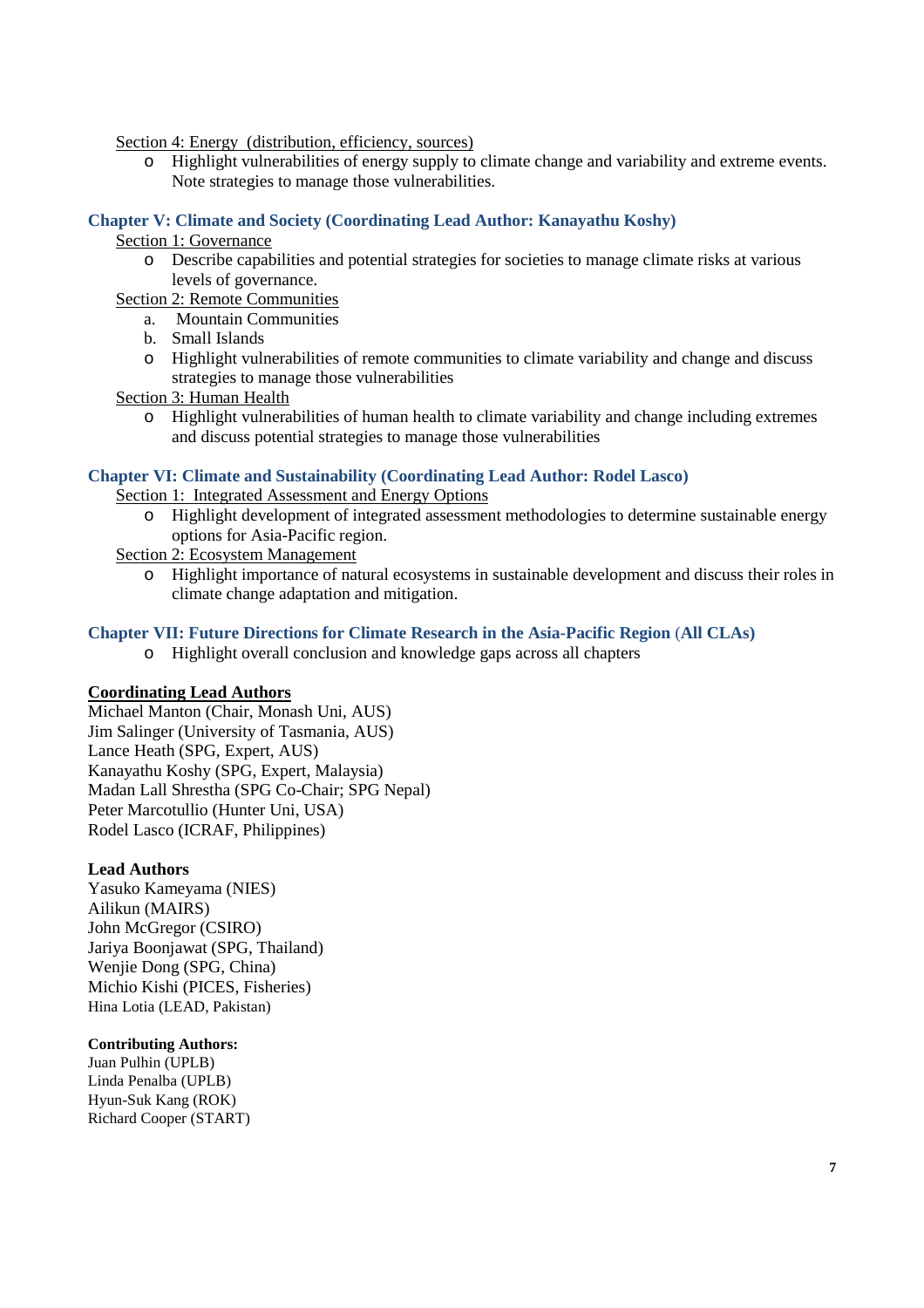Section 4: Energy (distribution, efficiency, sources)

- Highlight vulnerabilities of energy supply to climate change and variability and extreme events. Note strategies to manage those vulnerabilities.

### Chapter V: Climate and Society (Coordinating Lead Author: Kanayathu Koshy)

Section 1: Governance

- Describe capabilities and potential strategies for societies to manage climate risks at various levels of governance.

Section 2: Remote Communities

a. Mountain Communities
b. Small Islands

- Highlight vulnerabilities of remote communities to climate variability and change and discuss strategies to manage those vulnerabilities

Section 3: Human Health

- Highlight vulnerabilities of human health to climate variability and change including extremes and discuss potential strategies to manage those vulnerabilities

### Chapter VI: Climate and Sustainability (Coordinating Lead Author: Rodel Lasco)

Section 1: Integrated Assessment and Energy Options

- Highlight development of integrated assessment methodologies to determine sustainable energy options for Asia-Pacific region.

Section 2: Ecosystem Management

- Highlight importance of natural ecosystems in sustainable development and discuss their roles in climate change adaptation and mitigation.

### Chapter VII: Future Directions for Climate Research in the Asia-Pacific Region (All CLAs)

- Highlight overall conclusion and knowledge gaps across all chapters

**Coordinating Lead Authors**

Michael Manton (Chair, Monash Uni, AUS)
Jim Salinger (University of Tasmania, AUS)
Lance Heath (SPG, Expert, AUS)
Kanayathu Koshy (SPG, Expert, Malaysia)
Madan Lall Shrestha (SPG Co-Chair; SPG Nepal)
Peter Marcotullio (Hunter Uni, USA)
Rodel Lasco (ICRAF, Philippines)

**Lead Authors**

Yasuko Kameyama (NIES)
Ailikun (MAIRS)
John McGregor (CSIRO)
Jariya Boonjawat (SPG, Thailand)
Wenjie Dong (SPG, China)
Michio Kishi (PICES, Fisheries)
Hina Lotia (LEAD, Pakistan)

**Contributing Authors:**

Juan Pulhin (UPLB)
Linda Penalba (UPLB)
Hyun-Suk Kang (ROK)
Richard Cooper (START)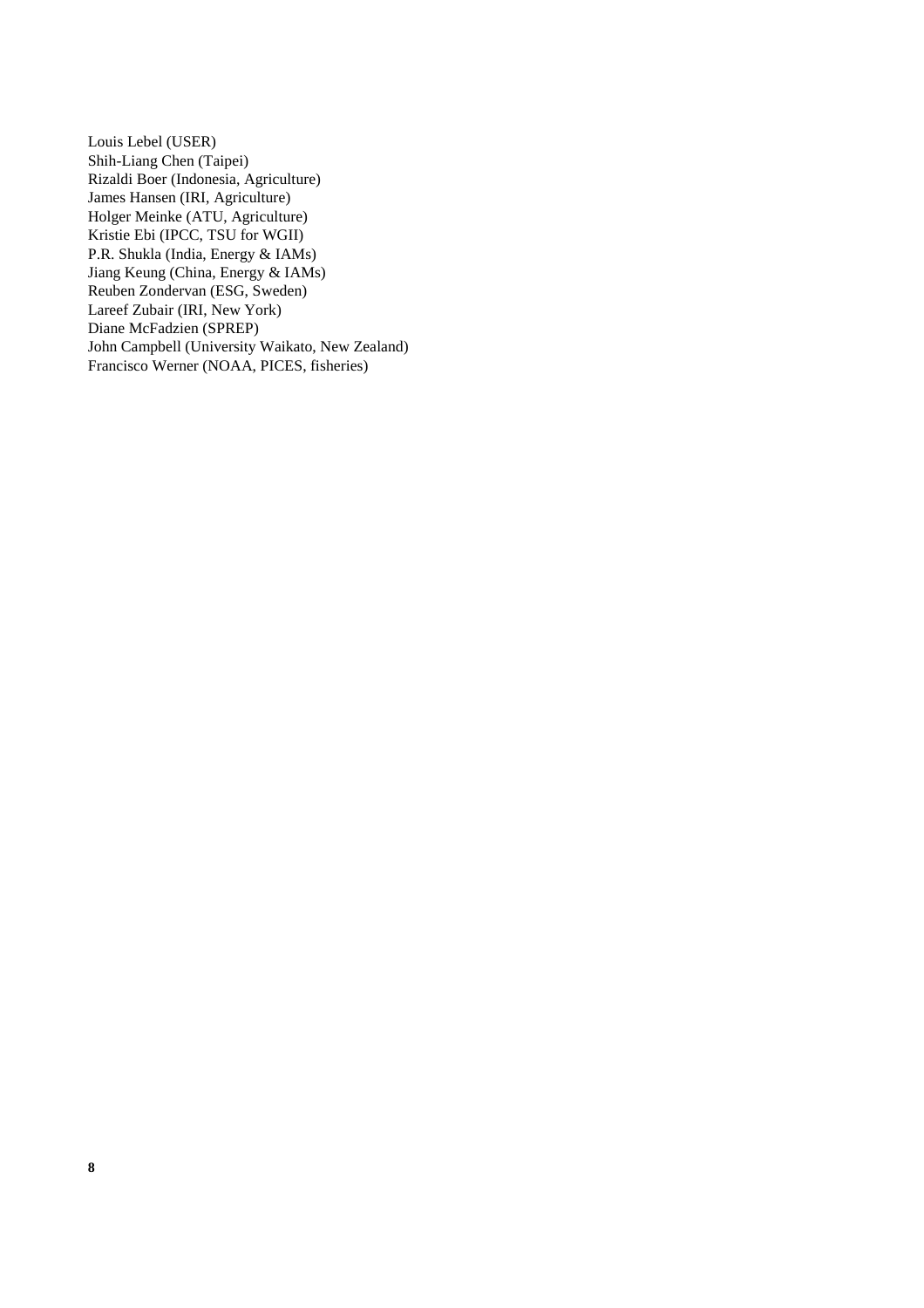Louis Lebel (USER)  
Shih-Liang Chen (Taipei)  
Rizaldi Boer (Indonesia, Agriculture)  
James Hansen (IRI, Agriculture)  
Holger Meinke (ATU, Agriculture)  
Kristie Ebi (IPCC, TSU for WGII)  
P.R. Shukla (India, Energy & IAMs)  
Jiang Keung (China, Energy & IAMs)  
Reuben Zondervan (ESG, Sweden)  
Lareef Zubair (IRI, New York)  
Diane McFadzien (SPREP)  
John Campbell (University Waikato, New Zealand)  
Francisco Werner (NOAA, PICES, fisheries)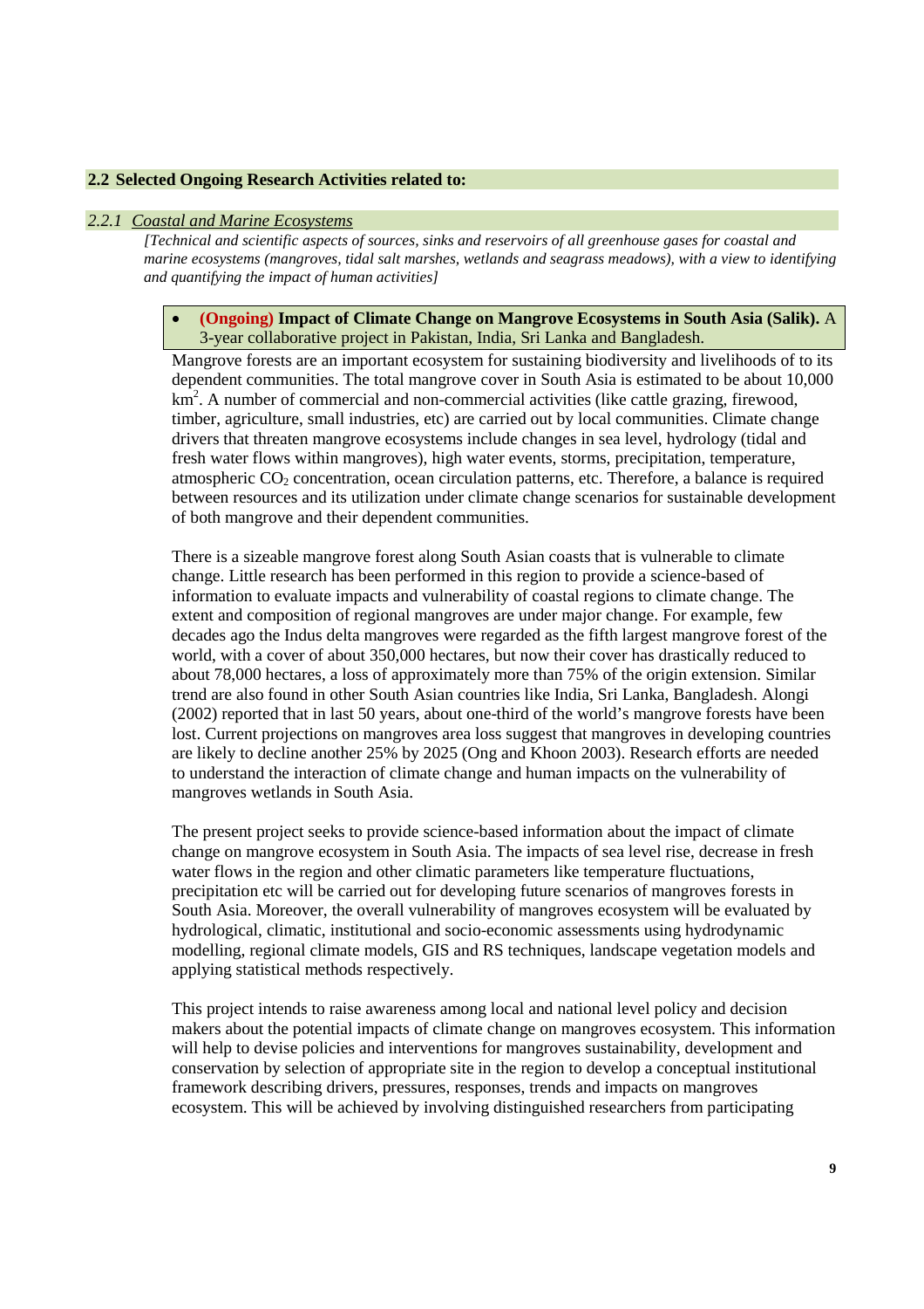## 2.2 Selected Ongoing Research Activities related to:

### 2.2.1 Coastal and Marine Ecosystems

*[Technical and scientific aspects of sources, sinks and reservoirs of all greenhouse gases for coastal and marine ecosystems (mangroves, tidal salt marshes, wetlands and seagrass meadows), with a view to identifying and quantifying the impact of human activities]*

- **(Ongoing) Impact of Climate Change on Mangrove Ecosystems in South Asia (Salik).** A 3-year collaborative project in Pakistan, India, Sri Lanka and Bangladesh.

Mangrove forests are an important ecosystem for sustaining biodiversity and livelihoods of to its dependent communities. The total mangrove cover in South Asia is estimated to be about 10,000 km$^2$. A number of commercial and non-commercial activities (like cattle grazing, firewood, timber, agriculture, small industries, etc) are carried out by local communities. Climate change drivers that threaten mangrove ecosystems include changes in sea level, hydrology (tidal and fresh water flows within mangroves), high water events, storms, precipitation, temperature, atmospheric $CO_2$ concentration, ocean circulation patterns, etc. Therefore, a balance is required between resources and its utilization under climate change scenarios for sustainable development of both mangrove and their dependent communities.

There is a sizeable mangrove forest along South Asian coasts that is vulnerable to climate change. Little research has been performed in this region to provide a science-based of information to evaluate impacts and vulnerability of coastal regions to climate change. The extent and composition of regional mangroves are under major change. For example, few decades ago the Indus delta mangroves were regarded as the fifth largest mangrove forest of the world, with a cover of about 350,000 hectares, but now their cover has drastically reduced to about 78,000 hectares, a loss of approximately more than 75% of the origin extension. Similar trend are also found in other South Asian countries like India, Sri Lanka, Bangladesh. Alongi (2002) reported that in last 50 years, about one-third of the world's mangrove forests have been lost. Current projections on mangroves area loss suggest that mangroves in developing countries are likely to decline another 25% by 2025 (Ong and Khoon 2003). Research efforts are needed to understand the interaction of climate change and human impacts on the vulnerability of mangroves wetlands in South Asia.

The present project seeks to provide science-based information about the impact of climate change on mangrove ecosystem in South Asia. The impacts of sea level rise, decrease in fresh water flows in the region and other climatic parameters like temperature fluctuations, precipitation etc will be carried out for developing future scenarios of mangroves forests in South Asia. Moreover, the overall vulnerability of mangroves ecosystem will be evaluated by hydrological, climatic, institutional and socio-economic assessments using hydrodynamic modelling, regional climate models, GIS and RS techniques, landscape vegetation models and applying statistical methods respectively.

This project intends to raise awareness among local and national level policy and decision makers about the potential impacts of climate change on mangroves ecosystem. This information will help to devise policies and interventions for mangroves sustainability, development and conservation by selection of appropriate site in the region to develop a conceptual institutional framework describing drivers, pressures, responses, trends and impacts on mangroves ecosystem. This will be achieved by involving distinguished researchers from participating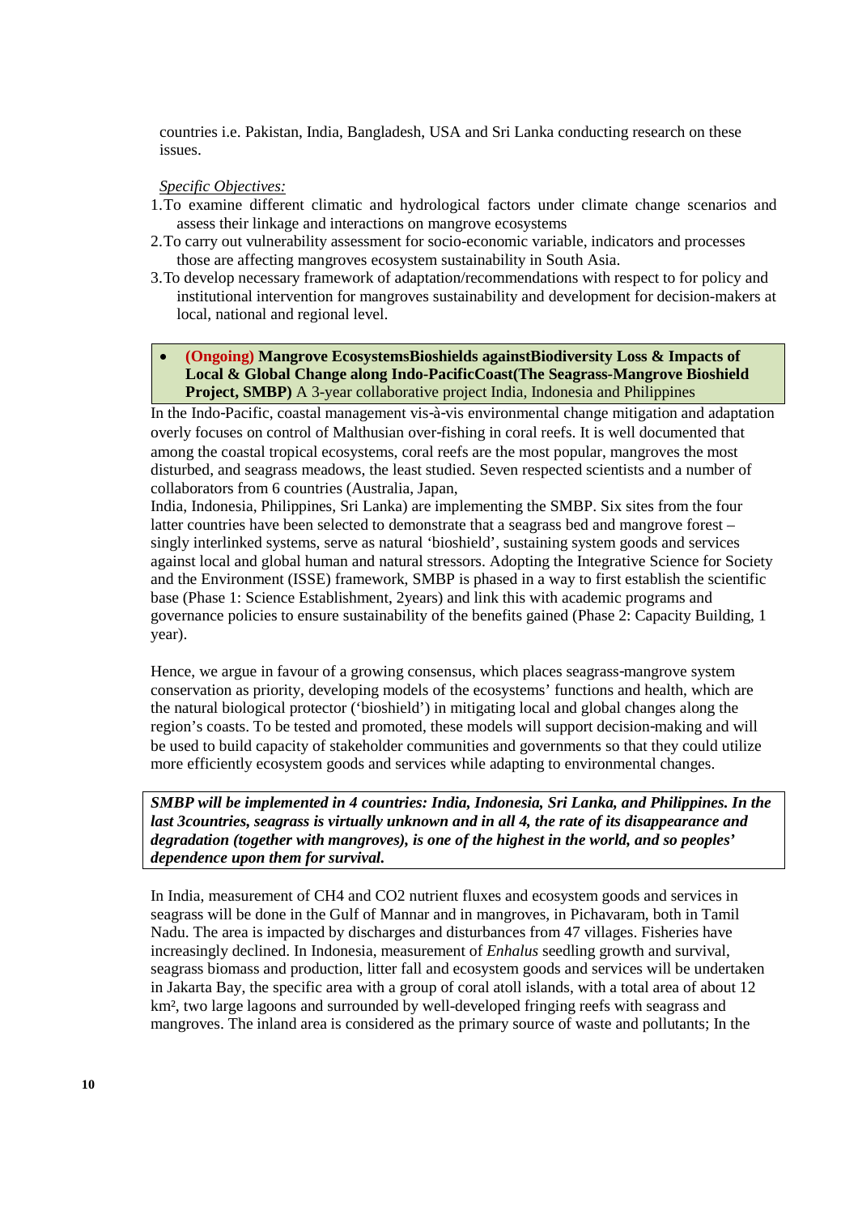countries i.e. Pakistan, India, Bangladesh, USA and Sri Lanka conducting research on these issues.

*Specific Objectives:*

1. To examine different climatic and hydrological factors under climate change scenarios and assess their linkage and interactions on mangrove ecosystems
2. To carry out vulnerability assessment for socio-economic variable, indicators and processes those are affecting mangroves ecosystem sustainability in South Asia.
3. To develop necessary framework of adaptation/recommendations with respect to for policy and institutional intervention for mangroves sustainability and development for decision-makers at local, national and regional level.

- **(Ongoing) Mangrove EcosystemsBioshields againstBiodiversity Loss & Impacts of Local & Global Change along Indo-PacificCoast(The Seagrass-Mangrove Bioshield Project, SMBP)** A 3-year collaborative project India, Indonesia and Philippines

In the Indo-Pacific, coastal management vis-à-vis environmental change mitigation and adaptation overly focuses on control of Malthusian over-fishing in coral reefs. It is well documented that among the coastal tropical ecosystems, coral reefs are the most popular, mangroves the most disturbed, and seagrass meadows, the least studied. Seven respected scientists and a number of collaborators from 6 countries (Australia, Japan,
India, Indonesia, Philippines, Sri Lanka) are implementing the SMBP. Six sites from the four latter countries have been selected to demonstrate that a seagrass bed and mangrove forest – singly interlinked systems, serve as natural 'bioshield', sustaining system goods and services against local and global human and natural stressors. Adopting the Integrative Science for Society and the Environment (ISSE) framework, SMBP is phased in a way to first establish the scientific base (Phase 1: Science Establishment, 2years) and link this with academic programs and governance policies to ensure sustainability of the benefits gained (Phase 2: Capacity Building, 1 year).

Hence, we argue in favour of a growing consensus, which places seagrass-mangrove system conservation as priority, developing models of the ecosystems' functions and health, which are the natural biological protector ('bioshield') in mitigating local and global changes along the region's coasts. To be tested and promoted, these models will support decision-making and will be used to build capacity of stakeholder communities and governments so that they could utilize more efficiently ecosystem goods and services while adapting to environmental changes.

***SMBP will be implemented in 4 countries: India, Indonesia, Sri Lanka, and Philippines. In the last 3countries, seagrass is virtually unknown and in all 4, the rate of its disappearance and degradation (together with mangroves), is one of the highest in the world, and so peoples' dependence upon them for survival.***

In India, measurement of $CH_4$ and $CO_2$ nutrient fluxes and ecosystem goods and services in seagrass will be done in the Gulf of Mannar and in mangroves, in Pichavaram, both in Tamil Nadu. The area is impacted by discharges and disturbances from 47 villages. Fisheries have increasingly declined. In Indonesia, measurement of *Enhalus* seedling growth and survival, seagrass biomass and production, litter fall and ecosystem goods and services will be undertaken in Jakarta Bay, the specific area with a group of coral atoll islands, with a total area of about 12 km², two large lagoons and surrounded by well-developed fringing reefs with seagrass and mangroves. The inland area is considered as the primary source of waste and pollutants; In the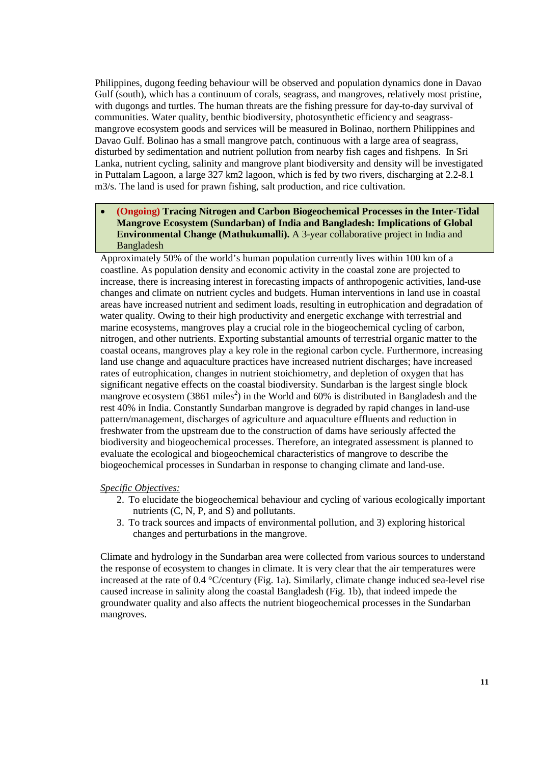Philippines, dugong feeding behaviour will be observed and population dynamics done in Davao Gulf (south), which has a continuum of corals, seagrass, and mangroves, relatively most pristine, with dugongs and turtles. The human threats are the fishing pressure for day-to-day survival of communities. Water quality, benthic biodiversity, photosynthetic efficiency and seagrass-mangrove ecosystem goods and services will be measured in Bolinao, northern Philippines and Davao Gulf. Bolinao has a small mangrove patch, continuous with a large area of seagrass, disturbed by sedimentation and nutrient pollution from nearby fish cages and fishpens. In Sri Lanka, nutrient cycling, salinity and mangrove plant biodiversity and density will be investigated in Puttalam Lagoon, a large 327 km2 lagoon, which is fed by two rivers, discharging at 2.2-8.1 m3/s. The land is used for prawn fishing, salt production, and rice cultivation.

- **(Ongoing) Tracing Nitrogen and Carbon Biogeochemical Processes in the Inter-Tidal Mangrove Ecosystem (Sundarban) of India and Bangladesh: Implications of Global Environmental Change (Mathukumalli).** A 3-year collaborative project in India and Bangladesh

Approximately 50% of the world's human population currently lives within 100 km of a coastline. As population density and economic activity in the coastal zone are projected to increase, there is increasing interest in forecasting impacts of anthropogenic activities, land-use changes and climate on nutrient cycles and budgets. Human interventions in land use in coastal areas have increased nutrient and sediment loads, resulting in eutrophication and degradation of water quality. Owing to their high productivity and energetic exchange with terrestrial and marine ecosystems, mangroves play a crucial role in the biogeochemical cycling of carbon, nitrogen, and other nutrients. Exporting substantial amounts of terrestrial organic matter to the coastal oceans, mangroves play a key role in the regional carbon cycle. Furthermore, increasing land use change and aquaculture practices have increased nutrient discharges; have increased rates of eutrophication, changes in nutrient stoichiometry, and depletion of oxygen that has significant negative effects on the coastal biodiversity. Sundarban is the largest single block mangrove ecosystem (3861 miles$^2$) in the World and 60% is distributed in Bangladesh and the rest 40% in India. Constantly Sundarban mangrove is degraded by rapid changes in land-use pattern/management, discharges of agriculture and aquaculture effluents and reduction in freshwater from the upstream due to the construction of dams have seriously affected the biodiversity and biogeochemical processes. Therefore, an integrated assessment is planned to evaluate the ecological and biogeochemical characteristics of mangrove to describe the biogeochemical processes in Sundarban in response to changing climate and land-use.

*Specific Objectives:*

2. To elucidate the biogeochemical behaviour and cycling of various ecologically important nutrients (C, N, P, and S) and pollutants.
3. To track sources and impacts of environmental pollution, and 3) exploring historical changes and perturbations in the mangrove.

Climate and hydrology in the Sundarban area were collected from various sources to understand the response of ecosystem to changes in climate. It is very clear that the air temperatures were increased at the rate of 0.4 °C/century (Fig. 1a). Similarly, climate change induced sea-level rise caused increase in salinity along the coastal Bangladesh (Fig. 1b), that indeed impede the groundwater quality and also affects the nutrient biogeochemical processes in the Sundarban mangroves.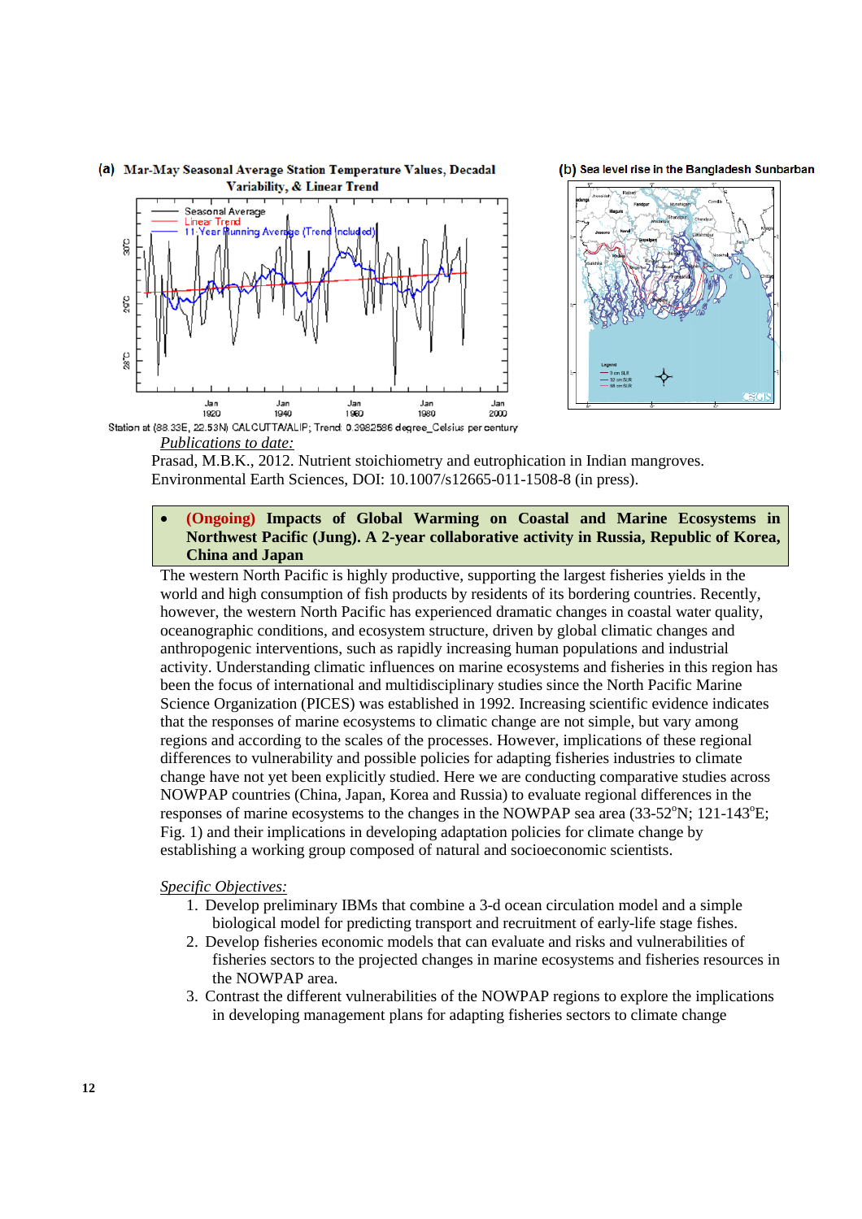(a) Mar-May Seasonal Average Station Temperature Values, Decadal Variability, & Linear Trend

Station at (88.33E, 22.53N) CALCUTTA/ALIP; Trend: 0.3982586 degree_Celsius per century

(b) Sea level rise in the Bangladesh Sunbarban

*Publications to date:*

Prasad, M.B.K., 2012. Nutrient stoichiometry and eutrophication in Indian mangroves. Environmental Earth Sciences, DOI: 10.1007/s12665-011-1508-8 (in press).

- **(Ongoing) Impacts of Global Warming on Coastal and Marine Ecosystems in Northwest Pacific (Jung). A 2-year collaborative activity in Russia, Republic of Korea, China and Japan**

The western North Pacific is highly productive, supporting the largest fisheries yields in the world and high consumption of fish products by residents of its bordering countries. Recently, however, the western North Pacific has experienced dramatic changes in coastal water quality, oceanographic conditions, and ecosystem structure, driven by global climatic changes and anthropogenic interventions, such as rapidly increasing human populations and industrial activity. Understanding climatic influences on marine ecosystems and fisheries in this region has been the focus of international and multidisciplinary studies since the North Pacific Marine Science Organization (PICES) was established in 1992. Increasing scientific evidence indicates that the responses of marine ecosystems to climatic change are not simple, but vary among regions and according to the scales of the processes. However, implications of these regional differences to vulnerability and possible policies for adapting fisheries industries to climate change have not yet been explicitly studied. Here we are conducting comparative studies across NOWPAP countries (China, Japan, Korea and Russia) to evaluate regional differences in the responses of marine ecosystems to the changes in the NOWPAP sea area (33-52$^{o}$N; 121-143$^{o}$E; Fig. 1) and their implications in developing adaptation policies for climate change by establishing a working group composed of natural and socioeconomic scientists.

*Specific Objectives:*

1. Develop preliminary IBMs that combine a 3-d ocean circulation model and a simple biological model for predicting transport and recruitment of early-life stage fishes.
2. Develop fisheries economic models that can evaluate and risks and vulnerabilities of fisheries sectors to the projected changes in marine ecosystems and fisheries resources in the NOWPAP area.
3. Contrast the different vulnerabilities of the NOWPAP regions to explore the implications in developing management plans for adapting fisheries sectors to climate change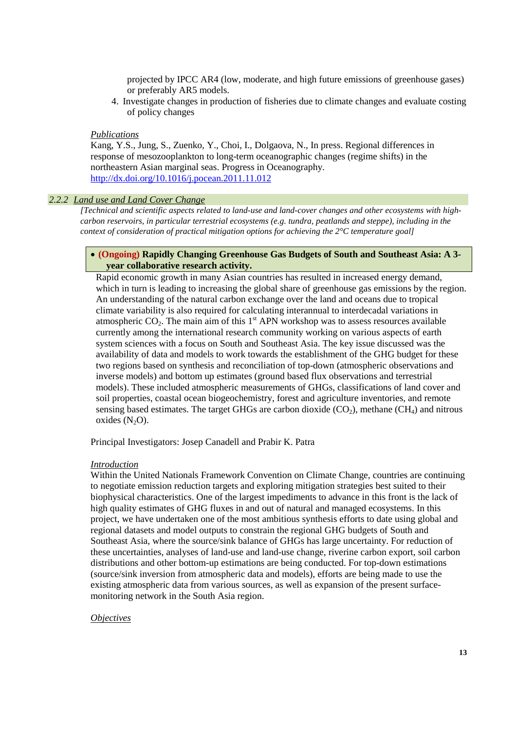projected by IPCC AR4 (low, moderate, and high future emissions of greenhouse gases) or preferably AR5 models.

4. Investigate changes in production of fisheries due to climate changes and evaluate costing of policy changes

*Publications*

Kang, Y.S., Jung, S., Zuenko, Y., Choi, I., Dolgaova, N., In press. Regional differences in response of mesozooplankton to long-term oceanographic changes (regime shifts) in the northeastern Asian marginal seas. Progress in Oceanography. http://dx.doi.org/10.1016/j.pocean.2011.11.012

### 2.2.2 Land use and Land Cover Change

*[Technical and scientific aspects related to land-use and land-cover changes and other ecosystems with high-carbon reservoirs, in particular terrestrial ecosystems (e.g. tundra, peatlands and steppe), including in the context of consideration of practical mitigation options for achieving the 2°C temperature goal]*

- **(Ongoing) Rapidly Changing Greenhouse Gas Budgets of South and Southeast Asia: A 3-year collaborative research activity.**

Rapid economic growth in many Asian countries has resulted in increased energy demand, which in turn is leading to increasing the global share of greenhouse gas emissions by the region. An understanding of the natural carbon exchange over the land and oceans due to tropical climate variability is also required for calculating interannual to interdecadal variations in atmospheric $CO_2$. The main aim of this 1st APN workshop was to assess resources available currently among the international research community working on various aspects of earth system sciences with a focus on South and Southeast Asia. The key issue discussed was the availability of data and models to work towards the establishment of the GHG budget for these two regions based on synthesis and reconciliation of top-down (atmospheric observations and inverse models) and bottom up estimates (ground based flux observations and terrestrial models). These included atmospheric measurements of GHGs, classifications of land cover and soil properties, coastal ocean biogeochemistry, forest and agriculture inventories, and remote sensing based estimates. The target GHGs are carbon dioxide ($CO_2$), methane ($CH_4$) and nitrous oxides ($N_2O$).

Principal Investigators: Josep Canadell and Prabir K. Patra

*Introduction*

Within the United Nationals Framework Convention on Climate Change, countries are continuing to negotiate emission reduction targets and exploring mitigation strategies best suited to their biophysical characteristics. One of the largest impediments to advance in this front is the lack of high quality estimates of GHG fluxes in and out of natural and managed ecosystems. In this project, we have undertaken one of the most ambitious synthesis efforts to date using global and regional datasets and model outputs to constrain the regional GHG budgets of South and Southeast Asia, where the source/sink balance of GHGs has large uncertainty. For reduction of these uncertainties, analyses of land-use and land-use change, riverine carbon export, soil carbon distributions and other bottom-up estimations are being conducted. For top-down estimations (source/sink inversion from atmospheric data and models), efforts are being made to use the existing atmospheric data from various sources, as well as expansion of the present surface-monitoring network in the South Asia region.

*Objectives*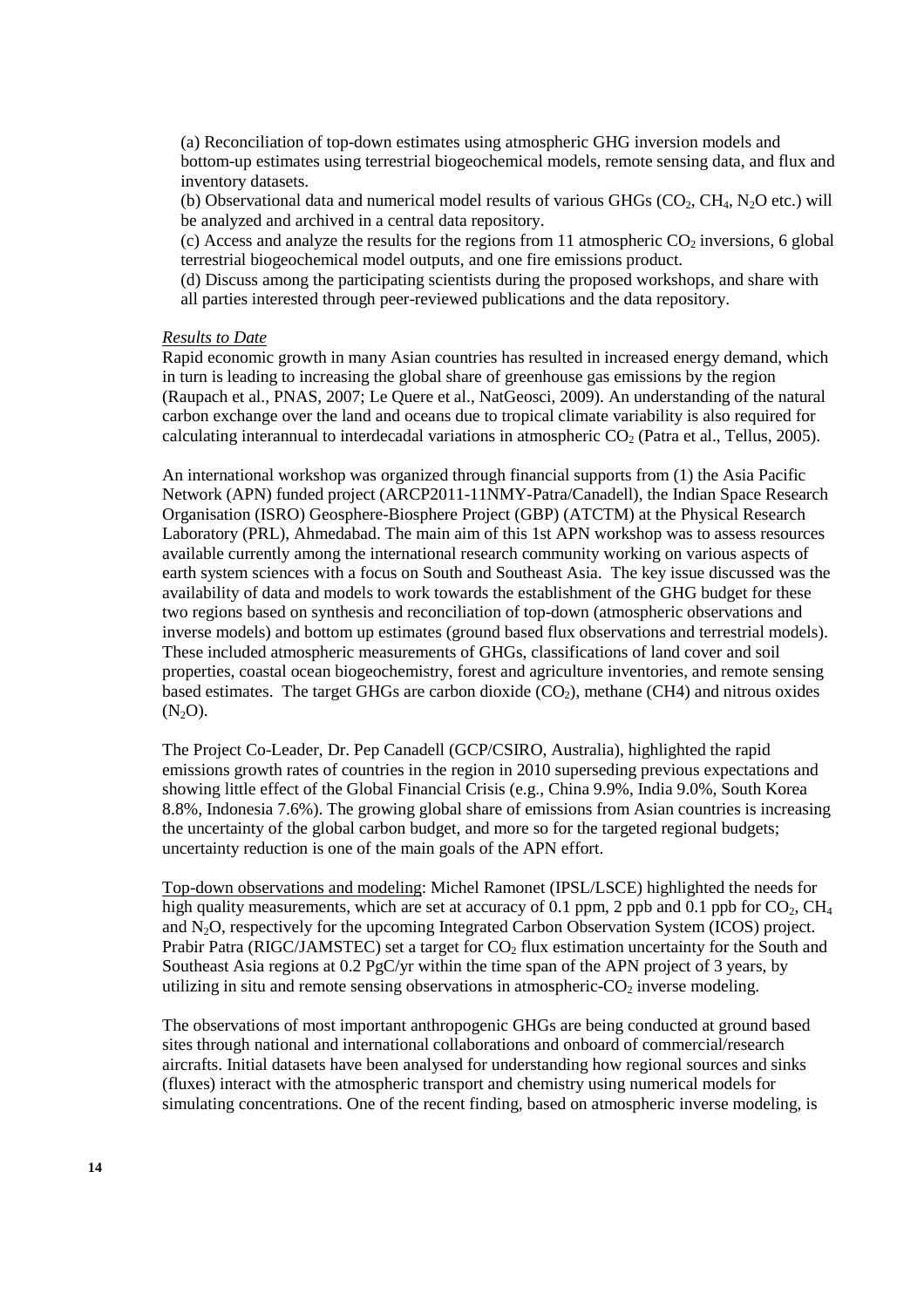(a) Reconciliation of top-down estimates using atmospheric GHG inversion models and bottom-up estimates using terrestrial biogeochemical models, remote sensing data, and flux and inventory datasets.

(b) Observational data and numerical model results of various GHGs ($CO_2$, $CH_4$, $N_2O$ etc.) will be analyzed and archived in a central data repository.

(c) Access and analyze the results for the regions from 11 atmospheric $CO_2$ inversions, 6 global terrestrial biogeochemical model outputs, and one fire emissions product.

(d) Discuss among the participating scientists during the proposed workshops, and share with all parties interested through peer-reviewed publications and the data repository.

*Results to Date*

Rapid economic growth in many Asian countries has resulted in increased energy demand, which in turn is leading to increasing the global share of greenhouse gas emissions by the region (Raupach et al., PNAS, 2007; Le Quere et al., NatGeosci, 2009). An understanding of the natural carbon exchange over the land and oceans due to tropical climate variability is also required for calculating interannual to interdecadal variations in atmospheric $CO_2$ (Patra et al., Tellus, 2005).

An international workshop was organized through financial supports from (1) the Asia Pacific Network (APN) funded project (ARCP2011-11NMY-Patra/Canadell), the Indian Space Research Organisation (ISRO) Geosphere-Biosphere Project (GBP) (ATCTM) at the Physical Research Laboratory (PRL), Ahmedabad. The main aim of this 1st APN workshop was to assess resources available currently among the international research community working on various aspects of earth system sciences with a focus on South and Southeast Asia. The key issue discussed was the availability of data and models to work towards the establishment of the GHG budget for these two regions based on synthesis and reconciliation of top-down (atmospheric observations and inverse models) and bottom up estimates (ground based flux observations and terrestrial models). These included atmospheric measurements of GHGs, classifications of land cover and soil properties, coastal ocean biogeochemistry, forest and agriculture inventories, and remote sensing based estimates. The target GHGs are carbon dioxide ($CO_2$), methane (CH4) and nitrous oxides ($N_2O$).

The Project Co-Leader, Dr. Pep Canadell (GCP/CSIRO, Australia), highlighted the rapid emissions growth rates of countries in the region in 2010 superseding previous expectations and showing little effect of the Global Financial Crisis (e.g., China 9.9%, India 9.0%, South Korea 8.8%, Indonesia 7.6%). The growing global share of emissions from Asian countries is increasing the uncertainty of the global carbon budget, and more so for the targeted regional budgets; uncertainty reduction is one of the main goals of the APN effort.

Top-down observations and modeling: Michel Ramonet (IPSL/LSCE) highlighted the needs for high quality measurements, which are set at accuracy of 0.1 ppm, 2 ppb and 0.1 ppb for $CO_2$, $CH_4$ and $N_2O$, respectively for the upcoming Integrated Carbon Observation System (ICOS) project. Prabir Patra (RIGC/JAMSTEC) set a target for $CO_2$ flux estimation uncertainty for the South and Southeast Asia regions at 0.2 PgC/yr within the time span of the APN project of 3 years, by utilizing in situ and remote sensing observations in atmospheric-$CO_2$ inverse modeling.

The observations of most important anthropogenic GHGs are being conducted at ground based sites through national and international collaborations and onboard of commercial/research aircrafts. Initial datasets have been analysed for understanding how regional sources and sinks (fluxes) interact with the atmospheric transport and chemistry using numerical models for simulating concentrations. One of the recent finding, based on atmospheric inverse modeling, is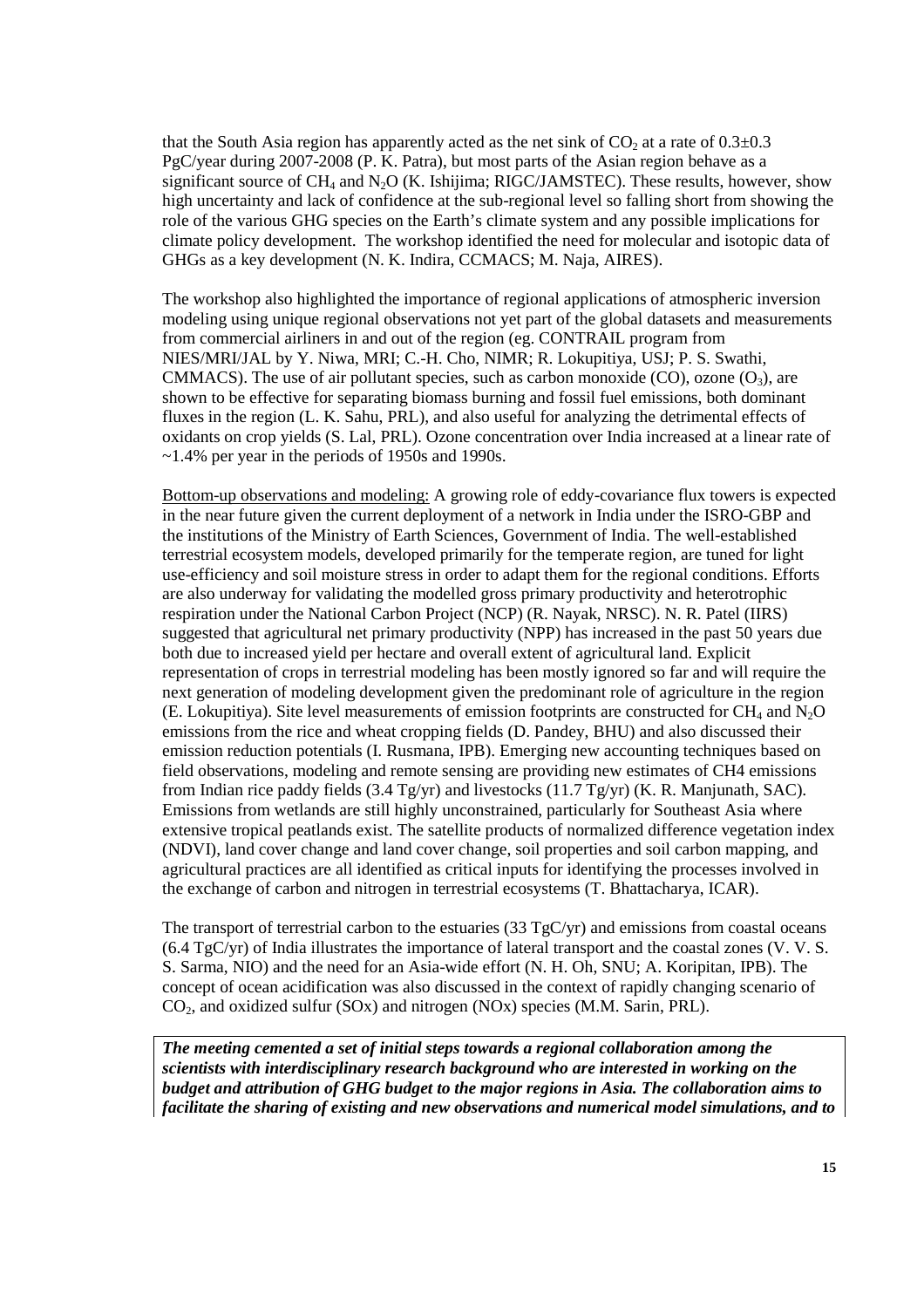that the South Asia region has apparently acted as the net sink of $CO_2$ at a rate of 0.3±0.3 PgC/year during 2007-2008 (P. K. Patra), but most parts of the Asian region behave as a significant source of $CH_4$ and $N_2O$ (K. Ishijima; RIGC/JAMSTEC). These results, however, show high uncertainty and lack of confidence at the sub-regional level so falling short from showing the role of the various GHG species on the Earth's climate system and any possible implications for climate policy development. The workshop identified the need for molecular and isotopic data of GHGs as a key development (N. K. Indira, CCMACS; M. Naja, AIRES).

The workshop also highlighted the importance of regional applications of atmospheric inversion modeling using unique regional observations not yet part of the global datasets and measurements from commercial airliners in and out of the region (eg. CONTRAIL program from NIES/MRI/JAL by Y. Niwa, MRI; C.-H. Cho, NIMR; R. Lokupitiya, USJ; P. S. Swathi, CMMACS). The use of air pollutant species, such as carbon monoxide (CO), ozone ($O_3$), are shown to be effective for separating biomass burning and fossil fuel emissions, both dominant fluxes in the region (L. K. Sahu, PRL), and also useful for analyzing the detrimental effects of oxidants on crop yields (S. Lal, PRL). Ozone concentration over India increased at a linear rate of ~1.4% per year in the periods of 1950s and 1990s.

Bottom-up observations and modeling: A growing role of eddy-covariance flux towers is expected in the near future given the current deployment of a network in India under the ISRO-GBP and the institutions of the Ministry of Earth Sciences, Government of India. The well-established terrestrial ecosystem models, developed primarily for the temperate region, are tuned for light use-efficiency and soil moisture stress in order to adapt them for the regional conditions. Efforts are also underway for validating the modelled gross primary productivity and heterotrophic respiration under the National Carbon Project (NCP) (R. Nayak, NRSC). N. R. Patel (IIRS) suggested that agricultural net primary productivity (NPP) has increased in the past 50 years due both due to increased yield per hectare and overall extent of agricultural land. Explicit representation of crops in terrestrial modeling has been mostly ignored so far and will require the next generation of modeling development given the predominant role of agriculture in the region (E. Lokupitiya). Site level measurements of emission footprints are constructed for $CH_4$ and $N_2O$ emissions from the rice and wheat cropping fields (D. Pandey, BHU) and also discussed their emission reduction potentials (I. Rusmana, IPB). Emerging new accounting techniques based on field observations, modeling and remote sensing are providing new estimates of CH4 emissions from Indian rice paddy fields (3.4 Tg/yr) and livestocks (11.7 Tg/yr) (K. R. Manjunath, SAC). Emissions from wetlands are still highly unconstrained, particularly for Southeast Asia where extensive tropical peatlands exist. The satellite products of normalized difference vegetation index (NDVI), land cover change and land cover change, soil properties and soil carbon mapping, and agricultural practices are all identified as critical inputs for identifying the processes involved in the exchange of carbon and nitrogen in terrestrial ecosystems (T. Bhattacharya, ICAR).

The transport of terrestrial carbon to the estuaries (33 TgC/yr) and emissions from coastal oceans (6.4 TgC/yr) of India illustrates the importance of lateral transport and the coastal zones (V. V. S. S. Sarma, NIO) and the need for an Asia-wide effort (N. H. Oh, SNU; A. Koripitan, IPB). The concept of ocean acidification was also discussed in the context of rapidly changing scenario of $CO_2$, and oxidized sulfur (SOx) and nitrogen (NOx) species (M.M. Sarin, PRL).

***The meeting cemented a set of initial steps towards a regional collaboration among the scientists with interdisciplinary research background who are interested in working on the budget and attribution of GHG budget to the major regions in Asia. The collaboration aims to facilitate the sharing of existing and new observations and numerical model simulations, and to***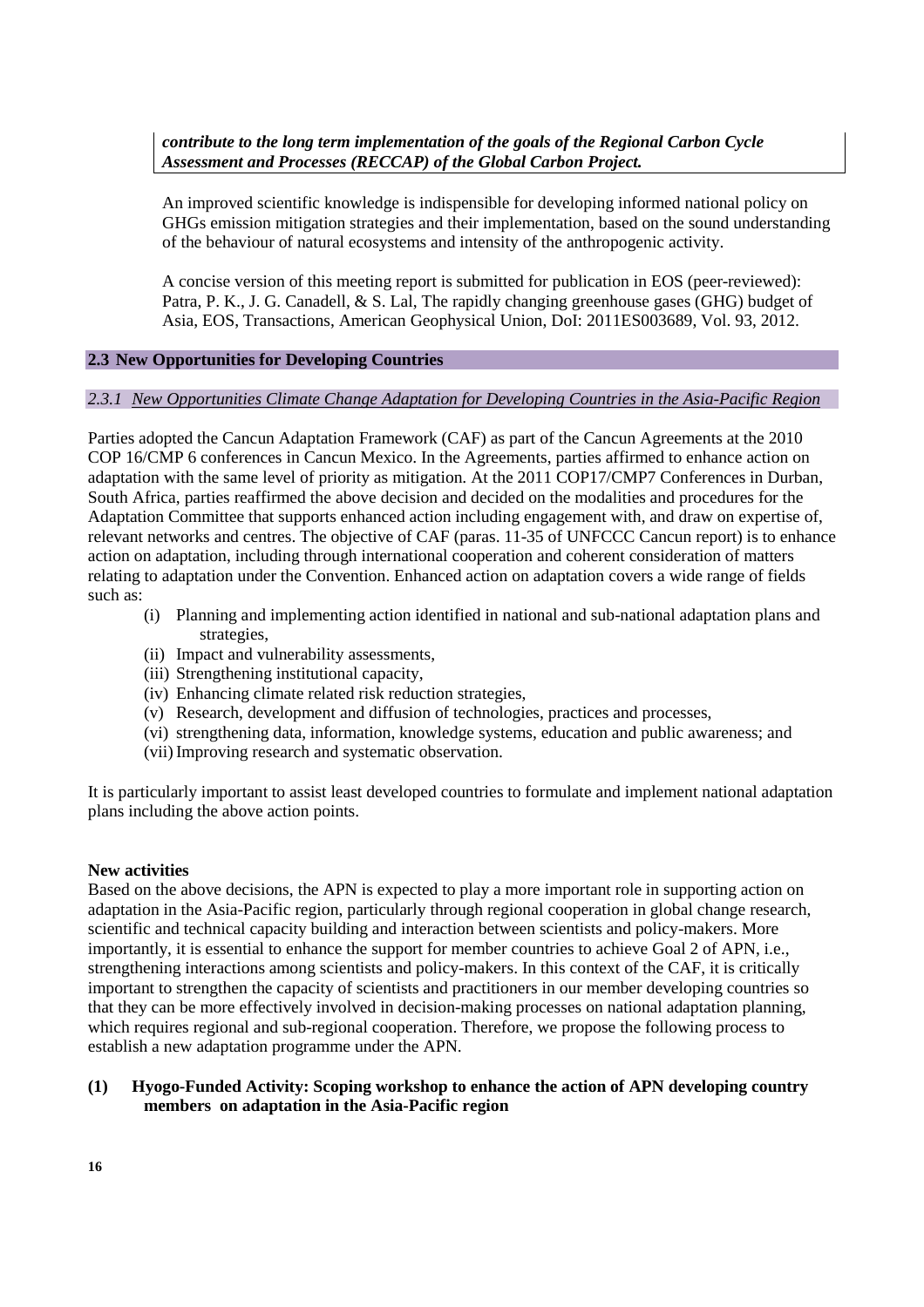***contribute to the long term implementation of the goals of the Regional Carbon Cycle Assessment and Processes (RECCAP) of the Global Carbon Project.***

An improved scientific knowledge is indispensible for developing informed national policy on GHGs emission mitigation strategies and their implementation, based on the sound understanding of the behaviour of natural ecosystems and intensity of the anthropogenic activity.

A concise version of this meeting report is submitted for publication in EOS (peer-reviewed): Patra, P. K., J. G. Canadell, & S. Lal, The rapidly changing greenhouse gases (GHG) budget of Asia, EOS, Transactions, American Geophysical Union, DoI: 2011ES003689, Vol. 93, 2012.

## 2.3 New Opportunities for Developing Countries

### *2.3.1 New Opportunities Climate Change Adaptation for Developing Countries in the Asia-Pacific Region*

Parties adopted the Cancun Adaptation Framework (CAF) as part of the Cancun Agreements at the 2010 COP 16/CMP 6 conferences in Cancun Mexico. In the Agreements, parties affirmed to enhance action on adaptation with the same level of priority as mitigation. At the 2011 COP17/CMP7 Conferences in Durban, South Africa, parties reaffirmed the above decision and decided on the modalities and procedures for the Adaptation Committee that supports enhanced action including engagement with, and draw on expertise of, relevant networks and centres. The objective of CAF (paras. 11-35 of UNFCCC Cancun report) is to enhance action on adaptation, including through international cooperation and coherent consideration of matters relating to adaptation under the Convention. Enhanced action on adaptation covers a wide range of fields such as:

- (i) Planning and implementing action identified in national and sub-national adaptation plans and strategies,
- (ii) Impact and vulnerability assessments,
- (iii) Strengthening institutional capacity,
- (iv) Enhancing climate related risk reduction strategies,
- (v) Research, development and diffusion of technologies, practices and processes,
- (vi) strengthening data, information, knowledge systems, education and public awareness; and
- (vii) Improving research and systematic observation.

It is particularly important to assist least developed countries to formulate and implement national adaptation plans including the above action points.

**New activities**

Based on the above decisions, the APN is expected to play a more important role in supporting action on adaptation in the Asia-Pacific region, particularly through regional cooperation in global change research, scientific and technical capacity building and interaction between scientists and policy-makers. More importantly, it is essential to enhance the support for member countries to achieve Goal 2 of APN, i.e., strengthening interactions among scientists and policy-makers. In this context of the CAF, it is critically important to strengthen the capacity of scientists and practitioners in our member developing countries so that they can be more effectively involved in decision-making processes on national adaptation planning, which requires regional and sub-regional cooperation. Therefore, we propose the following process to establish a new adaptation programme under the APN.

**(1) Hyogo-Funded Activity: Scoping workshop to enhance the action of APN developing country members on adaptation in the Asia-Pacific region**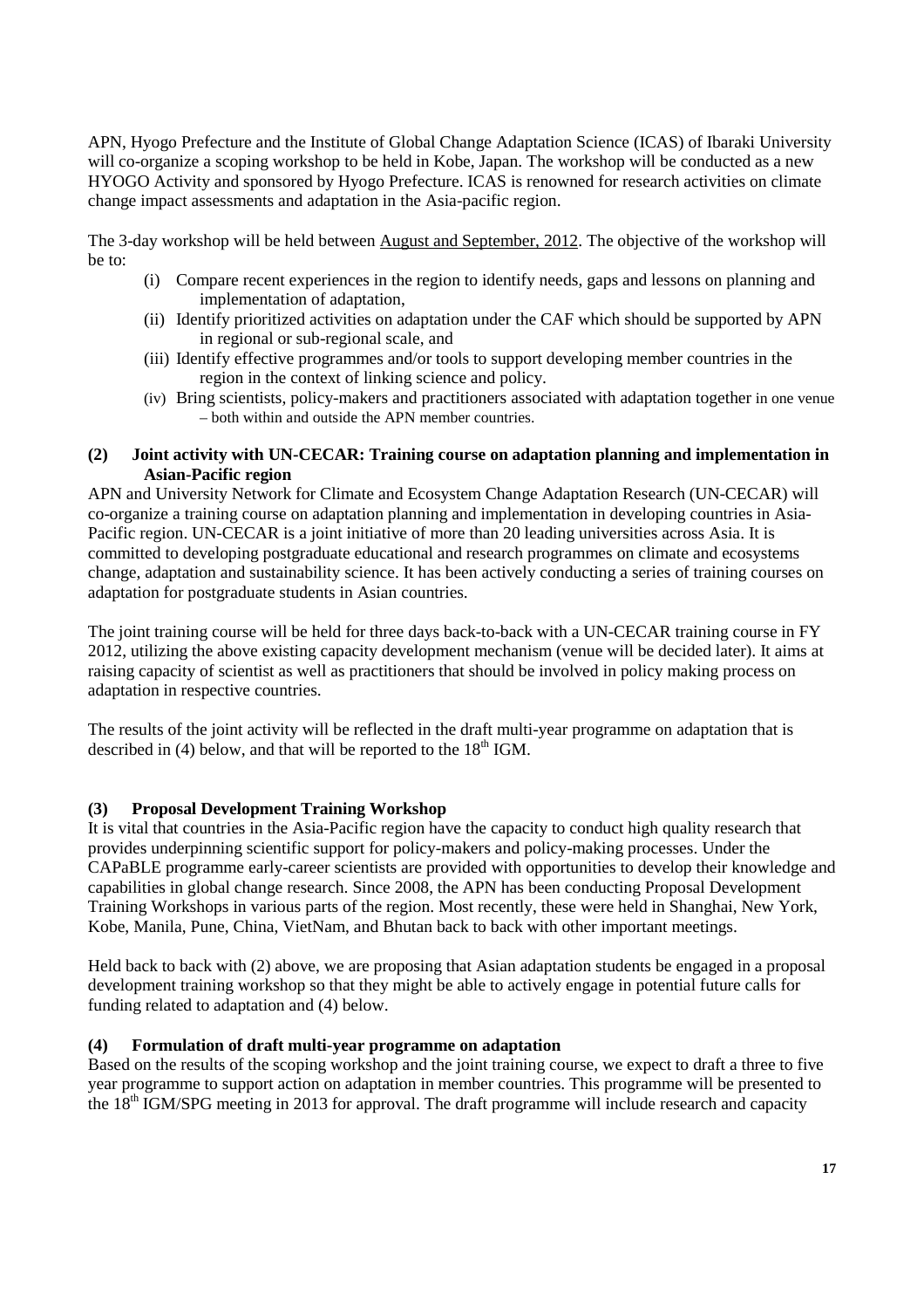APN, Hyogo Prefecture and the Institute of Global Change Adaptation Science (ICAS) of Ibaraki University will co-organize a scoping workshop to be held in Kobe, Japan. The workshop will be conducted as a new HYOGO Activity and sponsored by Hyogo Prefecture. ICAS is renowned for research activities on climate change impact assessments and adaptation in the Asia-pacific region.

The 3-day workshop will be held between August and September, 2012. The objective of the workshop will be to:

- (i) Compare recent experiences in the region to identify needs, gaps and lessons on planning and implementation of adaptation,
- (ii) Identify prioritized activities on adaptation under the CAF which should be supported by APN in regional or sub-regional scale, and
- (iii) Identify effective programmes and/or tools to support developing member countries in the region in the context of linking science and policy.
- (iv) Bring scientists, policy-makers and practitioners associated with adaptation together in one venue – both within and outside the APN member countries.

**(2) Joint activity with UN-CECAR: Training course on adaptation planning and implementation in Asian-Pacific region**

APN and University Network for Climate and Ecosystem Change Adaptation Research (UN-CECAR) will co-organize a training course on adaptation planning and implementation in developing countries in Asia-Pacific region. UN-CECAR is a joint initiative of more than 20 leading universities across Asia. It is committed to developing postgraduate educational and research programmes on climate and ecosystems change, adaptation and sustainability science. It has been actively conducting a series of training courses on adaptation for postgraduate students in Asian countries.

The joint training course will be held for three days back-to-back with a UN-CECAR training course in FY 2012, utilizing the above existing capacity development mechanism (venue will be decided later). It aims at raising capacity of scientist as well as practitioners that should be involved in policy making process on adaptation in respective countries.

The results of the joint activity will be reflected in the draft multi-year programme on adaptation that is described in (4) below, and that will be reported to the 18th IGM.

**(3) Proposal Development Training Workshop**

It is vital that countries in the Asia-Pacific region have the capacity to conduct high quality research that provides underpinning scientific support for policy-makers and policy-making processes. Under the CAPaBLE programme early-career scientists are provided with opportunities to develop their knowledge and capabilities in global change research. Since 2008, the APN has been conducting Proposal Development Training Workshops in various parts of the region. Most recently, these were held in Shanghai, New York, Kobe, Manila, Pune, China, VietNam, and Bhutan back to back with other important meetings.

Held back to back with (2) above, we are proposing that Asian adaptation students be engaged in a proposal development training workshop so that they might be able to actively engage in potential future calls for funding related to adaptation and (4) below.

**(4) Formulation of draft multi-year programme on adaptation**

Based on the results of the scoping workshop and the joint training course, we expect to draft a three to five year programme to support action on adaptation in member countries. This programme will be presented to the 18th IGM/SPG meeting in 2013 for approval. The draft programme will include research and capacity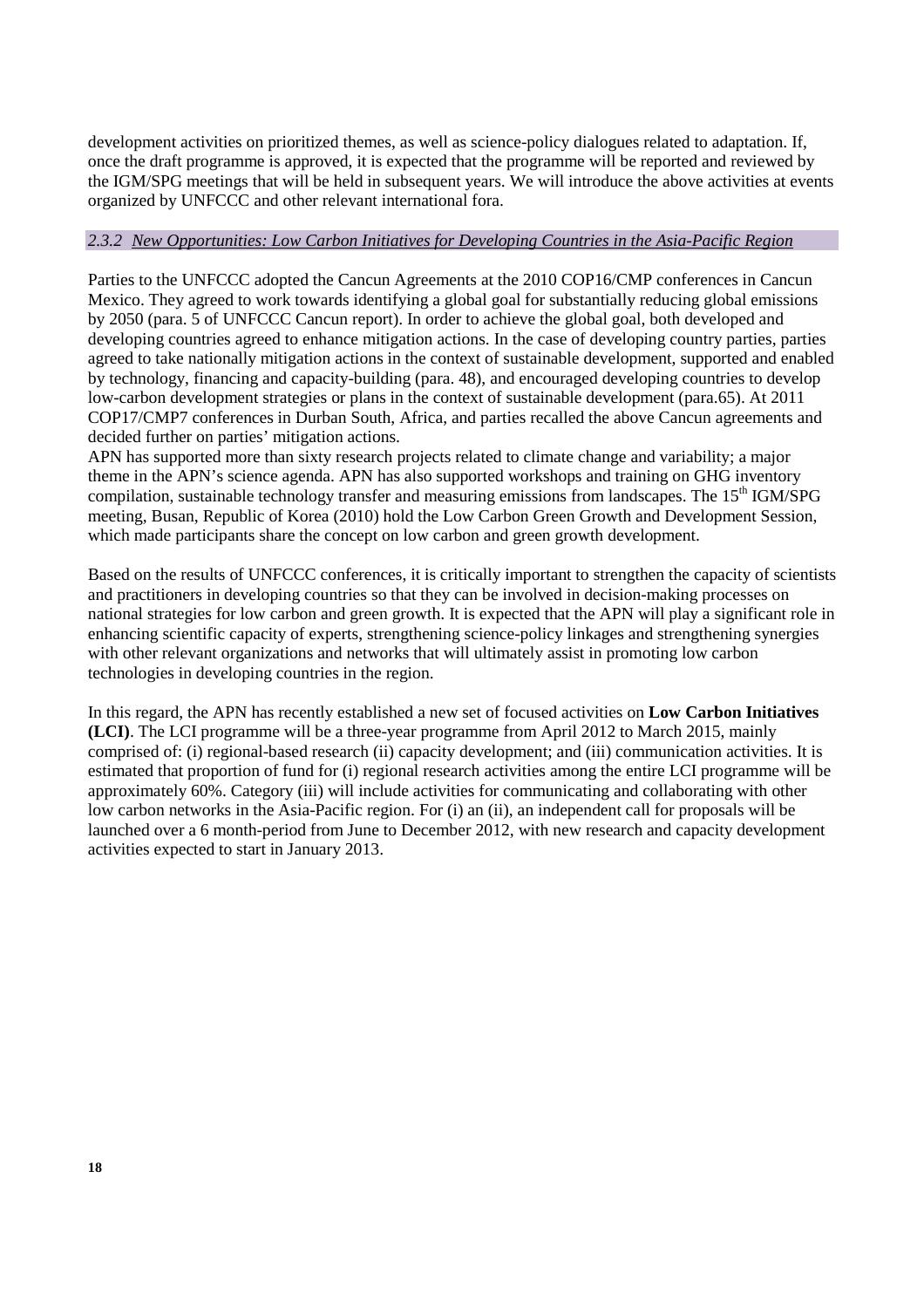development activities on prioritized themes, as well as science-policy dialogues related to adaptation. If, once the draft programme is approved, it is expected that the programme will be reported and reviewed by the IGM/SPG meetings that will be held in subsequent years. We will introduce the above activities at events organized by UNFCCC and other relevant international fora.

### *2.3.2 New Opportunities: Low Carbon Initiatives for Developing Countries in the Asia-Pacific Region*

Parties to the UNFCCC adopted the Cancun Agreements at the 2010 COP16/CMP conferences in Cancun Mexico. They agreed to work towards identifying a global goal for substantially reducing global emissions by 2050 (para. 5 of UNFCCC Cancun report). In order to achieve the global goal, both developed and developing countries agreed to enhance mitigation actions. In the case of developing country parties, parties agreed to take nationally mitigation actions in the context of sustainable development, supported and enabled by technology, financing and capacity-building (para. 48), and encouraged developing countries to develop low-carbon development strategies or plans in the context of sustainable development (para.65). At 2011 COP17/CMP7 conferences in Durban South, Africa, and parties recalled the above Cancun agreements and decided further on parties' mitigation actions.

APN has supported more than sixty research projects related to climate change and variability; a major theme in the APN's science agenda. APN has also supported workshops and training on GHG inventory compilation, sustainable technology transfer and measuring emissions from landscapes. The 15th IGM/SPG meeting, Busan, Republic of Korea (2010) hold the Low Carbon Green Growth and Development Session, which made participants share the concept on low carbon and green growth development.

Based on the results of UNFCCC conferences, it is critically important to strengthen the capacity of scientists and practitioners in developing countries so that they can be involved in decision-making processes on national strategies for low carbon and green growth. It is expected that the APN will play a significant role in enhancing scientific capacity of experts, strengthening science-policy linkages and strengthening synergies with other relevant organizations and networks that will ultimately assist in promoting low carbon technologies in developing countries in the region.

In this regard, the APN has recently established a new set of focused activities on **Low Carbon Initiatives (LCI)**. The LCI programme will be a three-year programme from April 2012 to March 2015, mainly comprised of: (i) regional-based research (ii) capacity development; and (iii) communication activities. It is estimated that proportion of fund for (i) regional research activities among the entire LCI programme will be approximately 60%. Category (iii) will include activities for communicating and collaborating with other low carbon networks in the Asia-Pacific region. For (i) an (ii), an independent call for proposals will be launched over a 6 month-period from June to December 2012, with new research and capacity development activities expected to start in January 2013.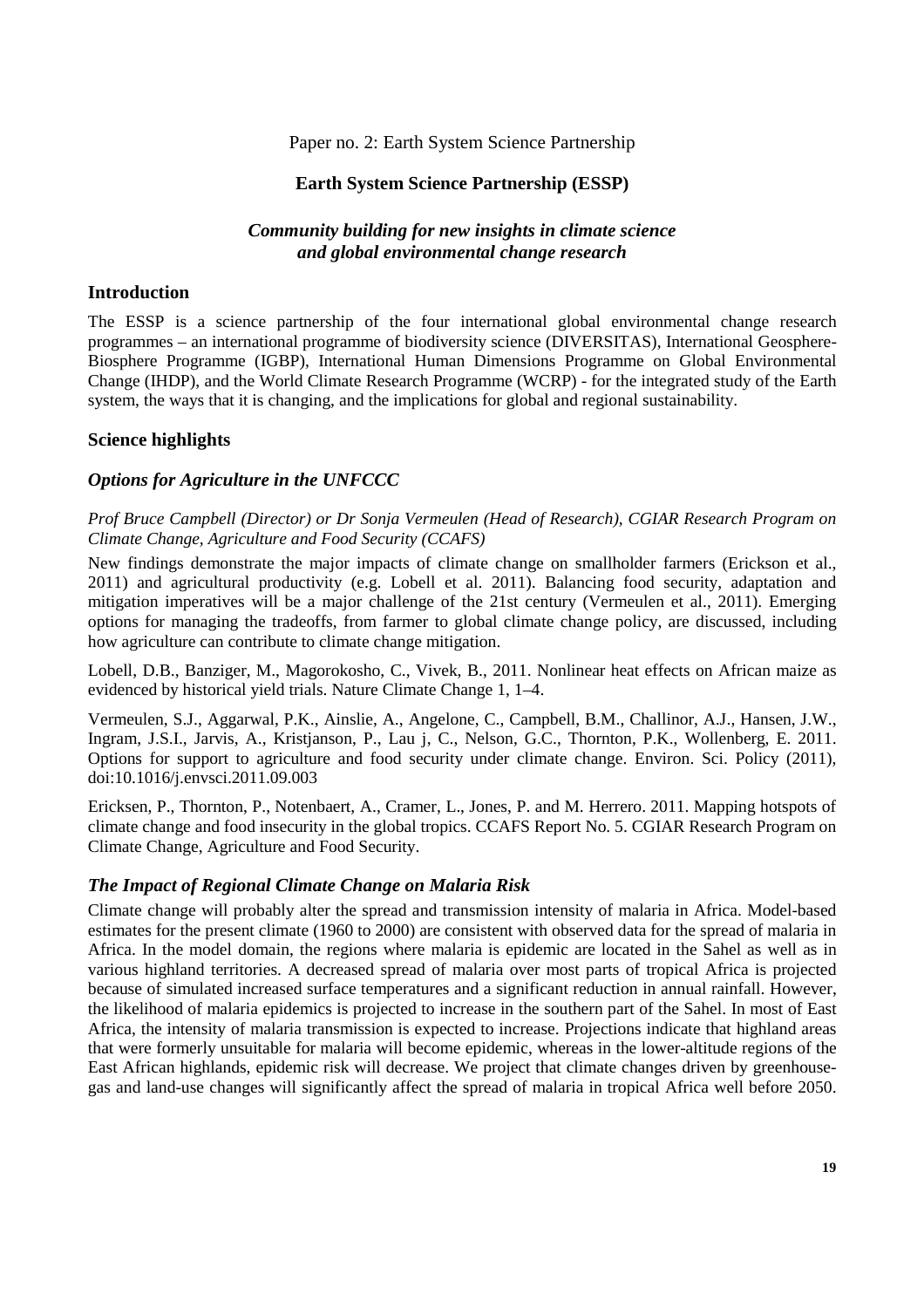Paper no. 2: Earth System Science Partnership

# Earth System Science Partnership (ESSP)

## *Community building for new insights in climate science and global environmental change research*

## Introduction

The ESSP is a science partnership of the four international global environmental change research programmes – an international programme of biodiversity science (DIVERSITAS), International Geosphere-Biosphere Programme (IGBP), International Human Dimensions Programme on Global Environmental Change (IHDP), and the World Climate Research Programme (WCRP) - for the integrated study of the Earth system, the ways that it is changing, and the implications for global and regional sustainability.

## Science highlights

### *Options for Agriculture in the UNFCCC*

*Prof Bruce Campbell (Director) or Dr Sonja Vermeulen (Head of Research), CGIAR Research Program on Climate Change, Agriculture and Food Security (CCAFS)*

New findings demonstrate the major impacts of climate change on smallholder farmers (Erickson et al., 2011) and agricultural productivity (e.g. Lobell et al. 2011). Balancing food security, adaptation and mitigation imperatives will be a major challenge of the 21st century (Vermeulen et al., 2011). Emerging options for managing the tradeoffs, from farmer to global climate change policy, are discussed, including how agriculture can contribute to climate change mitigation.

Lobell, D.B., Banziger, M., Magorokosho, C., Vivek, B., 2011. Nonlinear heat effects on African maize as evidenced by historical yield trials. Nature Climate Change 1, 1–4.

Vermeulen, S.J., Aggarwal, P.K., Ainslie, A., Angelone, C., Campbell, B.M., Challinor, A.J., Hansen, J.W., Ingram, J.S.I., Jarvis, A., Kristjanson, P., Lau j, C., Nelson, G.C., Thornton, P.K., Wollenberg, E. 2011. Options for support to agriculture and food security under climate change. Environ. Sci. Policy (2011), doi:10.1016/j.envsci.2011.09.003

Ericksen, P., Thornton, P., Notenbaert, A., Cramer, L., Jones, P. and M. Herrero. 2011. Mapping hotspots of climate change and food insecurity in the global tropics. CCAFS Report No. 5. CGIAR Research Program on Climate Change, Agriculture and Food Security.

### *The Impact of Regional Climate Change on Malaria Risk*

Climate change will probably alter the spread and transmission intensity of malaria in Africa. Model-based estimates for the present climate (1960 to 2000) are consistent with observed data for the spread of malaria in Africa. In the model domain, the regions where malaria is epidemic are located in the Sahel as well as in various highland territories. A decreased spread of malaria over most parts of tropical Africa is projected because of simulated increased surface temperatures and a significant reduction in annual rainfall. However, the likelihood of malaria epidemics is projected to increase in the southern part of the Sahel. In most of East Africa, the intensity of malaria transmission is expected to increase. Projections indicate that highland areas that were formerly unsuitable for malaria will become epidemic, whereas in the lower-altitude regions of the East African highlands, epidemic risk will decrease. We project that climate changes driven by greenhouse-gas and land-use changes will significantly affect the spread of malaria in tropical Africa well before 2050.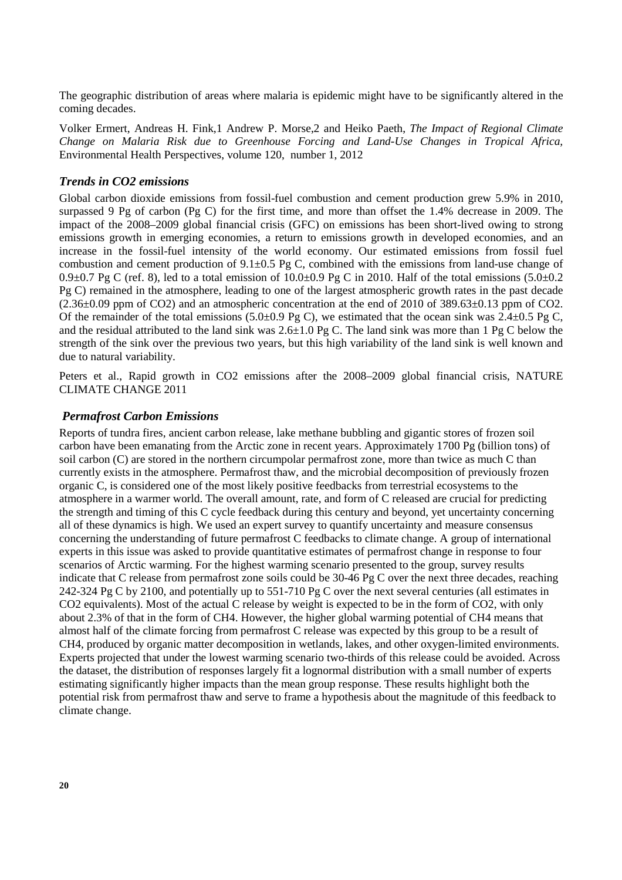The geographic distribution of areas where malaria is epidemic might have to be significantly altered in the coming decades.

Volker Ermert, Andreas H. Fink,1 Andrew P. Morse,2 and Heiko Paeth, *The Impact of Regional Climate Change on Malaria Risk due to Greenhouse Forcing and Land-Use Changes in Tropical Africa,* Environmental Health Perspectives, volume 120, number 1, 2012

### *Trends in CO2 emissions*

Global carbon dioxide emissions from fossil-fuel combustion and cement production grew 5.9% in 2010, surpassed 9 Pg of carbon (Pg C) for the first time, and more than offset the 1.4% decrease in 2009. The impact of the 2008–2009 global financial crisis (GFC) on emissions has been short-lived owing to strong emissions growth in emerging economies, a return to emissions growth in developed economies, and an increase in the fossil-fuel intensity of the world economy. Our estimated emissions from fossil fuel combustion and cement production of 9.1±0.5 Pg C, combined with the emissions from land-use change of 0.9±0.7 Pg C (ref. 8), led to a total emission of 10.0±0.9 Pg C in 2010. Half of the total emissions (5.0±0.2 Pg C) remained in the atmosphere, leading to one of the largest atmospheric growth rates in the past decade (2.36±0.09 ppm of CO2) and an atmospheric concentration at the end of 2010 of 389.63±0.13 ppm of CO2. Of the remainder of the total emissions (5.0±0.9 Pg C), we estimated that the ocean sink was 2.4±0.5 Pg C, and the residual attributed to the land sink was 2.6±1.0 Pg C. The land sink was more than 1 Pg C below the strength of the sink over the previous two years, but this high variability of the land sink is well known and due to natural variability.

Peters et al., Rapid growth in CO2 emissions after the 2008–2009 global financial crisis, NATURE CLIMATE CHANGE 2011

### *Permafrost Carbon Emissions*

Reports of tundra fires, ancient carbon release, lake methane bubbling and gigantic stores of frozen soil carbon have been emanating from the Arctic zone in recent years. Approximately 1700 Pg (billion tons) of soil carbon (C) are stored in the northern circumpolar permafrost zone, more than twice as much C than currently exists in the atmosphere. Permafrost thaw, and the microbial decomposition of previously frozen organic C, is considered one of the most likely positive feedbacks from terrestrial ecosystems to the atmosphere in a warmer world. The overall amount, rate, and form of C released are crucial for predicting the strength and timing of this C cycle feedback during this century and beyond, yet uncertainty concerning all of these dynamics is high. We used an expert survey to quantify uncertainty and measure consensus concerning the understanding of future permafrost C feedbacks to climate change. A group of international experts in this issue was asked to provide quantitative estimates of permafrost change in response to four scenarios of Arctic warming. For the highest warming scenario presented to the group, survey results indicate that C release from permafrost zone soils could be 30-46 Pg C over the next three decades, reaching 242-324 Pg C by 2100, and potentially up to 551-710 Pg C over the next several centuries (all estimates in CO2 equivalents). Most of the actual C release by weight is expected to be in the form of CO2, with only about 2.3% of that in the form of CH4. However, the higher global warming potential of CH4 means that almost half of the climate forcing from permafrost C release was expected by this group to be a result of CH4, produced by organic matter decomposition in wetlands, lakes, and other oxygen-limited environments. Experts projected that under the lowest warming scenario two-thirds of this release could be avoided. Across the dataset, the distribution of responses largely fit a lognormal distribution with a small number of experts estimating significantly higher impacts than the mean group response. These results highlight both the potential risk from permafrost thaw and serve to frame a hypothesis about the magnitude of this feedback to climate change.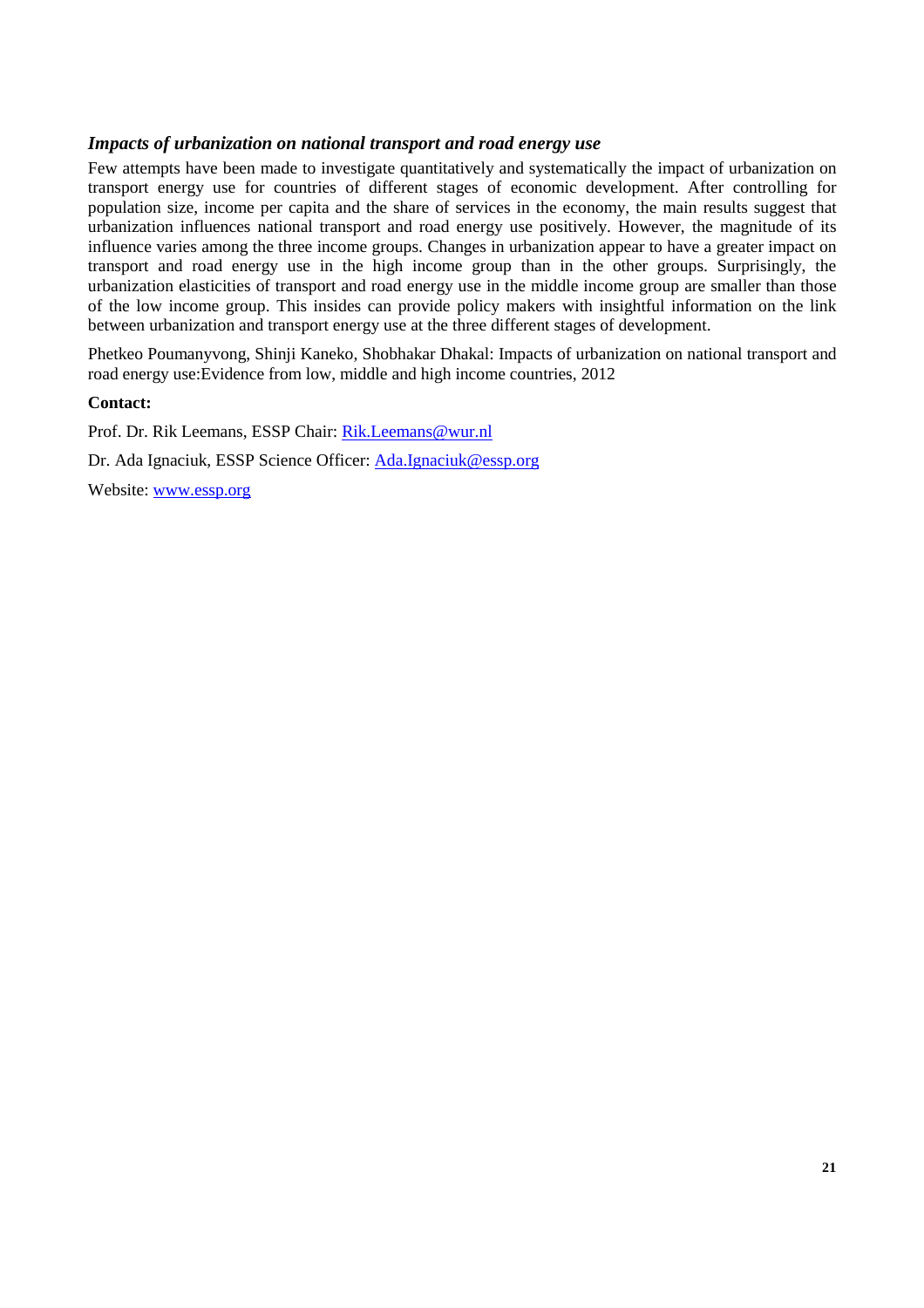### *Impacts of urbanization on national transport and road energy use*

Few attempts have been made to investigate quantitatively and systematically the impact of urbanization on transport energy use for countries of different stages of economic development. After controlling for population size, income per capita and the share of services in the economy, the main results suggest that urbanization influences national transport and road energy use positively. However, the magnitude of its influence varies among the three income groups. Changes in urbanization appear to have a greater impact on transport and road energy use in the high income group than in the other groups. Surprisingly, the urbanization elasticities of transport and road energy use in the middle income group are smaller than those of the low income group. This insides can provide policy makers with insightful information on the link between urbanization and transport energy use at the three different stages of development.

Phetkeo Poumanyvong, Shinji Kaneko, Shobhakar Dhakal: Impacts of urbanization on national transport and road energy use:Evidence from low, middle and high income countries, 2012

**Contact:**

Prof. Dr. Rik Leemans, ESSP Chair: Rik.Leemans@wur.nl

Dr. Ada Ignaciuk, ESSP Science Officer: Ada.Ignaciuk@essp.org

Website: www.essp.org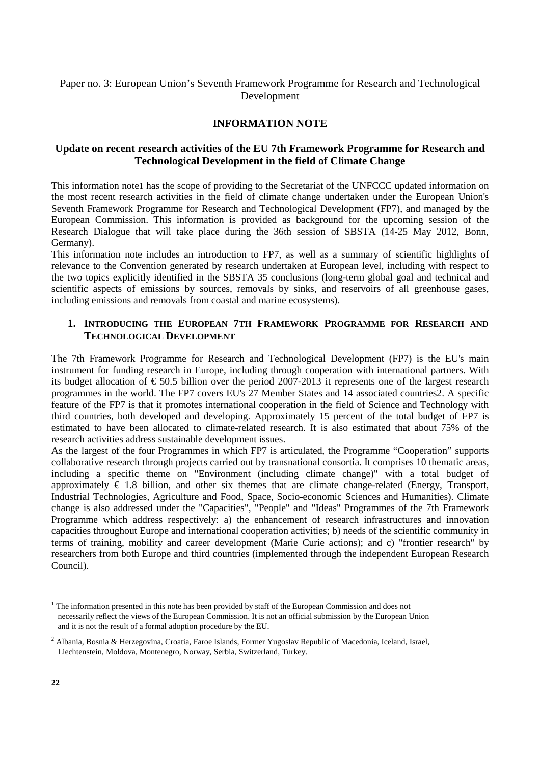Paper no. 3: European Union's Seventh Framework Programme for Research and Technological Development

## INFORMATION NOTE

### Update on recent research activities of the EU 7th Framework Programme for Research and Technological Development in the field of Climate Change

This information note[1] has the scope of providing to the Secretariat of the UNFCCC updated information on the most recent research activities in the field of climate change undertaken under the European Union's Seventh Framework Programme for Research and Technological Development (FP7), and managed by the European Commission. This information is provided as background for the upcoming session of the Research Dialogue that will take place during the 36th session of SBSTA (14-25 May 2012, Bonn, Germany).

This information note includes an introduction to FP7, as well as a summary of scientific highlights of relevance to the Convention generated by research undertaken at European level, including with respect to the two topics explicitly identified in the SBSTA 35 conclusions (long-term global goal and technical and scientific aspects of emissions by sources, removals by sinks, and reservoirs of all greenhouse gases, including emissions and removals from coastal and marine ecosystems).

### 1. Introducing the European 7th Framework Programme for Research and Technological Development

The 7th Framework Programme for Research and Technological Development (FP7) is the EU's main instrument for funding research in Europe, including through cooperation with international partners. With its budget allocation of € 50.5 billion over the period 2007-2013 it represents one of the largest research programmes in the world. The FP7 covers EU's 27 Member States and 14 associated countries[2]. A specific feature of the FP7 is that it promotes international cooperation in the field of Science and Technology with third countries, both developed and developing. Approximately 15 percent of the total budget of FP7 is estimated to have been allocated to climate-related research. It is also estimated that about 75% of the research activities address sustainable development issues.

As the largest of the four Programmes in which FP7 is articulated, the Programme "Cooperation" supports collaborative research through projects carried out by transnational consortia. It comprises 10 thematic areas, including a specific theme on "Environment (including climate change)" with a total budget of approximately € 1.8 billion, and other six themes that are climate change-related (Energy, Transport, Industrial Technologies, Agriculture and Food, Space, Socio-economic Sciences and Humanities). Climate change is also addressed under the "Capacities", "People" and "Ideas" Programmes of the 7th Framework Programme which address respectively: a) the enhancement of research infrastructures and innovation capacities throughout Europe and international cooperation activities; b) needs of the scientific community in terms of training, mobility and career development (Marie Curie actions); and c) "frontier research" by researchers from both Europe and third countries (implemented through the independent European Research Council).

---

[1] The information presented in this note has been provided by staff of the European Commission and does not necessarily reflect the views of the European Commission. It is not an official submission by the European Union and it is not the result of a formal adoption procedure by the EU.

[2] Albania, Bosnia & Herzegovina, Croatia, Faroe Islands, Former Yugoslav Republic of Macedonia, Iceland, Israel, Liechtenstein, Moldova, Montenegro, Norway, Serbia, Switzerland, Turkey.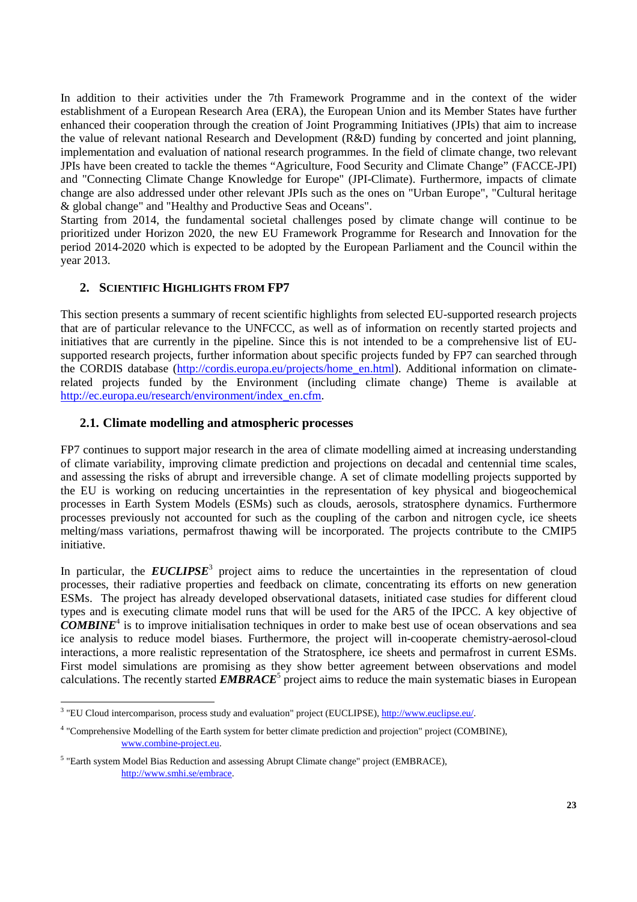In addition to their activities under the 7th Framework Programme and in the context of the wider establishment of a European Research Area (ERA), the European Union and its Member States have further enhanced their cooperation through the creation of Joint Programming Initiatives (JPIs) that aim to increase the value of relevant national Research and Development (R&D) funding by concerted and joint planning, implementation and evaluation of national research programmes. In the field of climate change, two relevant JPIs have been created to tackle the themes "Agriculture, Food Security and Climate Change" (FACCE-JPI) and "Connecting Climate Change Knowledge for Europe" (JPI-Climate). Furthermore, impacts of climate change are also addressed under other relevant JPIs such as the ones on "Urban Europe", "Cultural heritage & global change" and "Healthy and Productive Seas and Oceans".
Starting from 2014, the fundamental societal challenges posed by climate change will continue to be prioritized under Horizon 2020, the new EU Framework Programme for Research and Innovation for the period 2014-2020 which is expected to be adopted by the European Parliament and the Council within the year 2013.

## 2. SCIENTIFIC HIGHLIGHTS FROM FP7

This section presents a summary of recent scientific highlights from selected EU-supported research projects that are of particular relevance to the UNFCCC, as well as of information on recently started projects and initiatives that are currently in the pipeline. Since this is not intended to be a comprehensive list of EU-supported research projects, further information about specific projects funded by FP7 can searched through the CORDIS database (http://cordis.europa.eu/projects/home_en.html). Additional information on climate-related projects funded by the Environment (including climate change) Theme is available at http://ec.europa.eu/research/environment/index_en.cfm.

### 2.1. Climate modelling and atmospheric processes

FP7 continues to support major research in the area of climate modelling aimed at increasing understanding of climate variability, improving climate prediction and projections on decadal and centennial time scales, and assessing the risks of abrupt and irreversible change. A set of climate modelling projects supported by the EU is working on reducing uncertainties in the representation of key physical and biogeochemical processes in Earth System Models (ESMs) such as clouds, aerosols, stratosphere dynamics. Furthermore processes previously not accounted for such as the coupling of the carbon and nitrogen cycle, ice sheets melting/mass variations, permafrost thawing will be incorporated. The projects contribute to the CMIP5 initiative.

In particular, the ***EUCLIPSE***[3] project aims to reduce the uncertainties in the representation of cloud processes, their radiative properties and feedback on climate, concentrating its efforts on new generation ESMs. The project has already developed observational datasets, initiated case studies for different cloud types and is executing climate model runs that will be used for the AR5 of the IPCC. A key objective of ***COMBINE***[4] is to improve initialisation techniques in order to make best use of ocean observations and sea ice analysis to reduce model biases. Furthermore, the project will in-cooperate chemistry-aerosol-cloud interactions, a more realistic representation of the Stratosphere, ice sheets and permafrost in current ESMs. First model simulations are promising as they show better agreement between observations and model calculations. The recently started ***EMBRACE***[5] project aims to reduce the main systematic biases in European

[3] "EU Cloud intercomparison, process study and evaluation" project (EUCLIPSE), http://www.euclipse.eu/.

[4] "Comprehensive Modelling of the Earth system for better climate prediction and projection" project (COMBINE), www.combine-project.eu.

[5] "Earth system Model Bias Reduction and assessing Abrupt Climate change" project (EMBRACE), http://www.smhi.se/embrace.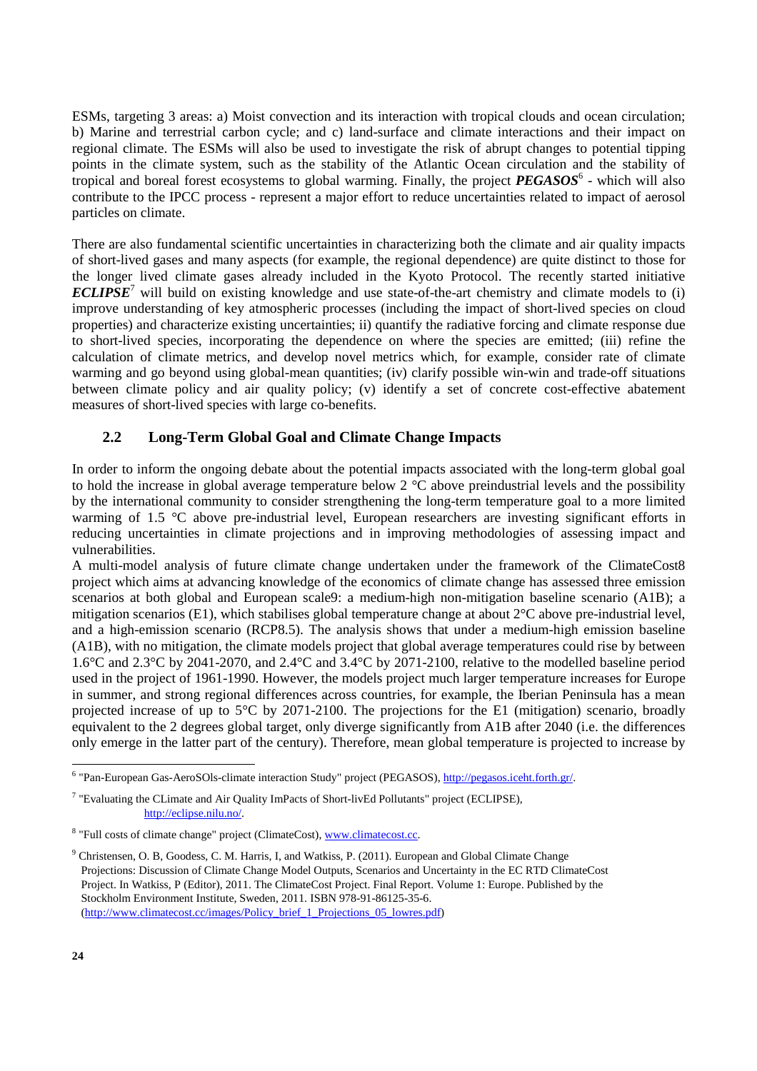ESMs, targeting 3 areas: a) Moist convection and its interaction with tropical clouds and ocean circulation; b) Marine and terrestrial carbon cycle; and c) land-surface and climate interactions and their impact on regional climate. The ESMs will also be used to investigate the risk of abrupt changes to potential tipping points in the climate system, such as the stability of the Atlantic Ocean circulation and the stability of tropical and boreal forest ecosystems to global warming. Finally, the project ***PEGASOS***[6] - which will also contribute to the IPCC process - represent a major effort to reduce uncertainties related to impact of aerosol particles on climate.

There are also fundamental scientific uncertainties in characterizing both the climate and air quality impacts of short-lived gases and many aspects (for example, the regional dependence) are quite distinct to those for the longer lived climate gases already included in the Kyoto Protocol. The recently started initiative ***ECLIPSE***[7] will build on existing knowledge and use state-of-the-art chemistry and climate models to (i) improve understanding of key atmospheric processes (including the impact of short-lived species on cloud properties) and characterize existing uncertainties; ii) quantify the radiative forcing and climate response due to short-lived species, incorporating the dependence on where the species are emitted; (iii) refine the calculation of climate metrics, and develop novel metrics which, for example, consider rate of climate warming and go beyond using global-mean quantities; (iv) clarify possible win-win and trade-off situations between climate policy and air quality policy; (v) identify a set of concrete cost-effective abatement measures of short-lived species with large co-benefits.

## 2.2 Long-Term Global Goal and Climate Change Impacts

In order to inform the ongoing debate about the potential impacts associated with the long-term global goal to hold the increase in global average temperature below 2 °C above preindustrial levels and the possibility by the international community to consider strengthening the long-term temperature goal to a more limited warming of 1.5 °C above pre-industrial level, European researchers are investing significant efforts in reducing uncertainties in climate projections and in improving methodologies of assessing impact and vulnerabilities.

A multi-model analysis of future climate change undertaken under the framework of the ClimateCost8 project which aims at advancing knowledge of the economics of climate change has assessed three emission scenarios at both global and European scale9: a medium-high non-mitigation baseline scenario (A1B); a mitigation scenarios (E1), which stabilises global temperature change at about 2°C above pre-industrial level, and a high-emission scenario (RCP8.5). The analysis shows that under a medium-high emission baseline (A1B), with no mitigation, the climate models project that global average temperatures could rise by between 1.6°C and 2.3°C by 2041-2070, and 2.4°C and 3.4°C by 2071-2100, relative to the modelled baseline period used in the project of 1961-1990. However, the models project much larger temperature increases for Europe in summer, and strong regional differences across countries, for example, the Iberian Peninsula has a mean projected increase of up to 5°C by 2071-2100. The projections for the E1 (mitigation) scenario, broadly equivalent to the 2 degrees global target, only diverge significantly from A1B after 2040 (i.e. the differences only emerge in the latter part of the century). Therefore, mean global temperature is projected to increase by

---

[6] "Pan-European Gas-AeroSOls-climate interaction Study" project (PEGASOS), http://pegasos.iceht.forth.gr/.

[7] "Evaluating the CLimate and Air Quality ImPacts of Short-livEd Pollutants" project (ECLIPSE), http://eclipse.nilu.no/.

[8] "Full costs of climate change" project (ClimateCost), www.climatecost.cc.

[9] Christensen, O. B, Goodess, C. M. Harris, I, and Watkiss, P. (2011). European and Global Climate Change Projections: Discussion of Climate Change Model Outputs, Scenarios and Uncertainty in the EC RTD ClimateCost Project. In Watkiss, P (Editor), 2011. The ClimateCost Project. Final Report. Volume 1: Europe. Published by the Stockholm Environment Institute, Sweden, 2011. ISBN 978-91-86125-35-6. (http://www.climatecost.cc/images/Policy_brief_1_Projections_05_lowres.pdf)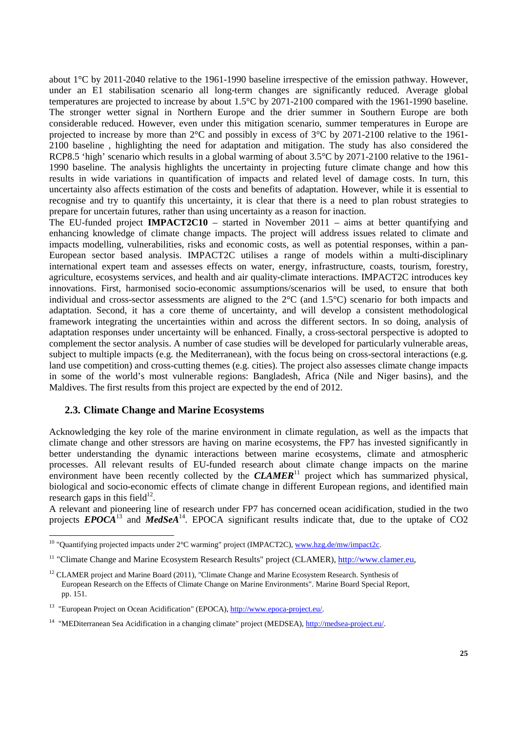about 1°C by 2011-2040 relative to the 1961-1990 baseline irrespective of the emission pathway. However, under an E1 stabilisation scenario all long-term changes are significantly reduced. Average global temperatures are projected to increase by about 1.5°C by 2071-2100 compared with the 1961-1990 baseline. The stronger wetter signal in Northern Europe and the drier summer in Southern Europe are both considerable reduced. However, even under this mitigation scenario, summer temperatures in Europe are projected to increase by more than 2°C and possibly in excess of 3°C by 2071-2100 relative to the 1961-2100 baseline , highlighting the need for adaptation and mitigation. The study has also considered the RCP8.5 'high' scenario which results in a global warming of about 3.5°C by 2071-2100 relative to the 1961-1990 baseline. The analysis highlights the uncertainty in projecting future climate change and how this results in wide variations in quantification of impacts and related level of damage costs. In turn, this uncertainty also affects estimation of the costs and benefits of adaptation. However, while it is essential to recognise and try to quantify this uncertainty, it is clear that there is a need to plan robust strategies to prepare for uncertain futures, rather than using uncertainty as a reason for inaction.

The EU-funded project **IMPACT2C10** – started in November 2011 – aims at better quantifying and enhancing knowledge of climate change impacts. The project will address issues related to climate and impacts modelling, vulnerabilities, risks and economic costs, as well as potential responses, within a pan-European sector based analysis. IMPACT2C utilises a range of models within a multi-disciplinary international expert team and assesses effects on water, energy, infrastructure, coasts, tourism, forestry, agriculture, ecosystems services, and health and air quality-climate interactions. IMPACT2C introduces key innovations. First, harmonised socio-economic assumptions/scenarios will be used, to ensure that both individual and cross-sector assessments are aligned to the 2°C (and 1.5°C) scenario for both impacts and adaptation. Second, it has a core theme of uncertainty, and will develop a consistent methodological framework integrating the uncertainties within and across the different sectors. In so doing, analysis of adaptation responses under uncertainty will be enhanced. Finally, a cross-sectoral perspective is adopted to complement the sector analysis. A number of case studies will be developed for particularly vulnerable areas, subject to multiple impacts (e.g. the Mediterranean), with the focus being on cross-sectoral interactions (e.g. land use competition) and cross-cutting themes (e.g. cities). The project also assesses climate change impacts in some of the world's most vulnerable regions: Bangladesh, Africa (Nile and Niger basins), and the Maldives. The first results from this project are expected by the end of 2012.

## 2.3. Climate Change and Marine Ecosystems

Acknowledging the key role of the marine environment in climate regulation, as well as the impacts that climate change and other stressors are having on marine ecosystems, the FP7 has invested significantly in better understanding the dynamic interactions between marine ecosystems, climate and atmospheric processes. All relevant results of EU-funded research about climate change impacts on the marine environment have been recently collected by the ***CLAMER***[11] project which has summarized physical, biological and socio-economic effects of climate change in different European regions, and identified main research gaps in this field[12].

A relevant and pioneering line of research under FP7 has concerned ocean acidification, studied in the two projects ***EPOCA***[13] and ***MedSeA***[14]. EPOCA significant results indicate that, due to the uptake of CO2

---

[10] "Quantifying projected impacts under 2°C warming" project (IMPACT2C), www.hzg.de/mw/impact2c.

[11] "Climate Change and Marine Ecosystem Research Results" project (CLAMER), http://www.clamer.eu,

[12] CLAMER project and Marine Board (2011), "Climate Change and Marine Ecosystem Research. Synthesis of European Research on the Effects of Climate Change on Marine Environments". Marine Board Special Report, pp. 151.

[13] "European Project on Ocean Acidification" (EPOCA), http://www.epoca-project.eu/.

[14] "MEDiterranean Sea Acidification in a changing climate" project (MEDSEA), http://medsea-project.eu/.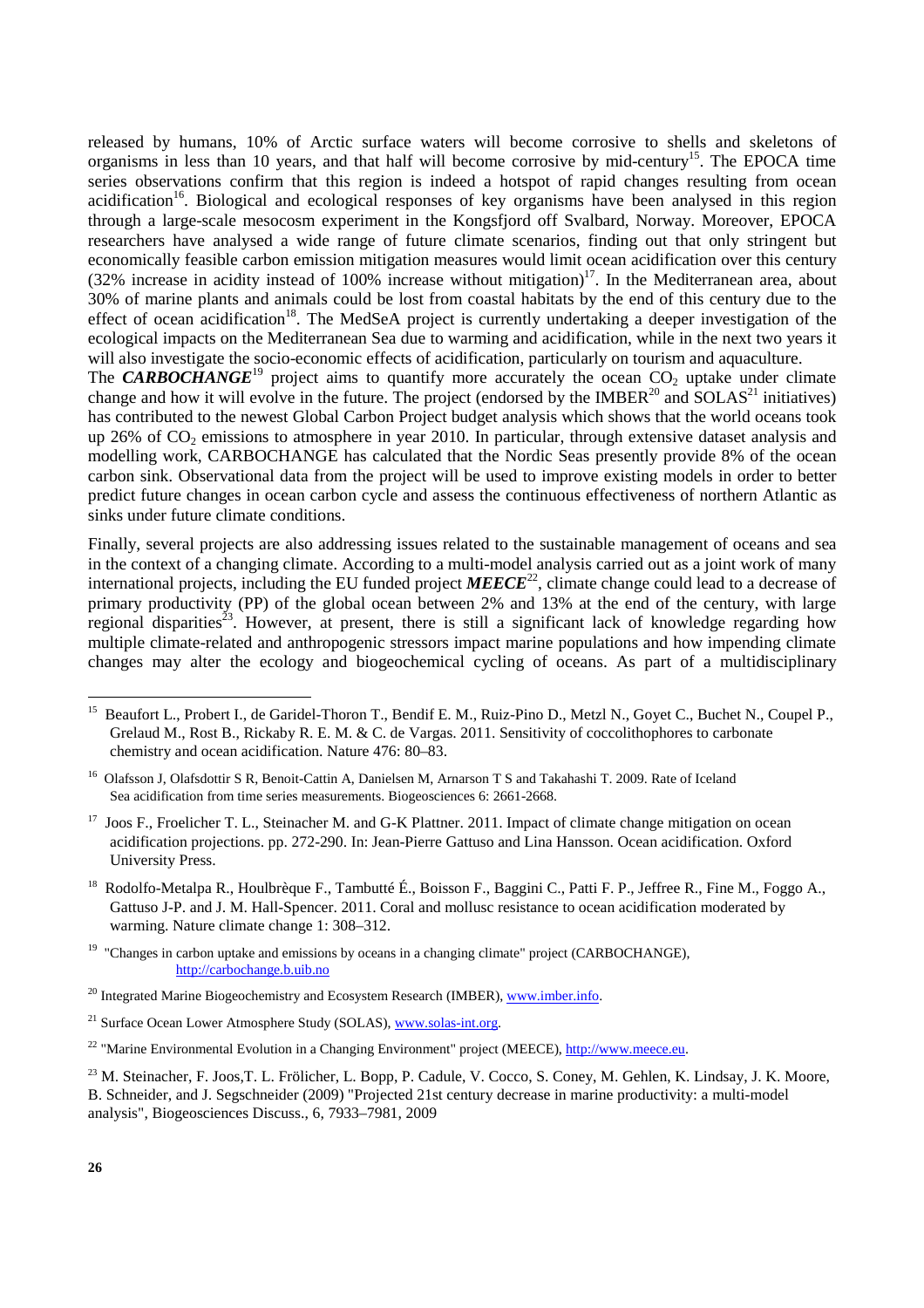released by humans, 10% of Arctic surface waters will become corrosive to shells and skeletons of organisms in less than 10 years, and that half will become corrosive by mid-century[15]. The EPOCA time series observations confirm that this region is indeed a hotspot of rapid changes resulting from ocean acidification[16]. Biological and ecological responses of key organisms have been analysed in this region through a large-scale mesocosm experiment in the Kongsfjord off Svalbard, Norway. Moreover, EPOCA researchers have analysed a wide range of future climate scenarios, finding out that only stringent but economically feasible carbon emission mitigation measures would limit ocean acidification over this century (32% increase in acidity instead of 100% increase without mitigation)[17]. In the Mediterranean area, about 30% of marine plants and animals could be lost from coastal habitats by the end of this century due to the effect of ocean acidification[18]. The MedSeA project is currently undertaking a deeper investigation of the ecological impacts on the Mediterranean Sea due to warming and acidification, while in the next two years it will also investigate the socio-economic effects of acidification, particularly on tourism and aquaculture.

The ***CARBOCHANGE***[19] project aims to quantify more accurately the ocean $CO_2$ uptake under climate change and how it will evolve in the future. The project (endorsed by the IMBER[20] and SOLAS[21] initiatives) has contributed to the newest Global Carbon Project budget analysis which shows that the world oceans took up 26% of $CO_2$ emissions to atmosphere in year 2010. In particular, through extensive dataset analysis and modelling work, CARBOCHANGE has calculated that the Nordic Seas presently provide 8% of the ocean carbon sink. Observational data from the project will be used to improve existing models in order to better predict future changes in ocean carbon cycle and assess the continuous effectiveness of northern Atlantic as sinks under future climate conditions.

Finally, several projects are also addressing issues related to the sustainable management of oceans and sea in the context of a changing climate. According to a multi-model analysis carried out as a joint work of many international projects, including the EU funded project ***MEECE***[22], climate change could lead to a decrease of primary productivity (PP) of the global ocean between 2% and 13% at the end of the century, with large regional disparities[23]. However, at present, there is still a significant lack of knowledge regarding how multiple climate-related and anthropogenic stressors impact marine populations and how impending climate changes may alter the ecology and biogeochemical cycling of oceans. As part of a multidisciplinary

---

[15] Beaufort L., Probert I., de Garidel-Thoron T., Bendif E. M., Ruiz-Pino D., Metzl N., Goyet C., Buchet N., Coupel P., Grelaud M., Rost B., Rickaby R. E. M. & C. de Vargas. 2011. Sensitivity of coccolithophores to carbonate chemistry and ocean acidification. Nature 476: 80–83.

[16] Olafsson J, Olafsdottir S R, Benoit-Cattin A, Danielsen M, Arnarson T S and Takahashi T. 2009. Rate of Iceland Sea acidification from time series measurements. Biogeosciences 6: 2661-2668.

[17] Joos F., Froelicher T. L., Steinacher M. and G-K Plattner. 2011. Impact of climate change mitigation on ocean acidification projections. pp. 272-290. In: Jean-Pierre Gattuso and Lina Hansson. Ocean acidification. Oxford University Press.

[18] Rodolfo-Metalpa R., Houlbrèque F., Tambutté É., Boisson F., Baggini C., Patti F. P., Jeffree R., Fine M., Foggo A., Gattuso J-P. and J. M. Hall-Spencer. 2011. Coral and mollusc resistance to ocean acidification moderated by warming. Nature climate change 1: 308–312.

[19] "Changes in carbon uptake and emissions by oceans in a changing climate" project (CARBOCHANGE), http://carbochange.b.uib.no

[20] Integrated Marine Biogeochemistry and Ecosystem Research (IMBER), www.imber.info.

[21] Surface Ocean Lower Atmosphere Study (SOLAS), www.solas-int.org.

[22] "Marine Environmental Evolution in a Changing Environment" project (MEECE), http://www.meece.eu.

[23] M. Steinacher, F. Joos,T. L. Frölicher, L. Bopp, P. Cadule, V. Cocco, S. Coney, M. Gehlen, K. Lindsay, J. K. Moore, B. Schneider, and J. Segschneider (2009) "Projected 21st century decrease in marine productivity: a multi-model analysis", Biogeosciences Discuss., 6, 7933–7981, 2009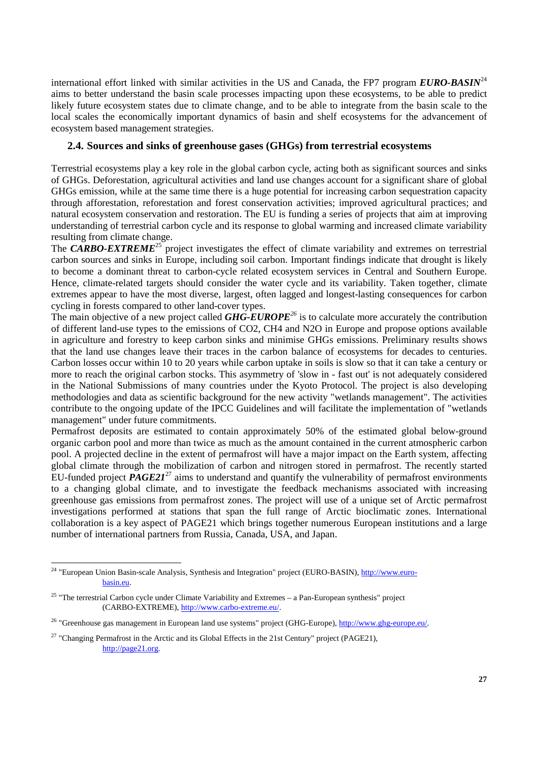international effort linked with similar activities in the US and Canada, the FP7 program ***EURO-BASIN***[24] aims to better understand the basin scale processes impacting upon these ecosystems, to be able to predict likely future ecosystem states due to climate change, and to be able to integrate from the basin scale to the local scales the economically important dynamics of basin and shelf ecosystems for the advancement of ecosystem based management strategies.

## 2.4. Sources and sinks of greenhouse gases (GHGs) from terrestrial ecosystems

Terrestrial ecosystems play a key role in the global carbon cycle, acting both as significant sources and sinks of GHGs. Deforestation, agricultural activities and land use changes account for a significant share of global GHGs emission, while at the same time there is a huge potential for increasing carbon sequestration capacity through afforestation, reforestation and forest conservation activities; improved agricultural practices; and natural ecosystem conservation and restoration. The EU is funding a series of projects that aim at improving understanding of terrestrial carbon cycle and its response to global warming and increased climate variability resulting from climate change.

The ***CARBO-EXTREME***[25] project investigates the effect of climate variability and extremes on terrestrial carbon sources and sinks in Europe, including soil carbon. Important findings indicate that drought is likely to become a dominant threat to carbon-cycle related ecosystem services in Central and Southern Europe. Hence, climate-related targets should consider the water cycle and its variability. Taken together, climate extremes appear to have the most diverse, largest, often lagged and longest-lasting consequences for carbon cycling in forests compared to other land-cover types.

The main objective of a new project called ***GHG-EUROPE***[26] is to calculate more accurately the contribution of different land-use types to the emissions of CO2, CH4 and N2O in Europe and propose options available in agriculture and forestry to keep carbon sinks and minimise GHGs emissions. Preliminary results shows that the land use changes leave their traces in the carbon balance of ecosystems for decades to centuries. Carbon losses occur within 10 to 20 years while carbon uptake in soils is slow so that it can take a century or more to reach the original carbon stocks. This asymmetry of 'slow in - fast out' is not adequately considered in the National Submissions of many countries under the Kyoto Protocol. The project is also developing methodologies and data as scientific background for the new activity "wetlands management". The activities contribute to the ongoing update of the IPCC Guidelines and will facilitate the implementation of "wetlands management" under future commitments.

Permafrost deposits are estimated to contain approximately 50% of the estimated global below-ground organic carbon pool and more than twice as much as the amount contained in the current atmospheric carbon pool. A projected decline in the extent of permafrost will have a major impact on the Earth system, affecting global climate through the mobilization of carbon and nitrogen stored in permafrost. The recently started EU-funded project ***PAGE21***[27] aims to understand and quantify the vulnerability of permafrost environments to a changing global climate, and to investigate the feedback mechanisms associated with increasing greenhouse gas emissions from permafrost zones. The project will use of a unique set of Arctic permafrost investigations performed at stations that span the full range of Arctic bioclimatic zones. International collaboration is a key aspect of PAGE21 which brings together numerous European institutions and a large number of international partners from Russia, Canada, USA, and Japan.

---

[24] "European Union Basin-scale Analysis, Synthesis and Integration" project (EURO-BASIN), http://www.euro-basin.eu.

[25] "The terrestrial Carbon cycle under Climate Variability and Extremes – a Pan-European synthesis" project (CARBO-EXTREME), http://www.carbo-extreme.eu/.

[26] "Greenhouse gas management in European land use systems" project (GHG-Europe), http://www.ghg-europe.eu/.

[27] "Changing Permafrost in the Arctic and its Global Effects in the 21st Century" project (PAGE21), http://page21.org.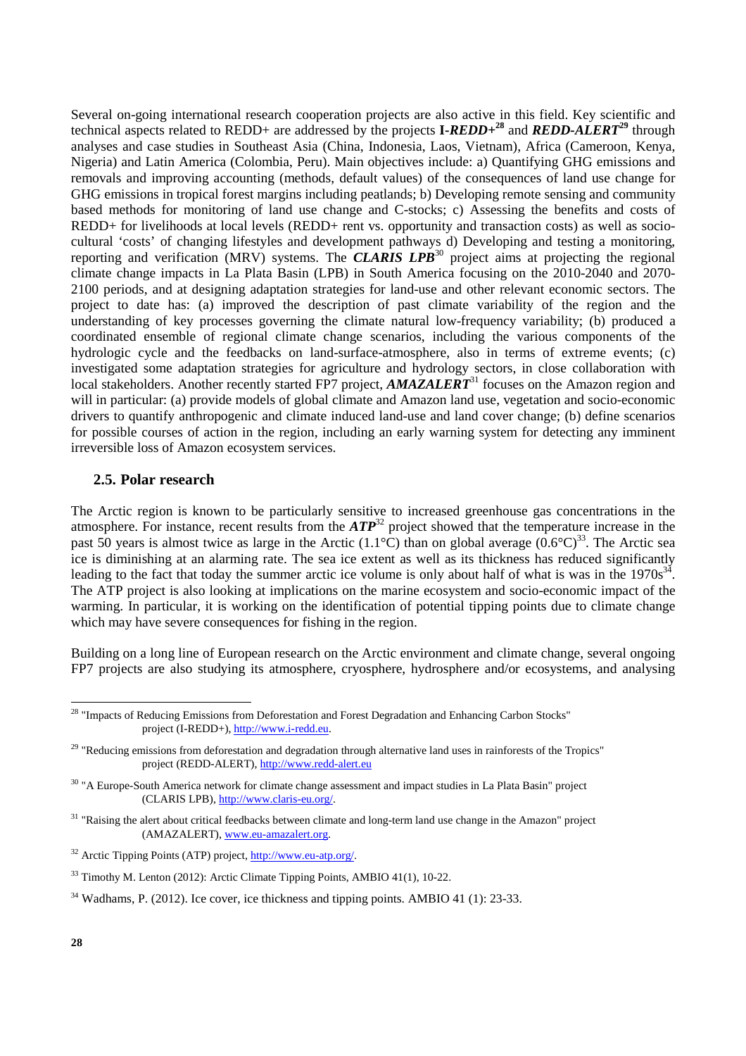Several on-going international research cooperation projects are also active in this field. Key scientific and technical aspects related to REDD+ are addressed by the projects **I-*REDD+***[28] and ***REDD-ALERT***[29] through analyses and case studies in Southeast Asia (China, Indonesia, Laos, Vietnam), Africa (Cameroon, Kenya, Nigeria) and Latin America (Colombia, Peru). Main objectives include: a) Quantifying GHG emissions and removals and improving accounting (methods, default values) of the consequences of land use change for GHG emissions in tropical forest margins including peatlands; b) Developing remote sensing and community based methods for monitoring of land use change and C-stocks; c) Assessing the benefits and costs of REDD+ for livelihoods at local levels (REDD+ rent vs. opportunity and transaction costs) as well as socio-cultural 'costs' of changing lifestyles and development pathways d) Developing and testing a monitoring, reporting and verification (MRV) systems. The ***CLARIS LPB***[30] project aims at projecting the regional climate change impacts in La Plata Basin (LPB) in South America focusing on the 2010-2040 and 2070-2100 periods, and at designing adaptation strategies for land-use and other relevant economic sectors. The project to date has: (a) improved the description of past climate variability of the region and the understanding of key processes governing the climate natural low-frequency variability; (b) produced a coordinated ensemble of regional climate change scenarios, including the various components of the hydrologic cycle and the feedbacks on land-surface-atmosphere, also in terms of extreme events; (c) investigated some adaptation strategies for agriculture and hydrology sectors, in close collaboration with local stakeholders. Another recently started FP7 project, ***AMAZALERT***[31] focuses on the Amazon region and will in particular: (a) provide models of global climate and Amazon land use, vegetation and socio-economic drivers to quantify anthropogenic and climate induced land-use and land cover change; (b) define scenarios for possible courses of action in the region, including an early warning system for detecting any imminent irreversible loss of Amazon ecosystem services.

## 2.5. Polar research

The Arctic region is known to be particularly sensitive to increased greenhouse gas concentrations in the atmosphere. For instance, recent results from the ***ATP***[32] project showed that the temperature increase in the past 50 years is almost twice as large in the Arctic (1.1°C) than on global average (0.6°C)[33]. The Arctic sea ice is diminishing at an alarming rate. The sea ice extent as well as its thickness has reduced significantly leading to the fact that today the summer arctic ice volume is only about half of what is was in the 1970s[34]. The ATP project is also looking at implications on the marine ecosystem and socio-economic impact of the warming. In particular, it is working on the identification of potential tipping points due to climate change which may have severe consequences for fishing in the region.

Building on a long line of European research on the Arctic environment and climate change, several ongoing FP7 projects are also studying its atmosphere, cryosphere, hydrosphere and/or ecosystems, and analysing

---

[28] "Impacts of Reducing Emissions from Deforestation and Forest Degradation and Enhancing Carbon Stocks" project (I-REDD+), http://www.i-redd.eu.

[29] "Reducing emissions from deforestation and degradation through alternative land uses in rainforests of the Tropics" project (REDD-ALERT), http://www.redd-alert.eu

[30] "A Europe-South America network for climate change assessment and impact studies in La Plata Basin" project (CLARIS LPB), http://www.claris-eu.org/.

[31] "Raising the alert about critical feedbacks between climate and long-term land use change in the Amazon" project (AMAZALERT), www.eu-amazalert.org.

[32] Arctic Tipping Points (ATP) project, http://www.eu-atp.org/.

[33] Timothy M. Lenton (2012): Arctic Climate Tipping Points, AMBIO 41(1), 10-22.

[34] Wadhams, P. (2012). Ice cover, ice thickness and tipping points. AMBIO 41 (1): 23-33.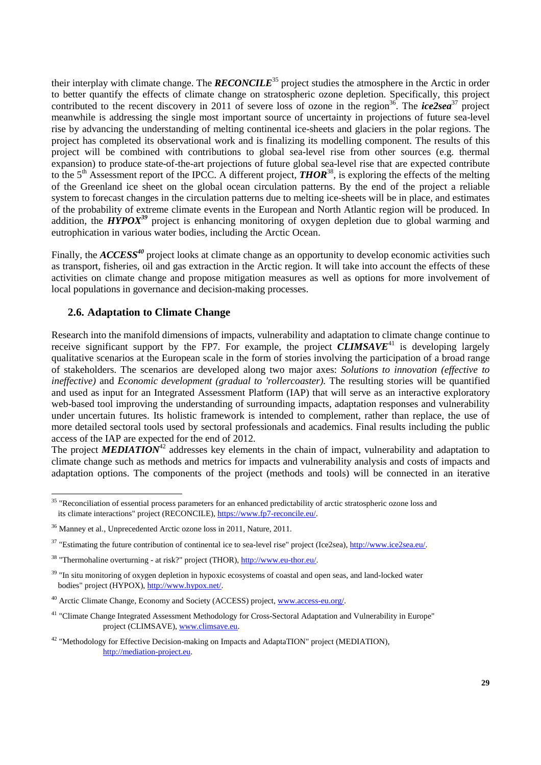their interplay with climate change. The ***RECONCILE***[35] project studies the atmosphere in the Arctic in order to better quantify the effects of climate change on stratospheric ozone depletion. Specifically, this project contributed to the recent discovery in 2011 of severe loss of ozone in the region[36]. The ***ice2sea***[37] project meanwhile is addressing the single most important source of uncertainty in projections of future sea-level rise by advancing the understanding of melting continental ice-sheets and glaciers in the polar regions. The project has completed its observational work and is finalizing its modelling component. The results of this project will be combined with contributions to global sea-level rise from other sources (e.g. thermal expansion) to produce state-of-the-art projections of future global sea-level rise that are expected contribute to the 5th Assessment report of the IPCC. A different project, ***THOR***[38], is exploring the effects of the melting of the Greenland ice sheet on the global ocean circulation patterns. By the end of the project a reliable system to forecast changes in the circulation patterns due to melting ice-sheets will be in place, and estimates of the probability of extreme climate events in the European and North Atlantic region will be produced. In addition, the ***HYPOX***[39] project is enhancing monitoring of oxygen depletion due to global warming and eutrophication in various water bodies, including the Arctic Ocean.

Finally, the ***ACCESS***[40] project looks at climate change as an opportunity to develop economic activities such as transport, fisheries, oil and gas extraction in the Arctic region. It will take into account the effects of these activities on climate change and propose mitigation measures as well as options for more involvement of local populations in governance and decision-making processes.

### 2.6. Adaptation to Climate Change

Research into the manifold dimensions of impacts, vulnerability and adaptation to climate change continue to receive significant support by the FP7. For example, the project ***CLIMSAVE***[41] is developing largely qualitative scenarios at the European scale in the form of stories involving the participation of a broad range of stakeholders. The scenarios are developed along two major axes: *Solutions to innovation (effective to ineffective)* and *Economic development (gradual to 'rollercoaster').* The resulting stories will be quantified and used as input for an Integrated Assessment Platform (IAP) that will serve as an interactive exploratory web-based tool improving the understanding of surrounding impacts, adaptation responses and vulnerability under uncertain futures. Its holistic framework is intended to complement, rather than replace, the use of more detailed sectoral tools used by sectoral professionals and academics. Final results including the public access of the IAP are expected for the end of 2012.

The project ***MEDIATION***[42] addresses key elements in the chain of impact, vulnerability and adaptation to climate change such as methods and metrics for impacts and vulnerability analysis and costs of impacts and adaptation options. The components of the project (methods and tools) will be connected in an iterative

---

[35] "Reconciliation of essential process parameters for an enhanced predictability of arctic stratospheric ozone loss and its climate interactions" project (RECONCILE), https://www.fp7-reconcile.eu/.

[36] Manney et al., Unprecedented Arctic ozone loss in 2011, Nature, 2011.

[37] "Estimating the future contribution of continental ice to sea-level rise" project (Ice2sea), http://www.ice2sea.eu/.

[38] "Thermohaline overturning - at risk?" project (THOR), http://www.eu-thor.eu/.

[39] "In situ monitoring of oxygen depletion in hypoxic ecosystems of coastal and open seas, and land-locked water bodies" project (HYPOX), http://www.hypox.net/.

[40] Arctic Climate Change, Economy and Society (ACCESS) project, www.access-eu.org/.

[41] "Climate Change Integrated Assessment Methodology for Cross-Sectoral Adaptation and Vulnerability in Europe" project (CLIMSAVE), www.climsave.eu.

[42] "Methodology for Effective Decision-making on Impacts and AdaptaTION" project (MEDIATION), http://mediation-project.eu.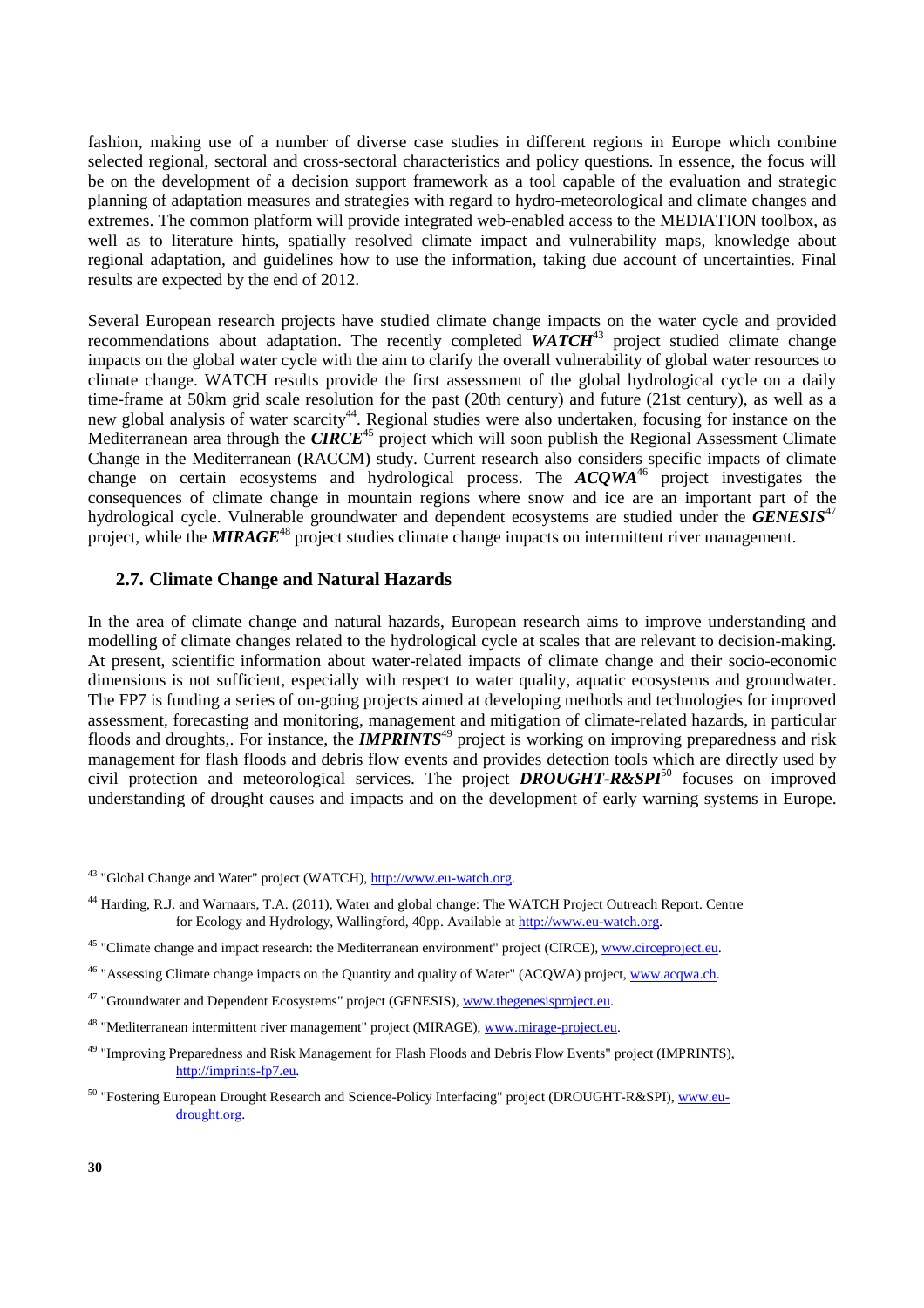fashion, making use of a number of diverse case studies in different regions in Europe which combine selected regional, sectoral and cross-sectoral characteristics and policy questions. In essence, the focus will be on the development of a decision support framework as a tool capable of the evaluation and strategic planning of adaptation measures and strategies with regard to hydro-meteorological and climate changes and extremes. The common platform will provide integrated web-enabled access to the MEDIATION toolbox, as well as to literature hints, spatially resolved climate impact and vulnerability maps, knowledge about regional adaptation, and guidelines how to use the information, taking due account of uncertainties. Final results are expected by the end of 2012.

Several European research projects have studied climate change impacts on the water cycle and provided recommendations about adaptation. The recently completed ***WATCH***[43] project studied climate change impacts on the global water cycle with the aim to clarify the overall vulnerability of global water resources to climate change. WATCH results provide the first assessment of the global hydrological cycle on a daily time-frame at 50km grid scale resolution for the past (20th century) and future (21st century), as well as a new global analysis of water scarcity[44]. Regional studies were also undertaken, focusing for instance on the Mediterranean area through the ***CIRCE***[45] project which will soon publish the Regional Assessment Climate Change in the Mediterranean (RACCM) study. Current research also considers specific impacts of climate change on certain ecosystems and hydrological process. The ***ACQWA***[46] project investigates the consequences of climate change in mountain regions where snow and ice are an important part of the hydrological cycle. Vulnerable groundwater and dependent ecosystems are studied under the ***GENESIS***[47] project, while the ***MIRAGE***[48] project studies climate change impacts on intermittent river management.

## 2.7. Climate Change and Natural Hazards

In the area of climate change and natural hazards, European research aims to improve understanding and modelling of climate changes related to the hydrological cycle at scales that are relevant to decision-making. At present, scientific information about water-related impacts of climate change and their socio-economic dimensions is not sufficient, especially with respect to water quality, aquatic ecosystems and groundwater. The FP7 is funding a series of on-going projects aimed at developing methods and technologies for improved assessment, forecasting and monitoring, management and mitigation of climate-related hazards, in particular floods and droughts,. For instance, the ***IMPRINTS***[49] project is working on improving preparedness and risk management for flash floods and debris flow events and provides detection tools which are directly used by civil protection and meteorological services. The project ***DROUGHT-R&SPI***[50] focuses on improved understanding of drought causes and impacts and on the development of early warning systems in Europe.

---

[43] "Global Change and Water" project (WATCH), http://www.eu-watch.org.

[44] Harding, R.J. and Warnaars, T.A. (2011), Water and global change: The WATCH Project Outreach Report. Centre for Ecology and Hydrology, Wallingford, 40pp. Available at http://www.eu-watch.org.

[45] "Climate change and impact research: the Mediterranean environment" project (CIRCE), www.circeproject.eu.

[46] "Assessing Climate change impacts on the Quantity and quality of Water" (ACQWA) project, www.acqwa.ch.

[47] "Groundwater and Dependent Ecosystems" project (GENESIS), www.thegenesisproject.eu.

[48] "Mediterranean intermittent river management" project (MIRAGE), www.mirage-project.eu.

[49] "Improving Preparedness and Risk Management for Flash Floods and Debris Flow Events" project (IMPRINTS), http://imprints-fp7.eu.

[50] "Fostering European Drought Research and Science-Policy Interfacing" project (DROUGHT-R&SPI), www.eu-drought.org.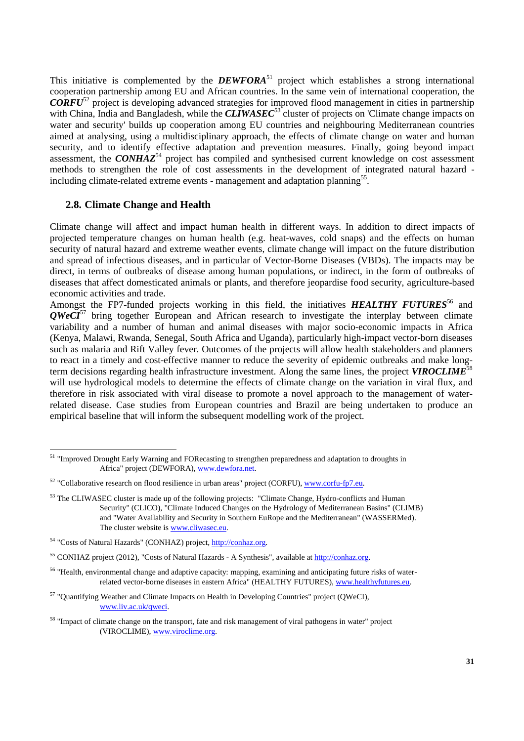This initiative is complemented by the ***DEWFORA***[51] project which establishes a strong international cooperation partnership among EU and African countries. In the same vein of international cooperation, the ***CORFU***[52] project is developing advanced strategies for improved flood management in cities in partnership with China, India and Bangladesh, while the ***CLIWASEC***[53] cluster of projects on 'Climate change impacts on water and security' builds up cooperation among EU countries and neighbouring Mediterranean countries aimed at analysing, using a multidisciplinary approach, the effects of climate change on water and human security, and to identify effective adaptation and prevention measures. Finally, going beyond impact assessment, the ***CONHAZ***[54] project has compiled and synthesised current knowledge on cost assessment methods to strengthen the role of cost assessments in the development of integrated natural hazard - including climate-related extreme events - management and adaptation planning[55].

### 2.8. Climate Change and Health

Climate change will affect and impact human health in different ways. In addition to direct impacts of projected temperature changes on human health (e.g. heat-waves, cold snaps) and the effects on human security of natural hazard and extreme weather events, climate change will impact on the future distribution and spread of infectious diseases, and in particular of Vector-Borne Diseases (VBDs). The impacts may be direct, in terms of outbreaks of disease among human populations, or indirect, in the form of outbreaks of diseases that affect domesticated animals or plants, and therefore jeopardise food security, agriculture-based economic activities and trade.

Amongst the FP7-funded projects working in this field, the initiatives ***HEALTHY FUTURES***[56] and ***QWeCI***[57] bring together European and African research to investigate the interplay between climate variability and a number of human and animal diseases with major socio-economic impacts in Africa (Kenya, Malawi, Rwanda, Senegal, South Africa and Uganda), particularly high-impact vector-born diseases such as malaria and Rift Valley fever. Outcomes of the projects will allow health stakeholders and planners to react in a timely and cost-effective manner to reduce the severity of epidemic outbreaks and make long-term decisions regarding health infrastructure investment. Along the same lines, the project ***VIROCLIME***[58] will use hydrological models to determine the effects of climate change on the variation in viral flux, and therefore in risk associated with viral disease to promote a novel approach to the management of water-related disease. Case studies from European countries and Brazil are being undertaken to produce an empirical baseline that will inform the subsequent modelling work of the project.

---

[51] "Improved Drought Early Warning and FORecasting to strengthen preparedness and adaptation to droughts in Africa" project (DEWFORA), www.dewfora.net.

[52] "Collaborative research on flood resilience in urban areas" project (CORFU), www.corfu-fp7.eu.

[53] The CLIWASEC cluster is made up of the following projects: "Climate Change, Hydro-conflicts and Human Security" (CLICO), "Climate Induced Changes on the Hydrology of Mediterranean Basins" (CLIMB) and "Water Availability and Security in Southern EuRope and the Mediterranean" (WASSERMed). The cluster website is www.cliwasec.eu.

[54] "Costs of Natural Hazards" (CONHAZ) project, http://conhaz.org.

[55] CONHAZ project (2012), "Costs of Natural Hazards - A Synthesis", available at http://conhaz.org.

[56] "Health, environmental change and adaptive capacity: mapping, examining and anticipating future risks of water-related vector-borne diseases in eastern Africa" (HEALTHY FUTURES), www.healthyfutures.eu.

[57] "Quantifying Weather and Climate Impacts on Health in Developing Countries" project (QWeCI), www.liv.ac.uk/qweci.

[58] "Impact of climate change on the transport, fate and risk management of viral pathogens in water" project (VIROCLIME), www.viroclime.org.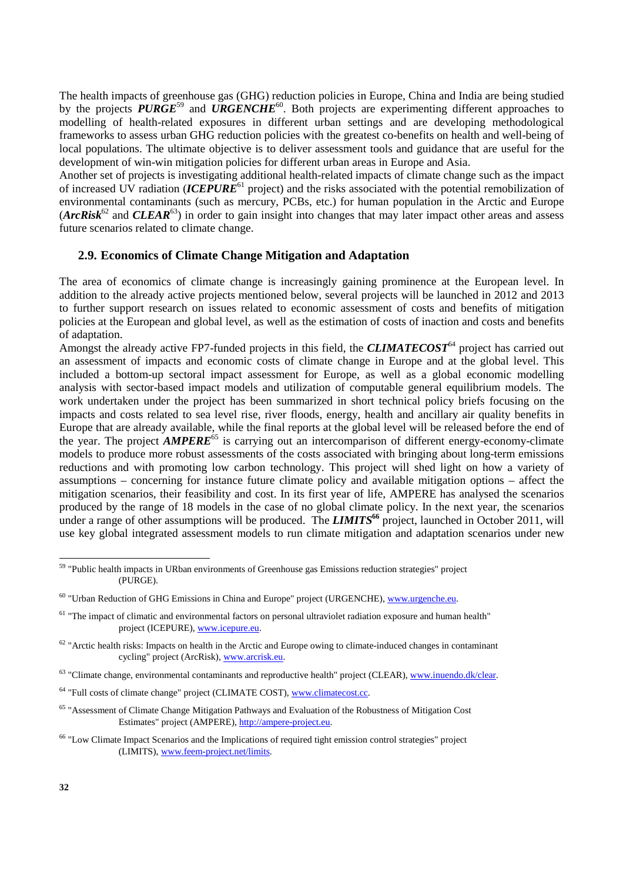The health impacts of greenhouse gas (GHG) reduction policies in Europe, China and India are being studied by the projects ***PURGE***[59] and ***URGENCHE***[60]. Both projects are experimenting different approaches to modelling of health-related exposures in different urban settings and are developing methodological frameworks to assess urban GHG reduction policies with the greatest co-benefits on health and well-being of local populations. The ultimate objective is to deliver assessment tools and guidance that are useful for the development of win-win mitigation policies for different urban areas in Europe and Asia.

Another set of projects is investigating additional health-related impacts of climate change such as the impact of increased UV radiation (***ICEPURE***[61] project) and the risks associated with the potential remobilization of environmental contaminants (such as mercury, PCBs, etc.) for human population in the Arctic and Europe (***ArcRisk***[62] and ***CLEAR***[63]) in order to gain insight into changes that may later impact other areas and assess future scenarios related to climate change.

## 2.9. Economics of Climate Change Mitigation and Adaptation

The area of economics of climate change is increasingly gaining prominence at the European level. In addition to the already active projects mentioned below, several projects will be launched in 2012 and 2013 to further support research on issues related to economic assessment of costs and benefits of mitigation policies at the European and global level, as well as the estimation of costs of inaction and costs and benefits of adaptation.

Amongst the already active FP7-funded projects in this field, the ***CLIMATECOST***[64] project has carried out an assessment of impacts and economic costs of climate change in Europe and at the global level. This included a bottom-up sectoral impact assessment for Europe, as well as a global economic modelling analysis with sector-based impact models and utilization of computable general equilibrium models. The work undertaken under the project has been summarized in short technical policy briefs focusing on the impacts and costs related to sea level rise, river floods, energy, health and ancillary air quality benefits in Europe that are already available, while the final reports at the global level will be released before the end of the year. The project ***AMPERE***[65] is carrying out an intercomparison of different energy-economy-climate models to produce more robust assessments of the costs associated with bringing about long-term emissions reductions and with promoting low carbon technology. This project will shed light on how a variety of assumptions – concerning for instance future climate policy and available mitigation options – affect the mitigation scenarios, their feasibility and cost. In its first year of life, AMPERE has analysed the scenarios produced by the range of 18 models in the case of no global climate policy. In the next year, the scenarios under a range of other assumptions will be produced. The ***LIMITS***[66] project, launched in October 2011, will use key global integrated assessment models to run climate mitigation and adaptation scenarios under new

---

[59] "Public health impacts in URban environments of Greenhouse gas Emissions reduction strategies" project (PURGE).

[60] "Urban Reduction of GHG Emissions in China and Europe" project (URGENCHE), www.urgenche.eu.

[61] "The impact of climatic and environmental factors on personal ultraviolet radiation exposure and human health" project (ICEPURE), www.icepure.eu.

[62] "Arctic health risks: Impacts on health in the Arctic and Europe owing to climate-induced changes in contaminant cycling" project (ArcRisk), www.arcrisk.eu.

[63] "Climate change, environmental contaminants and reproductive health" project (CLEAR), www.inuendo.dk/clear.

[64] "Full costs of climate change" project (CLIMATE COST), www.climatecost.cc.

[65] "Assessment of Climate Change Mitigation Pathways and Evaluation of the Robustness of Mitigation Cost Estimates" project (AMPERE), http://ampere-project.eu.

[66] "Low Climate Impact Scenarios and the Implications of required tight emission control strategies" project (LIMITS), www.feem-project.net/limits.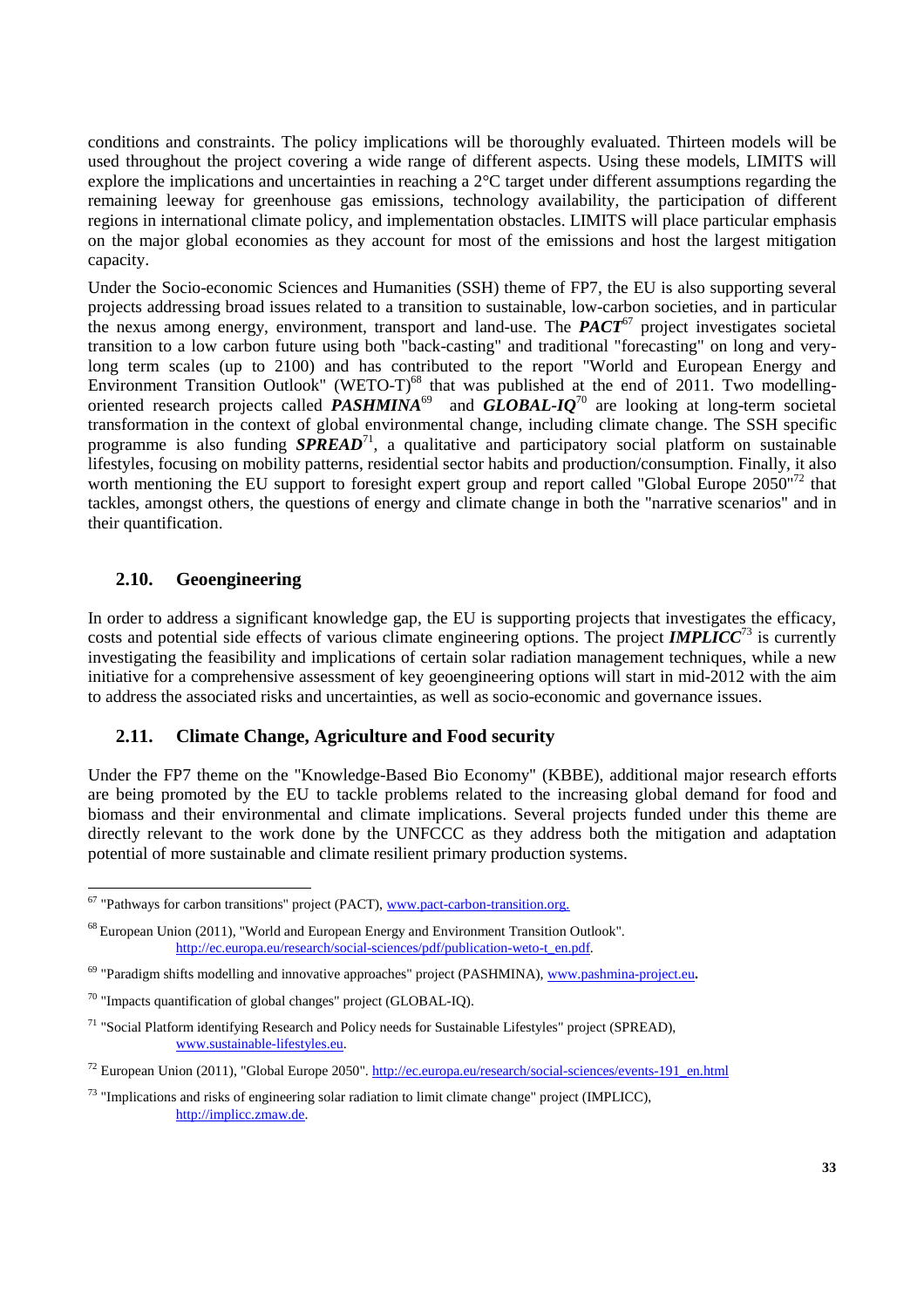conditions and constraints. The policy implications will be thoroughly evaluated. Thirteen models will be used throughout the project covering a wide range of different aspects. Using these models, LIMITS will explore the implications and uncertainties in reaching a 2°C target under different assumptions regarding the remaining leeway for greenhouse gas emissions, technology availability, the participation of different regions in international climate policy, and implementation obstacles. LIMITS will place particular emphasis on the major global economies as they account for most of the emissions and host the largest mitigation capacity.

Under the Socio-economic Sciences and Humanities (SSH) theme of FP7, the EU is also supporting several projects addressing broad issues related to a transition to sustainable, low-carbon societies, and in particular the nexus among energy, environment, transport and land-use. The ***PACT***[67] project investigates societal transition to a low carbon future using both "back-casting" and traditional "forecasting" on long and very-long term scales (up to 2100) and has contributed to the report "World and European Energy and Environment Transition Outlook" (WETO-T)[68] that was published at the end of 2011. Two modelling-oriented research projects called ***PASHMINA***[69] and ***GLOBAL-IQ***[70] are looking at long-term societal transformation in the context of global environmental change, including climate change. The SSH specific programme is also funding ***SPREAD***[71], a qualitative and participatory social platform on sustainable lifestyles, focusing on mobility patterns, residential sector habits and production/consumption. Finally, it also worth mentioning the EU support to foresight expert group and report called "Global Europe 2050"[72] that tackles, amongst others, the questions of energy and climate change in both the "narrative scenarios" and in their quantification.

## 2.10. Geoengineering

In order to address a significant knowledge gap, the EU is supporting projects that investigates the efficacy, costs and potential side effects of various climate engineering options. The project ***IMPLICC***[73] is currently investigating the feasibility and implications of certain solar radiation management techniques, while a new initiative for a comprehensive assessment of key geoengineering options will start in mid-2012 with the aim to address the associated risks and uncertainties, as well as socio-economic and governance issues.

## 2.11. Climate Change, Agriculture and Food security

Under the FP7 theme on the "Knowledge-Based Bio Economy" (KBBE), additional major research efforts are being promoted by the EU to tackle problems related to the increasing global demand for food and biomass and their environmental and climate implications. Several projects funded under this theme are directly relevant to the work done by the UNFCCC as they address both the mitigation and adaptation potential of more sustainable and climate resilient primary production systems.

---

[67] "Pathways for carbon transitions" project (PACT), www.pact-carbon-transition.org.

[68] European Union (2011), "World and European Energy and Environment Transition Outlook". http://ec.europa.eu/research/social-sciences/pdf/publication-weto-t_en.pdf.

[69] "Paradigm shifts modelling and innovative approaches" project (PASHMINA), www.pashmina-project.eu.

[70] "Impacts quantification of global changes" project (GLOBAL-IQ).

[71] "Social Platform identifying Research and Policy needs for Sustainable Lifestyles" project (SPREAD), www.sustainable-lifestyles.eu.

[72] European Union (2011), "Global Europe 2050". http://ec.europa.eu/research/social-sciences/events-191_en.html

[73] "Implications and risks of engineering solar radiation to limit climate change" project (IMPLICC), http://implicc.zmaw.de.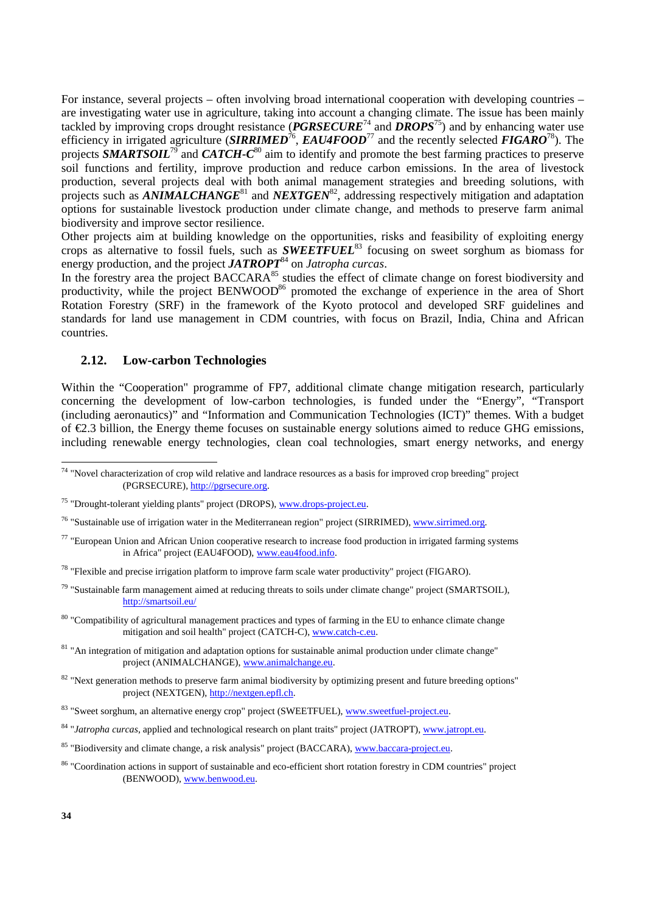For instance, several projects – often involving broad international cooperation with developing countries – are investigating water use in agriculture, taking into account a changing climate. The issue has been mainly tackled by improving crops drought resistance (***PGRSECURE***[74] and ***DROPS***[75]) and by enhancing water use efficiency in irrigated agriculture (***SIRRIMED***[76], ***EAU4FOOD***[77] and the recently selected ***FIGARO***[78]). The projects ***SMARTSOIL***[79] and ***CATCH-C***[80] aim to identify and promote the best farming practices to preserve soil functions and fertility, improve production and reduce carbon emissions. In the area of livestock production, several projects deal with both animal management strategies and breeding solutions, with projects such as ***ANIMALCHANGE***[81] and ***NEXTGEN***[82], addressing respectively mitigation and adaptation options for sustainable livestock production under climate change, and methods to preserve farm animal biodiversity and improve sector resilience.

Other projects aim at building knowledge on the opportunities, risks and feasibility of exploiting energy crops as alternative to fossil fuels, such as ***SWEETFUEL***[83] focusing on sweet sorghum as biomass for energy production, and the project ***JATROPT***[84] on *Jatropha curcas*.

In the forestry area the project BACCARA[85] studies the effect of climate change on forest biodiversity and productivity, while the project BENWOOD[86] promoted the exchange of experience in the area of Short Rotation Forestry (SRF) in the framework of the Kyoto protocol and developed SRF guidelines and standards for land use management in CDM countries, with focus on Brazil, India, China and African countries.

### 2.12. Low-carbon Technologies

Within the "Cooperation" programme of FP7, additional climate change mitigation research, particularly concerning the development of low-carbon technologies, is funded under the "Energy", "Transport (including aeronautics)" and "Information and Communication Technologies (ICT)" themes. With a budget of €2.3 billion, the Energy theme focuses on sustainable energy solutions aimed to reduce GHG emissions, including renewable energy technologies, clean coal technologies, smart energy networks, and energy

---

[74] "Novel characterization of crop wild relative and landrace resources as a basis for improved crop breeding" project (PGRSECURE), http://pgrsecure.org.

[75] "Drought-tolerant yielding plants" project (DROPS), www.drops-project.eu.

[76] "Sustainable use of irrigation water in the Mediterranean region" project (SIRRIMED), www.sirrimed.org.

[77] "European Union and African Union cooperative research to increase food production in irrigated farming systems in Africa" project (EAU4FOOD), www.eau4food.info.

[78] "Flexible and precise irrigation platform to improve farm scale water productivity" project (FIGARO).

[79] "Sustainable farm management aimed at reducing threats to soils under climate change" project (SMARTSOIL), http://smartsoil.eu/

[80] "Compatibility of agricultural management practices and types of farming in the EU to enhance climate change mitigation and soil health" project (CATCH-C), www.catch-c.eu.

[81] "An integration of mitigation and adaptation options for sustainable animal production under climate change" project (ANIMALCHANGE), www.animalchange.eu.

[82] "Next generation methods to preserve farm animal biodiversity by optimizing present and future breeding options" project (NEXTGEN), http://nextgen.epfl.ch.

[83] "Sweet sorghum, an alternative energy crop" project (SWEETFUEL), www.sweetfuel-project.eu.

[84] "*Jatropha curcas*, applied and technological research on plant traits" project (JATROPT), www.jatropt.eu.

[85] "Biodiversity and climate change, a risk analysis" project (BACCARA), www.baccara-project.eu.

[86] "Coordination actions in support of sustainable and eco-efficient short rotation forestry in CDM countries" project (BENWOOD), www.benwood.eu.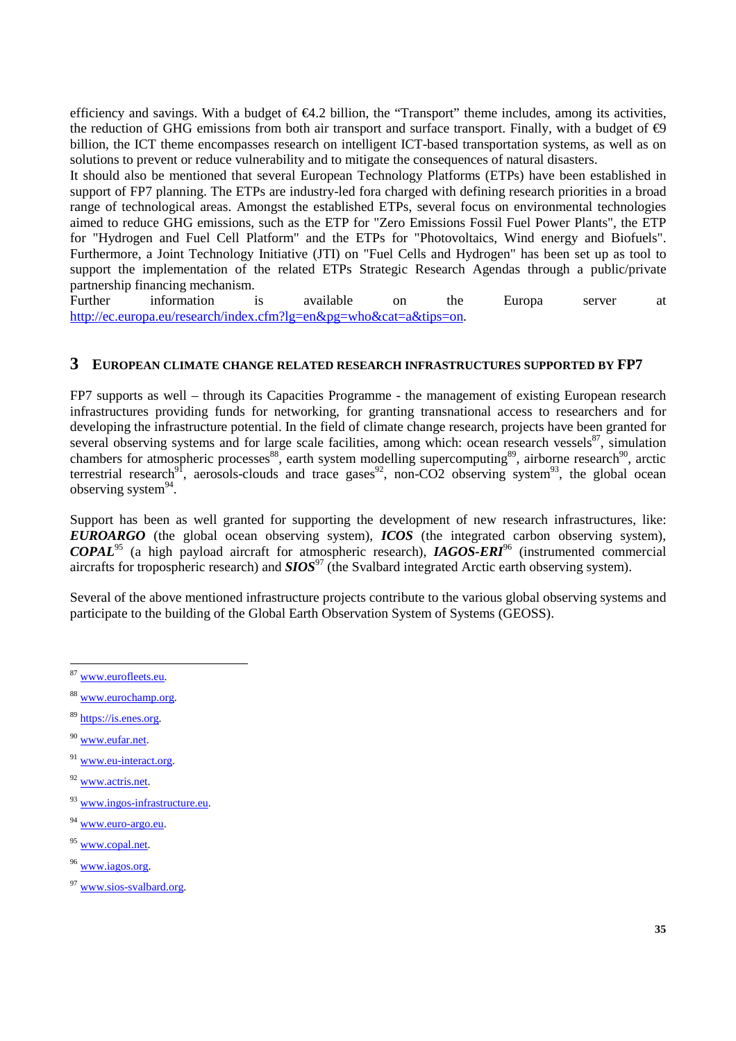efficiency and savings. With a budget of €4.2 billion, the "Transport" theme includes, among its activities, the reduction of GHG emissions from both air transport and surface transport. Finally, with a budget of €9 billion, the ICT theme encompasses research on intelligent ICT-based transportation systems, as well as on solutions to prevent or reduce vulnerability and to mitigate the consequences of natural disasters.

It should also be mentioned that several European Technology Platforms (ETPs) have been established in support of FP7 planning. The ETPs are industry-led fora charged with defining research priorities in a broad range of technological areas. Amongst the established ETPs, several focus on environmental technologies aimed to reduce GHG emissions, such as the ETP for "Zero Emissions Fossil Fuel Power Plants", the ETP for "Hydrogen and Fuel Cell Platform" and the ETPs for "Photovoltaics, Wind energy and Biofuels". Furthermore, a Joint Technology Initiative (JTI) on "Fuel Cells and Hydrogen" has been set up as tool to support the implementation of the related ETPs Strategic Research Agendas through a public/private partnership financing mechanism.

Further information is available on the Europa server at http://ec.europa.eu/research/index.cfm?lg=en&pg=who&cat=a&tips=on.

# 3 European Climate Change Related Research Infrastructures Supported by FP7

FP7 supports as well – through its Capacities Programme - the management of existing European research infrastructures providing funds for networking, for granting transnational access to researchers and for developing the infrastructure potential. In the field of climate change research, projects have been granted for several observing systems and for large scale facilities, among which: ocean research vessels[87], simulation chambers for atmospheric processes[88], earth system modelling supercomputing[89], airborne research[90], arctic terrestrial research[91], aerosols-clouds and trace gases[92], non-CO2 observing system[93], the global ocean observing system[94].

Support has been as well granted for supporting the development of new research infrastructures, like: ***EUROARGO*** (the global ocean observing system), ***ICOS*** (the integrated carbon observing system), ***COPAL***[95] (a high payload aircraft for atmospheric research), ***IAGOS-ERI***[96] (instrumented commercial aircrafts for tropospheric research) and ***SIOS***[97] (the Svalbard integrated Arctic earth observing system).

Several of the above mentioned infrastructure projects contribute to the various global observing systems and participate to the building of the Global Earth Observation System of Systems (GEOSS).

---

[87] www.eurofleets.eu.

[88] www.eurochamp.org.

[89] https://is.enes.org.

[90] www.eufar.net.

[91] www.eu-interact.org.

[92] www.actris.net.

[93] www.ingos-infrastructure.eu.

[94] www.euro-argo.eu.

[95] www.copal.net.

[96] www.iagos.org.

[97] www.sios-svalbard.org.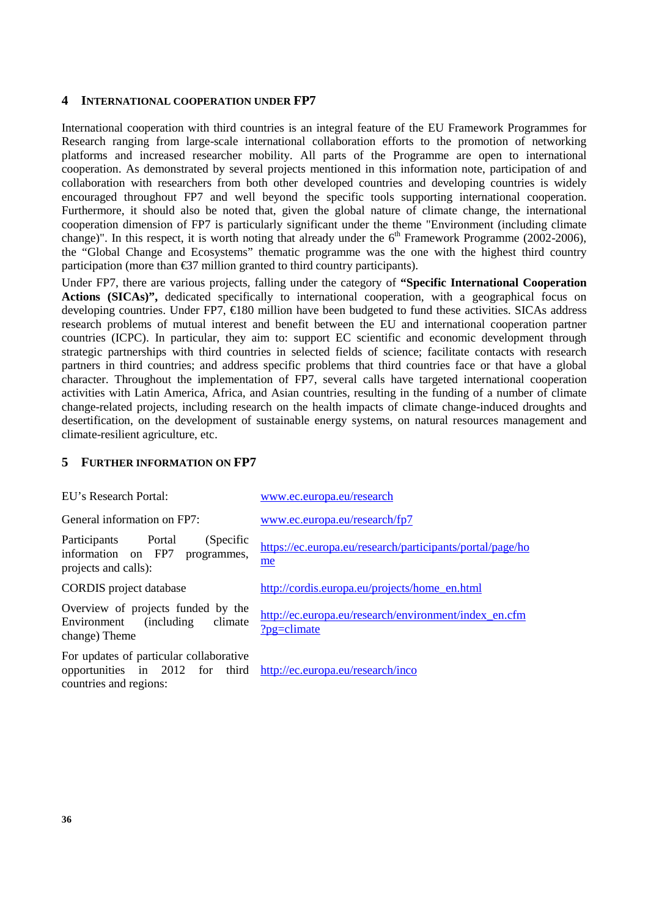## 4 International cooperation under FP7

International cooperation with third countries is an integral feature of the EU Framework Programmes for Research ranging from large-scale international collaboration efforts to the promotion of networking platforms and increased researcher mobility. All parts of the Programme are open to international cooperation. As demonstrated by several projects mentioned in this information note, participation of and collaboration with researchers from both other developed countries and developing countries is widely encouraged throughout FP7 and well beyond the specific tools supporting international cooperation. Furthermore, it should also be noted that, given the global nature of climate change, the international cooperation dimension of FP7 is particularly significant under the theme "Environment (including climate change)". In this respect, it is worth noting that already under the 6th Framework Programme (2002-2006), the "Global Change and Ecosystems" thematic programme was the one with the highest third country participation (more than €37 million granted to third country participants).

Under FP7, there are various projects, falling under the category of **"Specific International Cooperation Actions (SICAs)",** dedicated specifically to international cooperation, with a geographical focus on developing countries. Under FP7, €180 million have been budgeted to fund these activities. SICAs address research problems of mutual interest and benefit between the EU and international cooperation partner countries (ICPC). In particular, they aim to: support EC scientific and economic development through strategic partnerships with third countries in selected fields of science; facilitate contacts with research partners in third countries; and address specific problems that third countries face or that have a global character. Throughout the implementation of FP7, several calls have targeted international cooperation activities with Latin America, Africa, and Asian countries, resulting in the funding of a number of climate change-related projects, including research on the health impacts of climate change-induced droughts and desertification, on the development of sustainable energy systems, on natural resources management and climate-resilient agriculture, etc.

## 5 Further information on FP7

| | |
|---|---|
| EU's Research Portal: | www.ec.europa.eu/research |
| General information on FP7: | www.ec.europa.eu/research/fp7 |
| Participants Portal (Specific information on FP7 programmes, projects and calls): | https://ec.europa.eu/research/participants/portal/page/home |
| CORDIS project database | http://cordis.europa.eu/projects/home_en.html |
| Overview of projects funded by the Environment (including climate change) Theme | http://ec.europa.eu/research/environment/index_en.cfm?pg=climate |
| For updates of particular collaborative opportunities in 2012 for third countries and regions: | http://ec.europa.eu/research/inco |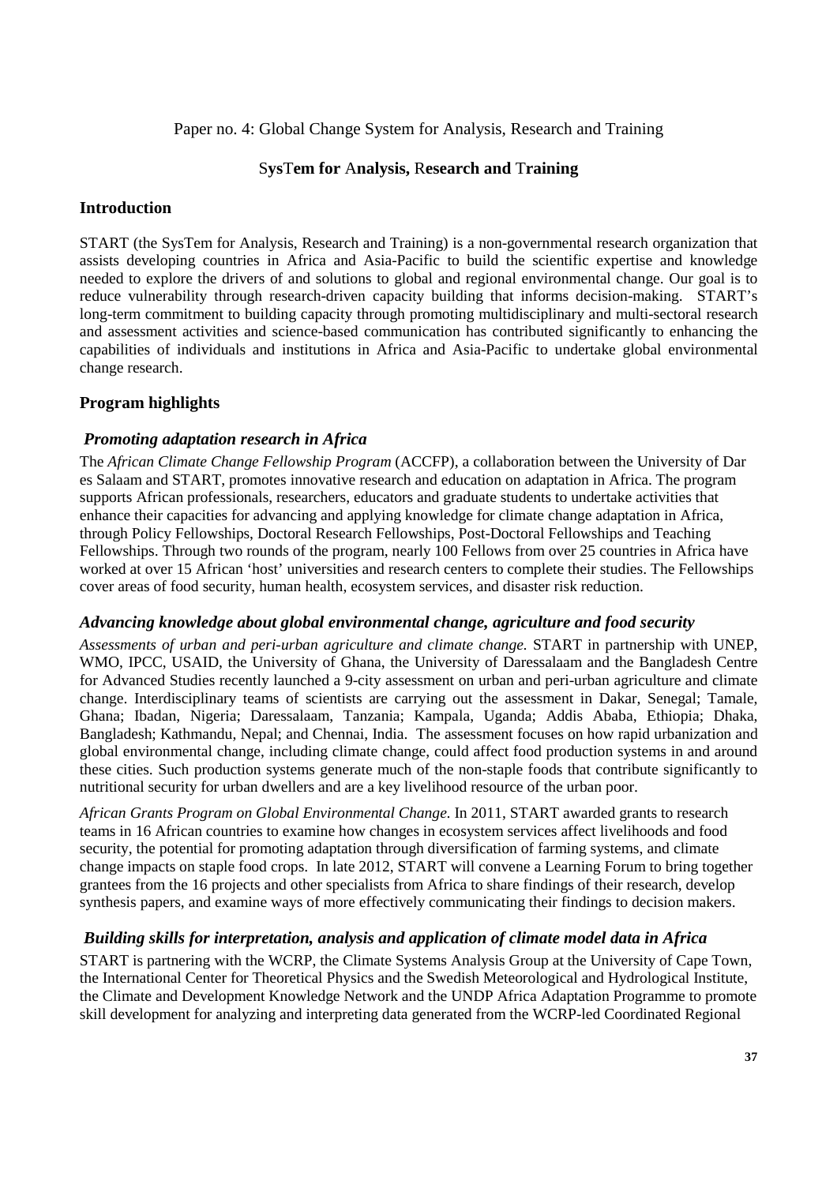Paper no. 4: Global Change System for Analysis, Research and Training

## SysTem for Analysis, Research and Training

## Introduction

START (the SysTem for Analysis, Research and Training) is a non-governmental research organization that assists developing countries in Africa and Asia-Pacific to build the scientific expertise and knowledge needed to explore the drivers of and solutions to global and regional environmental change. Our goal is to reduce vulnerability through research-driven capacity building that informs decision-making. START's long-term commitment to building capacity through promoting multidisciplinary and multi-sectoral research and assessment activities and science-based communication has contributed significantly to enhancing the capabilities of individuals and institutions in Africa and Asia-Pacific to undertake global environmental change research.

## Program highlights

### *Promoting adaptation research in Africa*

The *African Climate Change Fellowship Program* (ACCFP), a collaboration between the University of Dar es Salaam and START, promotes innovative research and education on adaptation in Africa. The program supports African professionals, researchers, educators and graduate students to undertake activities that enhance their capacities for advancing and applying knowledge for climate change adaptation in Africa, through Policy Fellowships, Doctoral Research Fellowships, Post-Doctoral Fellowships and Teaching Fellowships. Through two rounds of the program, nearly 100 Fellows from over 25 countries in Africa have worked at over 15 African 'host' universities and research centers to complete their studies. The Fellowships cover areas of food security, human health, ecosystem services, and disaster risk reduction.

### *Advancing knowledge about global environmental change, agriculture and food security*

*Assessments of urban and peri-urban agriculture and climate change.* START in partnership with UNEP, WMO, IPCC, USAID, the University of Ghana, the University of Daressalaam and the Bangladesh Centre for Advanced Studies recently launched a 9-city assessment on urban and peri-urban agriculture and climate change. Interdisciplinary teams of scientists are carrying out the assessment in Dakar, Senegal; Tamale, Ghana; Ibadan, Nigeria; Daressalaam, Tanzania; Kampala, Uganda; Addis Ababa, Ethiopia; Dhaka, Bangladesh; Kathmandu, Nepal; and Chennai, India. The assessment focuses on how rapid urbanization and global environmental change, including climate change, could affect food production systems in and around these cities. Such production systems generate much of the non-staple foods that contribute significantly to nutritional security for urban dwellers and are a key livelihood resource of the urban poor.

*African Grants Program on Global Environmental Change.* In 2011, START awarded grants to research teams in 16 African countries to examine how changes in ecosystem services affect livelihoods and food security, the potential for promoting adaptation through diversification of farming systems, and climate change impacts on staple food crops. In late 2012, START will convene a Learning Forum to bring together grantees from the 16 projects and other specialists from Africa to share findings of their research, develop synthesis papers, and examine ways of more effectively communicating their findings to decision makers.

### *Building skills for interpretation, analysis and application of climate model data in Africa*

START is partnering with the WCRP, the Climate Systems Analysis Group at the University of Cape Town, the International Center for Theoretical Physics and the Swedish Meteorological and Hydrological Institute, the Climate and Development Knowledge Network and the UNDP Africa Adaptation Programme to promote skill development for analyzing and interpreting data generated from the WCRP-led Coordinated Regional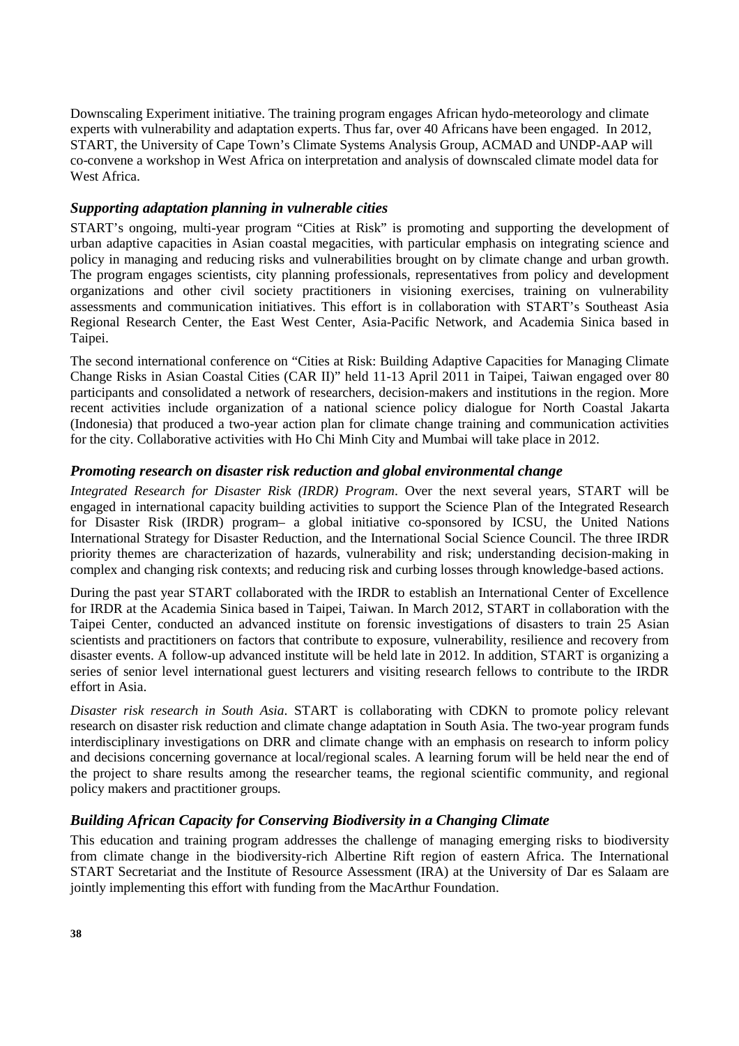Downscaling Experiment initiative. The training program engages African hydo-meteorology and climate experts with vulnerability and adaptation experts. Thus far, over 40 Africans have been engaged. In 2012, START, the University of Cape Town's Climate Systems Analysis Group, ACMAD and UNDP-AAP will co-convene a workshop in West Africa on interpretation and analysis of downscaled climate model data for West Africa.

### *Supporting adaptation planning in vulnerable cities*

START's ongoing, multi-year program "Cities at Risk" is promoting and supporting the development of urban adaptive capacities in Asian coastal megacities, with particular emphasis on integrating science and policy in managing and reducing risks and vulnerabilities brought on by climate change and urban growth. The program engages scientists, city planning professionals, representatives from policy and development organizations and other civil society practitioners in visioning exercises, training on vulnerability assessments and communication initiatives. This effort is in collaboration with START's Southeast Asia Regional Research Center, the East West Center, Asia-Pacific Network, and Academia Sinica based in Taipei.

The second international conference on "Cities at Risk: Building Adaptive Capacities for Managing Climate Change Risks in Asian Coastal Cities (CAR II)" held 11-13 April 2011 in Taipei, Taiwan engaged over 80 participants and consolidated a network of researchers, decision-makers and institutions in the region. More recent activities include organization of a national science policy dialogue for North Coastal Jakarta (Indonesia) that produced a two-year action plan for climate change training and communication activities for the city. Collaborative activities with Ho Chi Minh City and Mumbai will take place in 2012.

### *Promoting research on disaster risk reduction and global environmental change*

*Integrated Research for Disaster Risk (IRDR) Program*. Over the next several years, START will be engaged in international capacity building activities to support the Science Plan of the Integrated Research for Disaster Risk (IRDR) program– a global initiative co-sponsored by ICSU, the United Nations International Strategy for Disaster Reduction, and the International Social Science Council. The three IRDR priority themes are characterization of hazards, vulnerability and risk; understanding decision-making in complex and changing risk contexts; and reducing risk and curbing losses through knowledge-based actions.

During the past year START collaborated with the IRDR to establish an International Center of Excellence for IRDR at the Academia Sinica based in Taipei, Taiwan. In March 2012, START in collaboration with the Taipei Center, conducted an advanced institute on forensic investigations of disasters to train 25 Asian scientists and practitioners on factors that contribute to exposure, vulnerability, resilience and recovery from disaster events. A follow-up advanced institute will be held late in 2012. In addition, START is organizing a series of senior level international guest lecturers and visiting research fellows to contribute to the IRDR effort in Asia.

*Disaster risk research in South Asia*. START is collaborating with CDKN to promote policy relevant research on disaster risk reduction and climate change adaptation in South Asia. The two-year program funds interdisciplinary investigations on DRR and climate change with an emphasis on research to inform policy and decisions concerning governance at local/regional scales. A learning forum will be held near the end of the project to share results among the researcher teams, the regional scientific community, and regional policy makers and practitioner groups.

### *Building African Capacity for Conserving Biodiversity in a Changing Climate*

This education and training program addresses the challenge of managing emerging risks to biodiversity from climate change in the biodiversity-rich Albertine Rift region of eastern Africa. The International START Secretariat and the Institute of Resource Assessment (IRA) at the University of Dar es Salaam are jointly implementing this effort with funding from the MacArthur Foundation.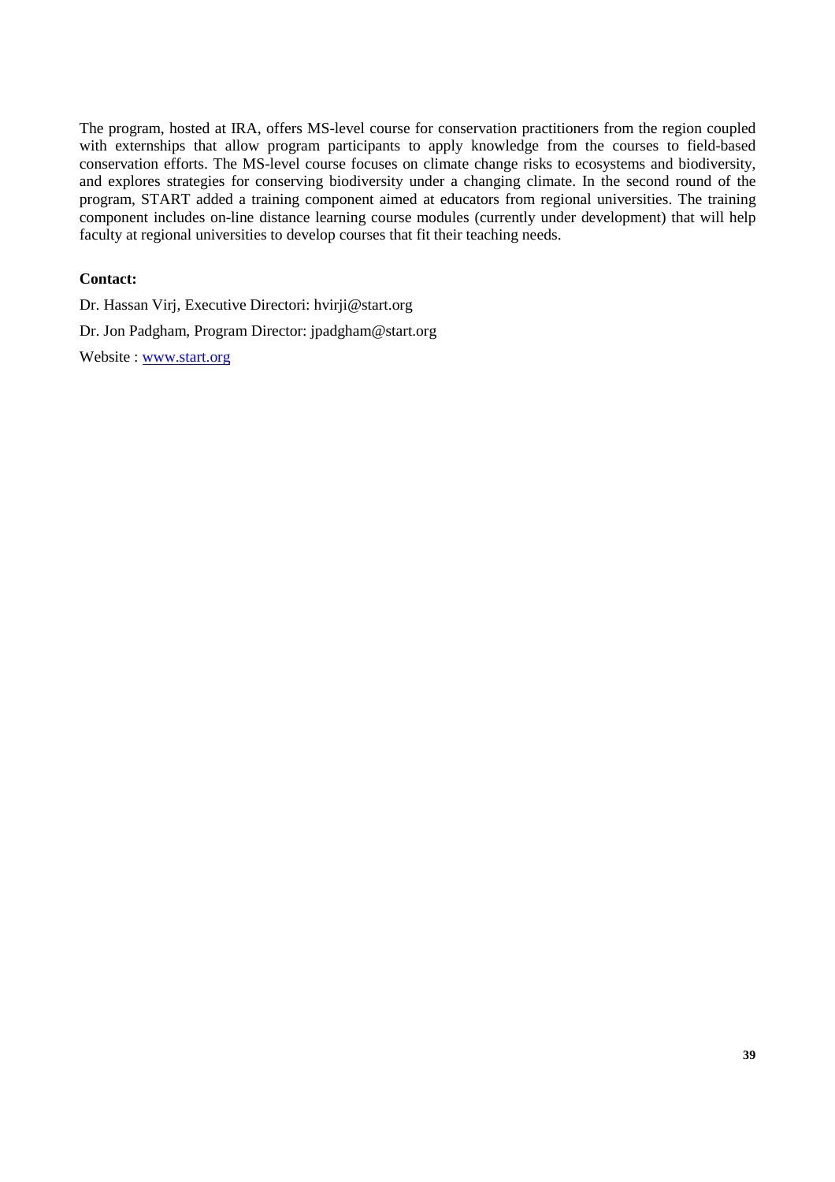The program, hosted at IRA, offers MS-level course for conservation practitioners from the region coupled with externships that allow program participants to apply knowledge from the courses to field-based conservation efforts. The MS-level course focuses on climate change risks to ecosystems and biodiversity, and explores strategies for conserving biodiversity under a changing climate. In the second round of the program, START added a training component aimed at educators from regional universities. The training component includes on-line distance learning course modules (currently under development) that will help faculty at regional universities to develop courses that fit their teaching needs.

**Contact:**

Dr. Hassan Virj, Executive Directori: hvirji@start.org

Dr. Jon Padgham, Program Director: jpadgham@start.org

Website : [www.start.org](www.start.org)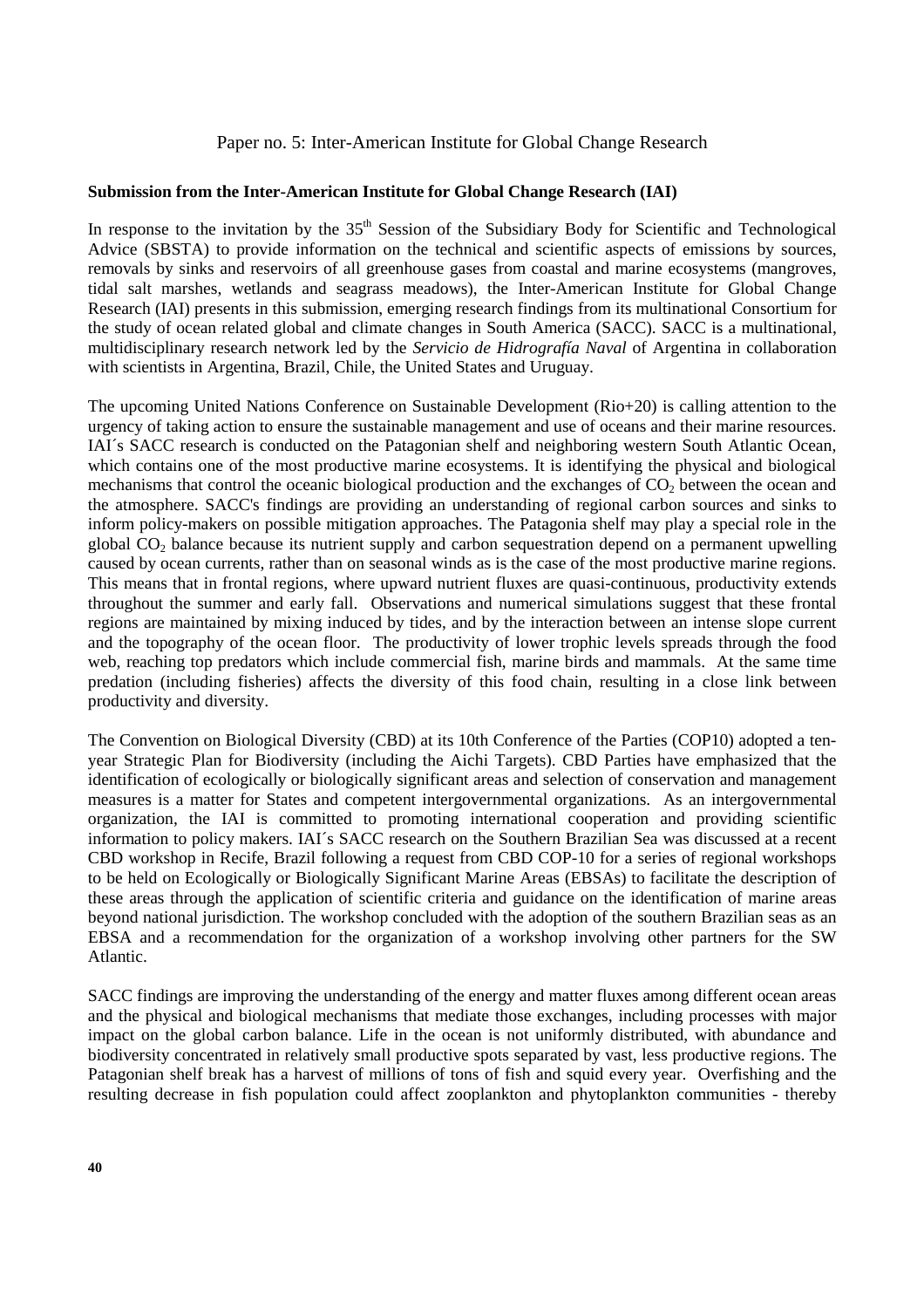Paper no. 5: Inter-American Institute for Global Change Research

**Submission from the Inter-American Institute for Global Change Research (IAI)**

In response to the invitation by the 35th Session of the Subsidiary Body for Scientific and Technological Advice (SBSTA) to provide information on the technical and scientific aspects of emissions by sources, removals by sinks and reservoirs of all greenhouse gases from coastal and marine ecosystems (mangroves, tidal salt marshes, wetlands and seagrass meadows), the Inter-American Institute for Global Change Research (IAI) presents in this submission, emerging research findings from its multinational Consortium for the study of ocean related global and climate changes in South America (SACC). SACC is a multinational, multidisciplinary research network led by the *Servicio de Hidrografía Naval* of Argentina in collaboration with scientists in Argentina, Brazil, Chile, the United States and Uruguay.

The upcoming United Nations Conference on Sustainable Development (Rio+20) is calling attention to the urgency of taking action to ensure the sustainable management and use of oceans and their marine resources. IAI´s SACC research is conducted on the Patagonian shelf and neighboring western South Atlantic Ocean, which contains one of the most productive marine ecosystems. It is identifying the physical and biological mechanisms that control the oceanic biological production and the exchanges of $CO_2$ between the ocean and the atmosphere. SACC's findings are providing an understanding of regional carbon sources and sinks to inform policy-makers on possible mitigation approaches. The Patagonia shelf may play a special role in the global $CO_2$ balance because its nutrient supply and carbon sequestration depend on a permanent upwelling caused by ocean currents, rather than on seasonal winds as is the case of the most productive marine regions. This means that in frontal regions, where upward nutrient fluxes are quasi-continuous, productivity extends throughout the summer and early fall. Observations and numerical simulations suggest that these frontal regions are maintained by mixing induced by tides, and by the interaction between an intense slope current and the topography of the ocean floor. The productivity of lower trophic levels spreads through the food web, reaching top predators which include commercial fish, marine birds and mammals. At the same time predation (including fisheries) affects the diversity of this food chain, resulting in a close link between productivity and diversity.

The Convention on Biological Diversity (CBD) at its 10th Conference of the Parties (COP10) adopted a ten-year Strategic Plan for Biodiversity (including the Aichi Targets). CBD Parties have emphasized that the identification of ecologically or biologically significant areas and selection of conservation and management measures is a matter for States and competent intergovernmental organizations. As an intergovernmental organization, the IAI is committed to promoting international cooperation and providing scientific information to policy makers. IAI´s SACC research on the Southern Brazilian Sea was discussed at a recent CBD workshop in Recife, Brazil following a request from CBD COP-10 for a series of regional workshops to be held on Ecologically or Biologically Significant Marine Areas (EBSAs) to facilitate the description of these areas through the application of scientific criteria and guidance on the identification of marine areas beyond national jurisdiction. The workshop concluded with the adoption of the southern Brazilian seas as an EBSA and a recommendation for the organization of a workshop involving other partners for the SW Atlantic.

SACC findings are improving the understanding of the energy and matter fluxes among different ocean areas and the physical and biological mechanisms that mediate those exchanges, including processes with major impact on the global carbon balance. Life in the ocean is not uniformly distributed, with abundance and biodiversity concentrated in relatively small productive spots separated by vast, less productive regions. The Patagonian shelf break has a harvest of millions of tons of fish and squid every year. Overfishing and the resulting decrease in fish population could affect zooplankton and phytoplankton communities - thereby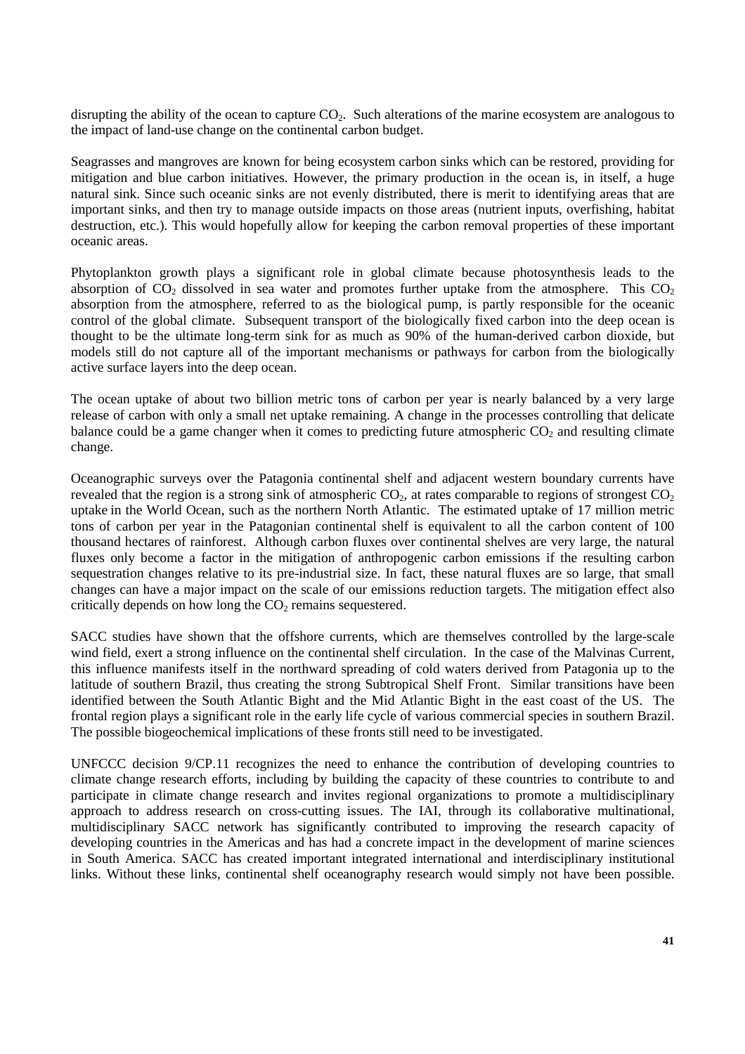disrupting the ability of the ocean to capture $CO_2$. Such alterations of the marine ecosystem are analogous to the impact of land-use change on the continental carbon budget.

Seagrasses and mangroves are known for being ecosystem carbon sinks which can be restored, providing for mitigation and blue carbon initiatives. However, the primary production in the ocean is, in itself, a huge natural sink. Since such oceanic sinks are not evenly distributed, there is merit to identifying areas that are important sinks, and then try to manage outside impacts on those areas (nutrient inputs, overfishing, habitat destruction, etc.). This would hopefully allow for keeping the carbon removal properties of these important oceanic areas.

Phytoplankton growth plays a significant role in global climate because photosynthesis leads to the absorption of $CO_2$ dissolved in sea water and promotes further uptake from the atmosphere. This $CO_2$ absorption from the atmosphere, referred to as the biological pump, is partly responsible for the oceanic control of the global climate. Subsequent transport of the biologically fixed carbon into the deep ocean is thought to be the ultimate long-term sink for as much as 90% of the human-derived carbon dioxide, but models still do not capture all of the important mechanisms or pathways for carbon from the biologically active surface layers into the deep ocean.

The ocean uptake of about two billion metric tons of carbon per year is nearly balanced by a very large release of carbon with only a small net uptake remaining. A change in the processes controlling that delicate balance could be a game changer when it comes to predicting future atmospheric $CO_2$ and resulting climate change.

Oceanographic surveys over the Patagonia continental shelf and adjacent western boundary currents have revealed that the region is a strong sink of atmospheric $CO_2$, at rates comparable to regions of strongest $CO_2$ uptake in the World Ocean, such as the northern North Atlantic. The estimated uptake of 17 million metric tons of carbon per year in the Patagonian continental shelf is equivalent to all the carbon content of 100 thousand hectares of rainforest. Although carbon fluxes over continental shelves are very large, the natural fluxes only become a factor in the mitigation of anthropogenic carbon emissions if the resulting carbon sequestration changes relative to its pre-industrial size. In fact, these natural fluxes are so large, that small changes can have a major impact on the scale of our emissions reduction targets. The mitigation effect also critically depends on how long the $CO_2$ remains sequestered.

SACC studies have shown that the offshore currents, which are themselves controlled by the large-scale wind field, exert a strong influence on the continental shelf circulation. In the case of the Malvinas Current, this influence manifests itself in the northward spreading of cold waters derived from Patagonia up to the latitude of southern Brazil, thus creating the strong Subtropical Shelf Front. Similar transitions have been identified between the South Atlantic Bight and the Mid Atlantic Bight in the east coast of the US. The frontal region plays a significant role in the early life cycle of various commercial species in southern Brazil. The possible biogeochemical implications of these fronts still need to be investigated.

UNFCCC decision 9/CP.11 recognizes the need to enhance the contribution of developing countries to climate change research efforts, including by building the capacity of these countries to contribute to and participate in climate change research and invites regional organizations to promote a multidisciplinary approach to address research on cross-cutting issues. The IAI, through its collaborative multinational, multidisciplinary SACC network has significantly contributed to improving the research capacity of developing countries in the Americas and has had a concrete impact in the development of marine sciences in South America. SACC has created important integrated international and interdisciplinary institutional links. Without these links, continental shelf oceanography research would simply not have been possible.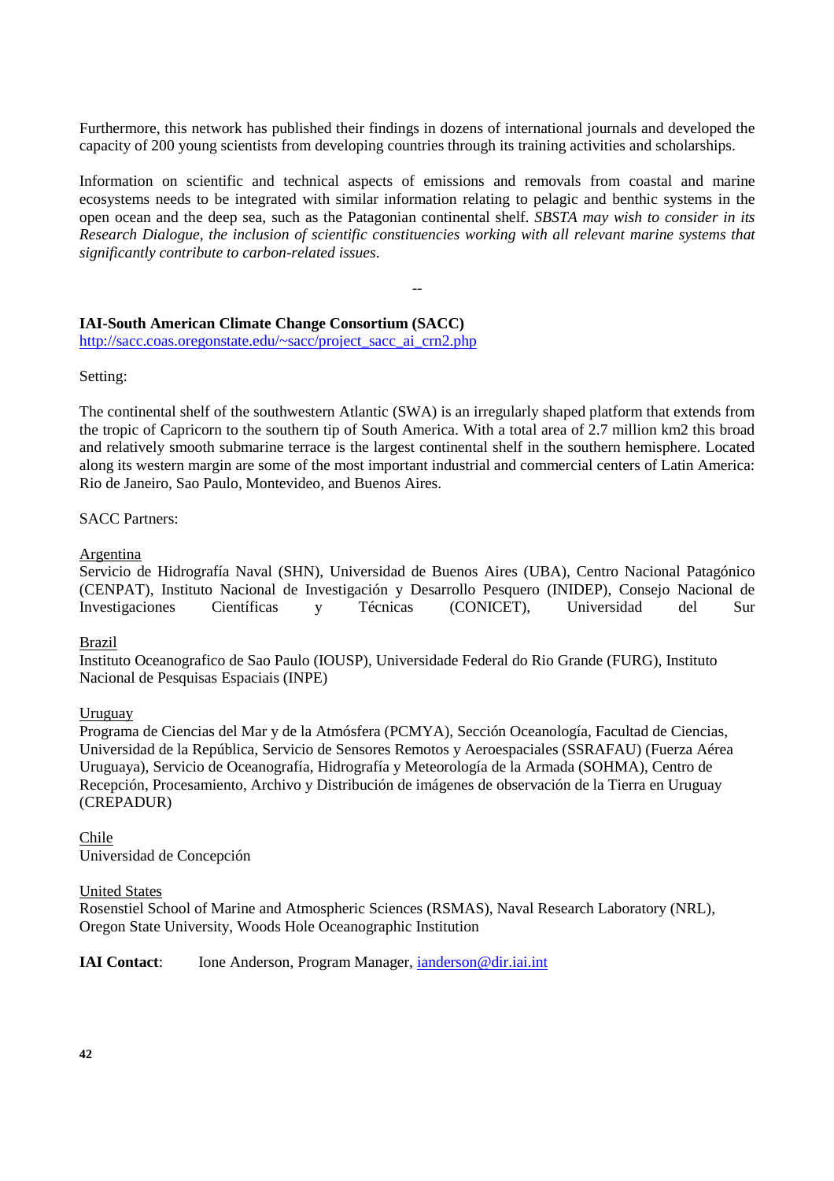Furthermore, this network has published their findings in dozens of international journals and developed the capacity of 200 young scientists from developing countries through its training activities and scholarships.

Information on scientific and technical aspects of emissions and removals from coastal and marine ecosystems needs to be integrated with similar information relating to pelagic and benthic systems in the open ocean and the deep sea, such as the Patagonian continental shelf. *SBSTA may wish to consider in its Research Dialogue, the inclusion of scientific constituencies working with all relevant marine systems that significantly contribute to carbon-related issues*.

--

**IAI-South American Climate Change Consortium (SACC)**
http://sacc.coas.oregonstate.edu/~sacc/project_sacc_ai_crn2.php

Setting:

The continental shelf of the southwestern Atlantic (SWA) is an irregularly shaped platform that extends from the tropic of Capricorn to the southern tip of South America. With a total area of 2.7 million km2 this broad and relatively smooth submarine terrace is the largest continental shelf in the southern hemisphere. Located along its western margin are some of the most important industrial and commercial centers of Latin America: Rio de Janeiro, Sao Paulo, Montevideo, and Buenos Aires.

SACC Partners:

Argentina
Servicio de Hidrografía Naval (SHN), Universidad de Buenos Aires (UBA), Centro Nacional Patagónico (CENPAT), Instituto Nacional de Investigación y Desarrollo Pesquero (INIDEP), Consejo Nacional de Investigaciones Científicas y Técnicas (CONICET), Universidad del Sur

Brazil
Instituto Oceanografico de Sao Paulo (IOUSP), Universidade Federal do Rio Grande (FURG), Instituto Nacional de Pesquisas Espaciais (INPE)

Uruguay
Programa de Ciencias del Mar y de la Atmósfera (PCMYA), Sección Oceanología, Facultad de Ciencias, Universidad de la República, Servicio de Sensores Remotos y Aeroespaciales (SSRAFAU) (Fuerza Aérea Uruguaya), Servicio de Oceanografía, Hidrografía y Meteorología de la Armada (SOHMA), Centro de Recepción, Procesamiento, Archivo y Distribución de imágenes de observación de la Tierra en Uruguay (CREPADUR)

Chile
Universidad de Concepción

United States
Rosenstiel School of Marine and Atmospheric Sciences (RSMAS), Naval Research Laboratory (NRL), Oregon State University, Woods Hole Oceanographic Institution

**IAI Contact**: Ione Anderson, Program Manager, ianderson@dir.iai.int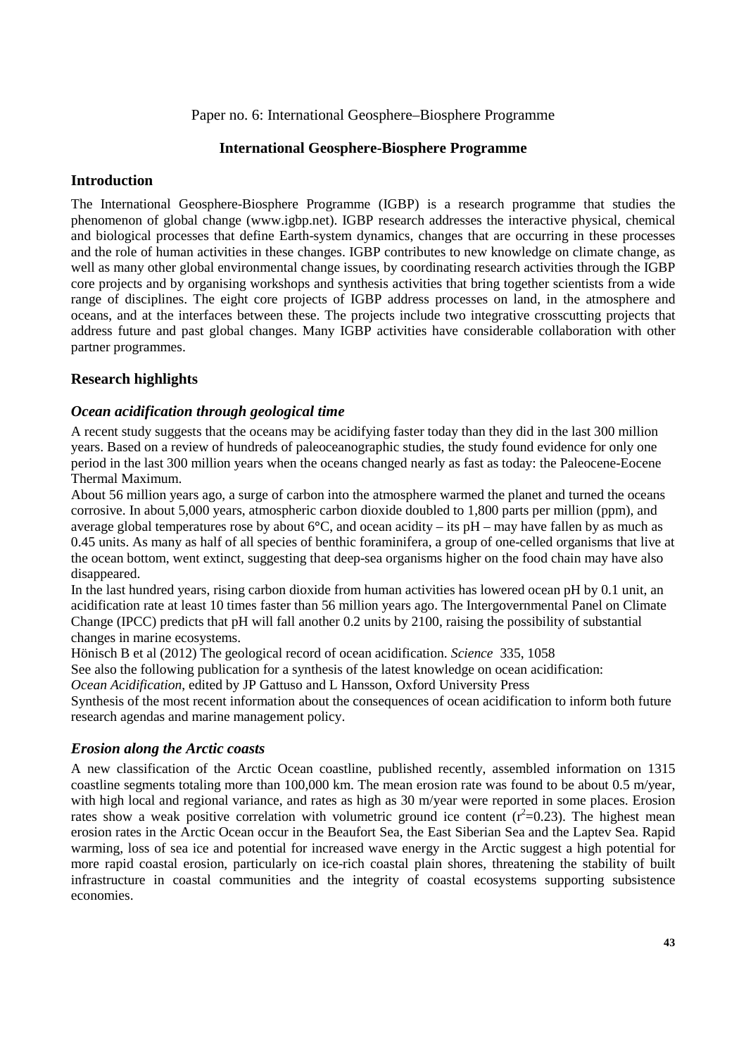Paper no. 6: International Geosphere–Biosphere Programme

# International Geosphere-Biosphere Programme

## Introduction

The International Geosphere-Biosphere Programme (IGBP) is a research programme that studies the phenomenon of global change (www.igbp.net). IGBP research addresses the interactive physical, chemical and biological processes that define Earth-system dynamics, changes that are occurring in these processes and the role of human activities in these changes. IGBP contributes to new knowledge on climate change, as well as many other global environmental change issues, by coordinating research activities through the IGBP core projects and by organising workshops and synthesis activities that bring together scientists from a wide range of disciplines. The eight core projects of IGBP address processes on land, in the atmosphere and oceans, and at the interfaces between these. The projects include two integrative crosscutting projects that address future and past global changes. Many IGBP activities have considerable collaboration with other partner programmes.

## Research highlights

### *Ocean acidification through geological time*

A recent study suggests that the oceans may be acidifying faster today than they did in the last 300 million years. Based on a review of hundreds of paleoceanographic studies, the study found evidence for only one period in the last 300 million years when the oceans changed nearly as fast as today: the Paleocene-Eocene Thermal Maximum.

About 56 million years ago, a surge of carbon into the atmosphere warmed the planet and turned the oceans corrosive. In about 5,000 years, atmospheric carbon dioxide doubled to 1,800 parts per million (ppm), and average global temperatures rose by about 6°C, and ocean acidity – its pH – may have fallen by as much as 0.45 units. As many as half of all species of benthic foraminifera, a group of one-celled organisms that live at the ocean bottom, went extinct, suggesting that deep-sea organisms higher on the food chain may have also disappeared.

In the last hundred years, rising carbon dioxide from human activities has lowered ocean pH by 0.1 unit, an acidification rate at least 10 times faster than 56 million years ago. The Intergovernmental Panel on Climate Change (IPCC) predicts that pH will fall another 0.2 units by 2100, raising the possibility of substantial changes in marine ecosystems.

Hönisch B et al (2012) The geological record of ocean acidification. *Science* 335, 1058

See also the following publication for a synthesis of the latest knowledge on ocean acidification:

*Ocean Acidification*, edited by JP Gattuso and L Hansson, Oxford University Press

Synthesis of the most recent information about the consequences of ocean acidification to inform both future research agendas and marine management policy.

### *Erosion along the Arctic coasts*

A new classification of the Arctic Ocean coastline, published recently, assembled information on 1315 coastline segments totaling more than 100,000 km. The mean erosion rate was found to be about 0.5 m/year, with high local and regional variance, and rates as high as 30 m/year were reported in some places. Erosion rates show a weak positive correlation with volumetric ground ice content ($r^2$=0.23). The highest mean erosion rates in the Arctic Ocean occur in the Beaufort Sea, the East Siberian Sea and the Laptev Sea. Rapid warming, loss of sea ice and potential for increased wave energy in the Arctic suggest a high potential for more rapid coastal erosion, particularly on ice-rich coastal plain shores, threatening the stability of built infrastructure in coastal communities and the integrity of coastal ecosystems supporting subsistence economies.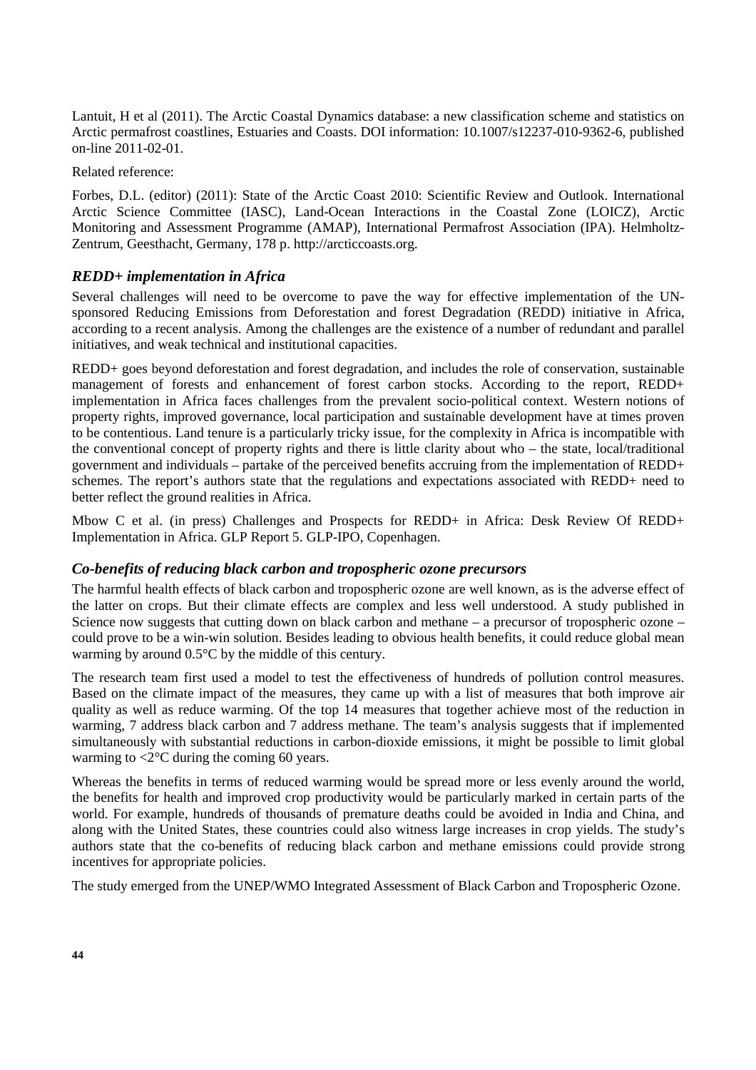Lantuit, H et al (2011). The Arctic Coastal Dynamics database: a new classification scheme and statistics on Arctic permafrost coastlines, Estuaries and Coasts. DOI information: 10.1007/s12237-010-9362-6, published on-line 2011-02-01.

Related reference:

Forbes, D.L. (editor) (2011): State of the Arctic Coast 2010: Scientific Review and Outlook. International Arctic Science Committee (IASC), Land-Ocean Interactions in the Coastal Zone (LOICZ), Arctic Monitoring and Assessment Programme (AMAP), International Permafrost Association (IPA). Helmholtz-Zentrum, Geesthacht, Germany, 178 p. http://arcticcoasts.org.

### *REDD+ implementation in Africa*

Several challenges will need to be overcome to pave the way for effective implementation of the UN-sponsored Reducing Emissions from Deforestation and forest Degradation (REDD) initiative in Africa, according to a recent analysis. Among the challenges are the existence of a number of redundant and parallel initiatives, and weak technical and institutional capacities.

REDD+ goes beyond deforestation and forest degradation, and includes the role of conservation, sustainable management of forests and enhancement of forest carbon stocks. According to the report, REDD+ implementation in Africa faces challenges from the prevalent socio-political context. Western notions of property rights, improved governance, local participation and sustainable development have at times proven to be contentious. Land tenure is a particularly tricky issue, for the complexity in Africa is incompatible with the conventional concept of property rights and there is little clarity about who – the state, local/traditional government and individuals – partake of the perceived benefits accruing from the implementation of REDD+ schemes. The report's authors state that the regulations and expectations associated with REDD+ need to better reflect the ground realities in Africa.

Mbow C et al. (in press) Challenges and Prospects for REDD+ in Africa: Desk Review Of REDD+ Implementation in Africa. GLP Report 5. GLP-IPO, Copenhagen.

### *Co-benefits of reducing black carbon and tropospheric ozone precursors*

The harmful health effects of black carbon and tropospheric ozone are well known, as is the adverse effect of the latter on crops. But their climate effects are complex and less well understood. A study published in Science now suggests that cutting down on black carbon and methane – a precursor of tropospheric ozone – could prove to be a win-win solution. Besides leading to obvious health benefits, it could reduce global mean warming by around 0.5°C by the middle of this century.

The research team first used a model to test the effectiveness of hundreds of pollution control measures. Based on the climate impact of the measures, they came up with a list of measures that both improve air quality as well as reduce warming. Of the top 14 measures that together achieve most of the reduction in warming, 7 address black carbon and 7 address methane. The team's analysis suggests that if implemented simultaneously with substantial reductions in carbon-dioxide emissions, it might be possible to limit global warming to $<2$°C during the coming 60 years.

Whereas the benefits in terms of reduced warming would be spread more or less evenly around the world, the benefits for health and improved crop productivity would be particularly marked in certain parts of the world. For example, hundreds of thousands of premature deaths could be avoided in India and China, and along with the United States, these countries could also witness large increases in crop yields. The study's authors state that the co-benefits of reducing black carbon and methane emissions could provide strong incentives for appropriate policies.

The study emerged from the UNEP/WMO Integrated Assessment of Black Carbon and Tropospheric Ozone.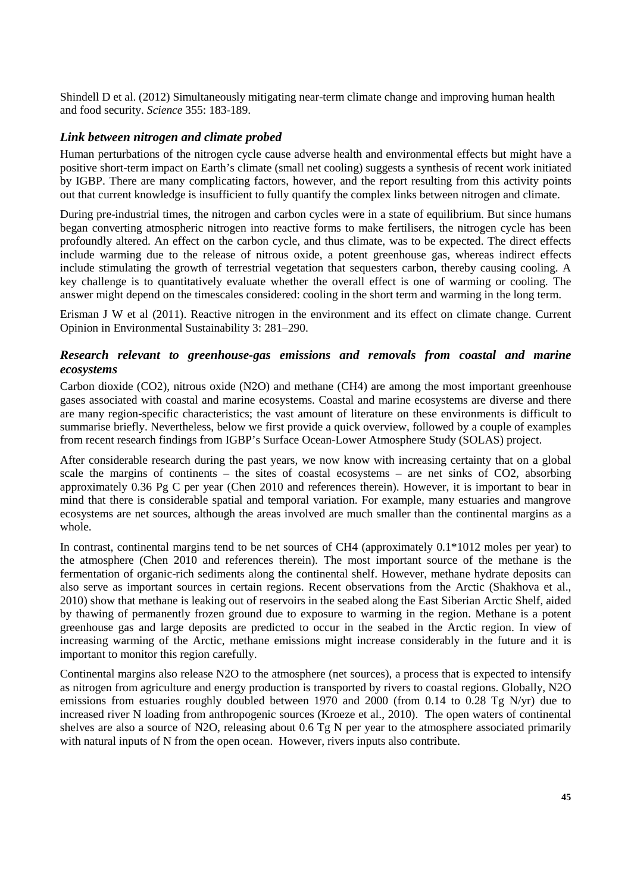Shindell D et al. (2012) Simultaneously mitigating near-term climate change and improving human health and food security. *Science* 355: 183-189.

### *Link between nitrogen and climate probed*

Human perturbations of the nitrogen cycle cause adverse health and environmental effects but might have a positive short-term impact on Earth's climate (small net cooling) suggests a synthesis of recent work initiated by IGBP. There are many complicating factors, however, and the report resulting from this activity points out that current knowledge is insufficient to fully quantify the complex links between nitrogen and climate.

During pre-industrial times, the nitrogen and carbon cycles were in a state of equilibrium. But since humans began converting atmospheric nitrogen into reactive forms to make fertilisers, the nitrogen cycle has been profoundly altered. An effect on the carbon cycle, and thus climate, was to be expected. The direct effects include warming due to the release of nitrous oxide, a potent greenhouse gas, whereas indirect effects include stimulating the growth of terrestrial vegetation that sequesters carbon, thereby causing cooling. A key challenge is to quantitatively evaluate whether the overall effect is one of warming or cooling. The answer might depend on the timescales considered: cooling in the short term and warming in the long term.

Erisman J W et al (2011). Reactive nitrogen in the environment and its effect on climate change. Current Opinion in Environmental Sustainability 3: 281–290.

### *Research relevant to greenhouse-gas emissions and removals from coastal and marine ecosystems*

Carbon dioxide ($CO_2$), nitrous oxide ($N_2O$) and methane ($CH_4$) are among the most important greenhouse gases associated with coastal and marine ecosystems. Coastal and marine ecosystems are diverse and there are many region-specific characteristics; the vast amount of literature on these environments is difficult to summarise briefly. Nevertheless, below we first provide a quick overview, followed by a couple of examples from recent research findings from IGBP's Surface Ocean-Lower Atmosphere Study (SOLAS) project.

After considerable research during the past years, we now know with increasing certainty that on a global scale the margins of continents – the sites of coastal ecosystems – are net sinks of $CO_2$, absorbing approximately 0.36 Pg C per year (Chen 2010 and references therein). However, it is important to bear in mind that there is considerable spatial and temporal variation. For example, many estuaries and mangrove ecosystems are net sources, although the areas involved are much smaller than the continental margins as a whole.

In contrast, continental margins tend to be net sources of $CH_4$ (approximately $0.1*10^{12}$ moles per year) to the atmosphere (Chen 2010 and references therein). The most important source of the methane is the fermentation of organic-rich sediments along the continental shelf. However, methane hydrate deposits can also serve as important sources in certain regions. Recent observations from the Arctic (Shakhova et al., 2010) show that methane is leaking out of reservoirs in the seabed along the East Siberian Arctic Shelf, aided by thawing of permanently frozen ground due to exposure to warming in the region. Methane is a potent greenhouse gas and large deposits are predicted to occur in the seabed in the Arctic region. In view of increasing warming of the Arctic, methane emissions might increase considerably in the future and it is important to monitor this region carefully.

Continental margins also release $N_2O$ to the atmosphere (net sources), a process that is expected to intensify as nitrogen from agriculture and energy production is transported by rivers to coastal regions. Globally, $N_2O$ emissions from estuaries roughly doubled between 1970 and 2000 (from 0.14 to 0.28 Tg N/yr) due to increased river N loading from anthropogenic sources (Kroeze et al., 2010). The open waters of continental shelves are also a source of $N_2O$, releasing about 0.6 Tg N per year to the atmosphere associated primarily with natural inputs of N from the open ocean. However, rivers inputs also contribute.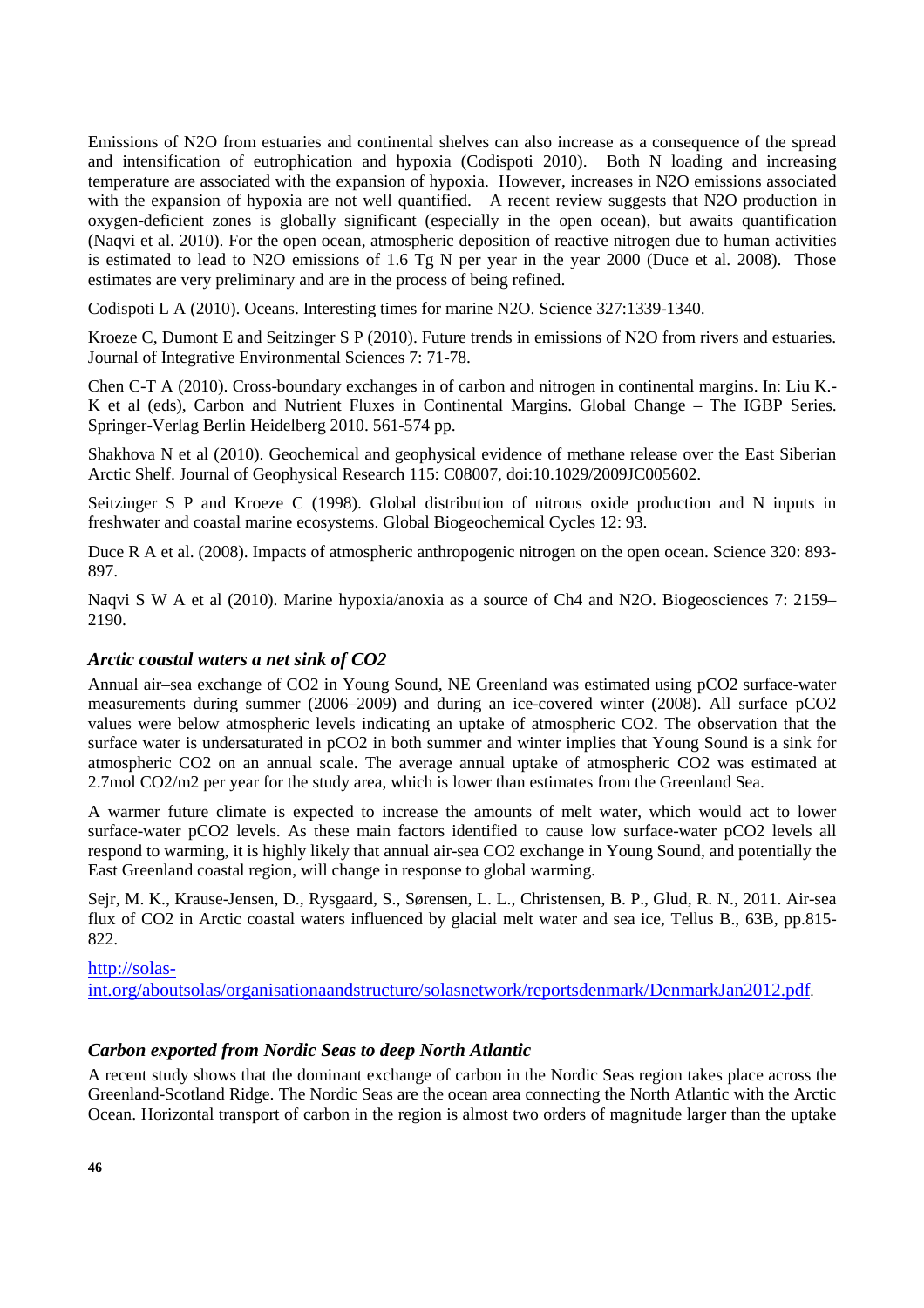Emissions of $N_2O$ from estuaries and continental shelves can also increase as a consequence of the spread and intensification of eutrophication and hypoxia (Codispoti 2010). Both N loading and increasing temperature are associated with the expansion of hypoxia. However, increases in $N_2O$ emissions associated with the expansion of hypoxia are not well quantified. A recent review suggests that $N_2O$ production in oxygen-deficient zones is globally significant (especially in the open ocean), but awaits quantification (Naqvi et al. 2010). For the open ocean, atmospheric deposition of reactive nitrogen due to human activities is estimated to lead to $N_2O$ emissions of 1.6 Tg N per year in the year 2000 (Duce et al. 2008). Those estimates are very preliminary and are in the process of being refined.

Codispoti L A (2010). Oceans. Interesting times for marine $N_2O$. Science 327:1339-1340.

Kroeze C, Dumont E and Seitzinger S P (2010). Future trends in emissions of $N_2O$ from rivers and estuaries. Journal of Integrative Environmental Sciences 7: 71-78.

Chen C-T A (2010). Cross-boundary exchanges in of carbon and nitrogen in continental margins. In: Liu K.-K et al (eds), Carbon and Nutrient Fluxes in Continental Margins. Global Change – The IGBP Series. Springer-Verlag Berlin Heidelberg 2010. 561-574 pp.

Shakhova N et al (2010). Geochemical and geophysical evidence of methane release over the East Siberian Arctic Shelf. Journal of Geophysical Research 115: C08007, doi:10.1029/2009JC005602.

Seitzinger S P and Kroeze C (1998). Global distribution of nitrous oxide production and N inputs in freshwater and coastal marine ecosystems. Global Biogeochemical Cycles 12: 93.

Duce R A et al. (2008). Impacts of atmospheric anthropogenic nitrogen on the open ocean. Science 320: 893-897.

Naqvi S W A et al (2010). Marine hypoxia/anoxia as a source of $CH_4$ and $N_2O$. Biogeosciences 7: 2159–2190.

### *Arctic coastal waters a net sink of $CO_2$*

Annual air–sea exchange of $CO_2$ in Young Sound, NE Greenland was estimated using $pCO_2$ surface-water measurements during summer (2006–2009) and during an ice-covered winter (2008). All surface $pCO_2$ values were below atmospheric levels indicating an uptake of atmospheric $CO_2$. The observation that the surface water is undersaturated in $pCO_2$ in both summer and winter implies that Young Sound is a sink for atmospheric $CO_2$ on an annual scale. The average annual uptake of atmospheric $CO_2$ was estimated at 2.7mol $CO_2/m^2$ per year for the study area, which is lower than estimates from the Greenland Sea.

A warmer future climate is expected to increase the amounts of melt water, which would act to lower surface-water $pCO_2$ levels. As these main factors identified to cause low surface-water $pCO_2$ levels all respond to warming, it is highly likely that annual air-sea $CO_2$ exchange in Young Sound, and potentially the East Greenland coastal region, will change in response to global warming.

Sejr, M. K., Krause-Jensen, D., Rysgaard, S., Sørensen, L. L., Christensen, B. P., Glud, R. N., 2011. Air-sea flux of $CO_2$ in Arctic coastal waters influenced by glacial melt water and sea ice, Tellus B., 63B, pp.815-822.

[http://solas-int.org/aboutsolas/organisationandstructure/solasnetwork/reportsdenmark/DenmarkJan2012.pdf](http://solas-int.org/aboutsolas/organisationandstructure/solasnetwork/reportsdenmark/DenmarkJan2012.pdf).

### *Carbon exported from Nordic Seas to deep North Atlantic*

A recent study shows that the dominant exchange of carbon in the Nordic Seas region takes place across the Greenland-Scotland Ridge. The Nordic Seas are the ocean area connecting the North Atlantic with the Arctic Ocean. Horizontal transport of carbon in the region is almost two orders of magnitude larger than the uptake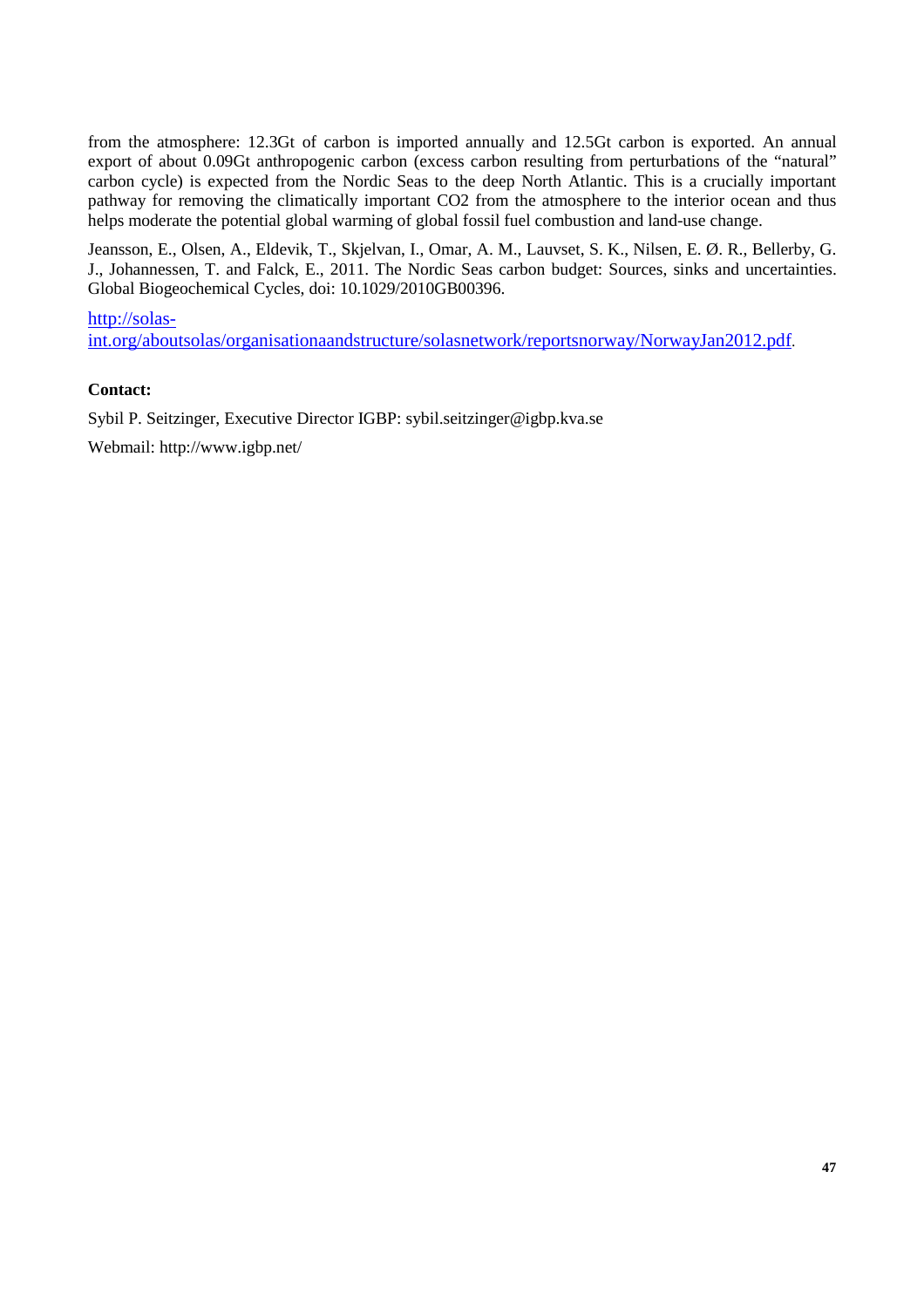from the atmosphere: 12.3Gt of carbon is imported annually and 12.5Gt carbon is exported. An annual export of about 0.09Gt anthropogenic carbon (excess carbon resulting from perturbations of the "natural" carbon cycle) is expected from the Nordic Seas to the deep North Atlantic. This is a crucially important pathway for removing the climatically important CO2 from the atmosphere to the interior ocean and thus helps moderate the potential global warming of global fossil fuel combustion and land-use change.

Jeansson, E., Olsen, A., Eldevik, T., Skjelvan, I., Omar, A. M., Lauvset, S. K., Nilsen, E. Ø. R., Bellerby, G. J., Johannessen, T. and Falck, E., 2011. The Nordic Seas carbon budget: Sources, sinks and uncertainties. Global Biogeochemical Cycles, doi: 10.1029/2010GB00396.

[http://solas-int.org/aboutsolas/organisationaandstructure/solasnetwork/reportsnorway/NorwayJan2012.pdf](http://solas-int.org/aboutsolas/organisationaandstructure/solasnetwork/reportsnorway/NorwayJan2012.pdf).

**Contact:**

Sybil P. Seitzinger, Executive Director IGBP: sybil.seitzinger@igbp.kva.se

Webmail: http://www.igbp.net/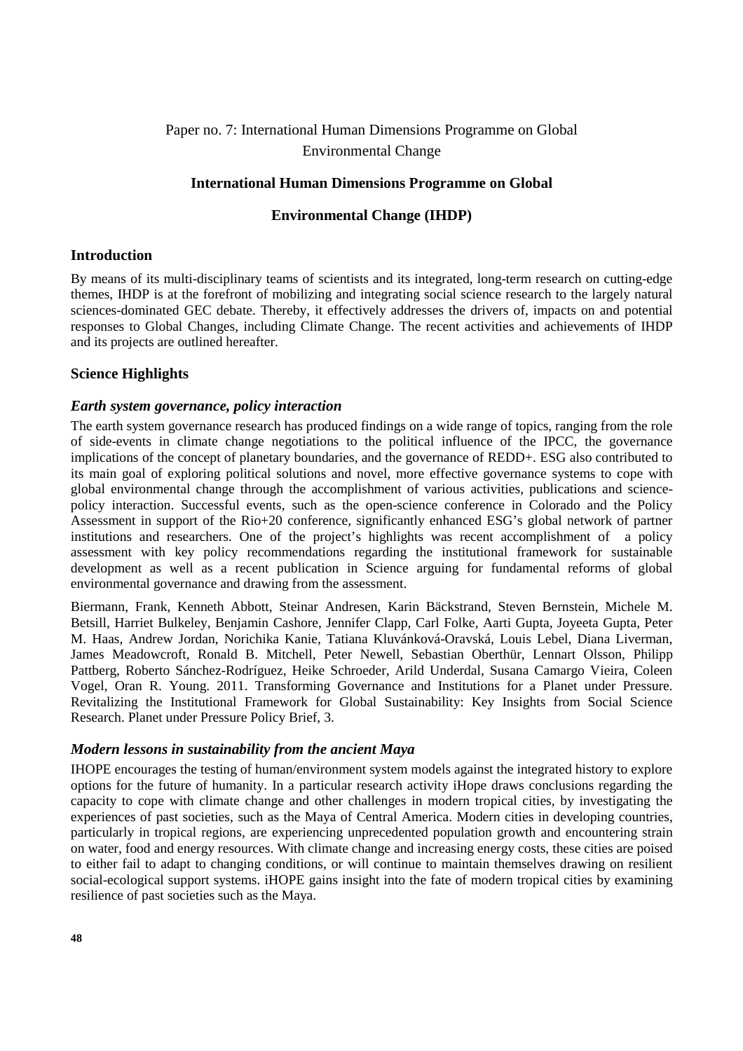Paper no. 7: International Human Dimensions Programme on Global Environmental Change

## International Human Dimensions Programme on Global Environmental Change (IHDP)

### Introduction

By means of its multi-disciplinary teams of scientists and its integrated, long-term research on cutting-edge themes, IHDP is at the forefront of mobilizing and integrating social science research to the largely natural sciences-dominated GEC debate. Thereby, it effectively addresses the drivers of, impacts on and potential responses to Global Changes, including Climate Change. The recent activities and achievements of IHDP and its projects are outlined hereafter.

### Science Highlights

#### *Earth system governance, policy interaction*

The earth system governance research has produced findings on a wide range of topics, ranging from the role of side-events in climate change negotiations to the political influence of the IPCC, the governance implications of the concept of planetary boundaries, and the governance of REDD+. ESG also contributed to its main goal of exploring political solutions and novel, more effective governance systems to cope with global environmental change through the accomplishment of various activities, publications and science-policy interaction. Successful events, such as the open-science conference in Colorado and the Policy Assessment in support of the Rio+20 conference, significantly enhanced ESG's global network of partner institutions and researchers. One of the project's highlights was recent accomplishment of a policy assessment with key policy recommendations regarding the institutional framework for sustainable development as well as a recent publication in Science arguing for fundamental reforms of global environmental governance and drawing from the assessment.

Biermann, Frank, Kenneth Abbott, Steinar Andresen, Karin Bäckstrand, Steven Bernstein, Michele M. Betsill, Harriet Bulkeley, Benjamin Cashore, Jennifer Clapp, Carl Folke, Aarti Gupta, Joyeeta Gupta, Peter M. Haas, Andrew Jordan, Norichika Kanie, Tatiana Kluvánková-Oravská, Louis Lebel, Diana Liverman, James Meadowcroft, Ronald B. Mitchell, Peter Newell, Sebastian Oberthür, Lennart Olsson, Philipp Pattberg, Roberto Sánchez-Rodríguez, Heike Schroeder, Arild Underdal, Susana Camargo Vieira, Coleen Vogel, Oran R. Young. 2011. Transforming Governance and Institutions for a Planet under Pressure. Revitalizing the Institutional Framework for Global Sustainability: Key Insights from Social Science Research. Planet under Pressure Policy Brief, 3.

#### *Modern lessons in sustainability from the ancient Maya*

IHOPE encourages the testing of human/environment system models against the integrated history to explore options for the future of humanity. In a particular research activity iHope draws conclusions regarding the capacity to cope with climate change and other challenges in modern tropical cities, by investigating the experiences of past societies, such as the Maya of Central America. Modern cities in developing countries, particularly in tropical regions, are experiencing unprecedented population growth and encountering strain on water, food and energy resources. With climate change and increasing energy costs, these cities are poised to either fail to adapt to changing conditions, or will continue to maintain themselves drawing on resilient social-ecological support systems. iHOPE gains insight into the fate of modern tropical cities by examining resilience of past societies such as the Maya.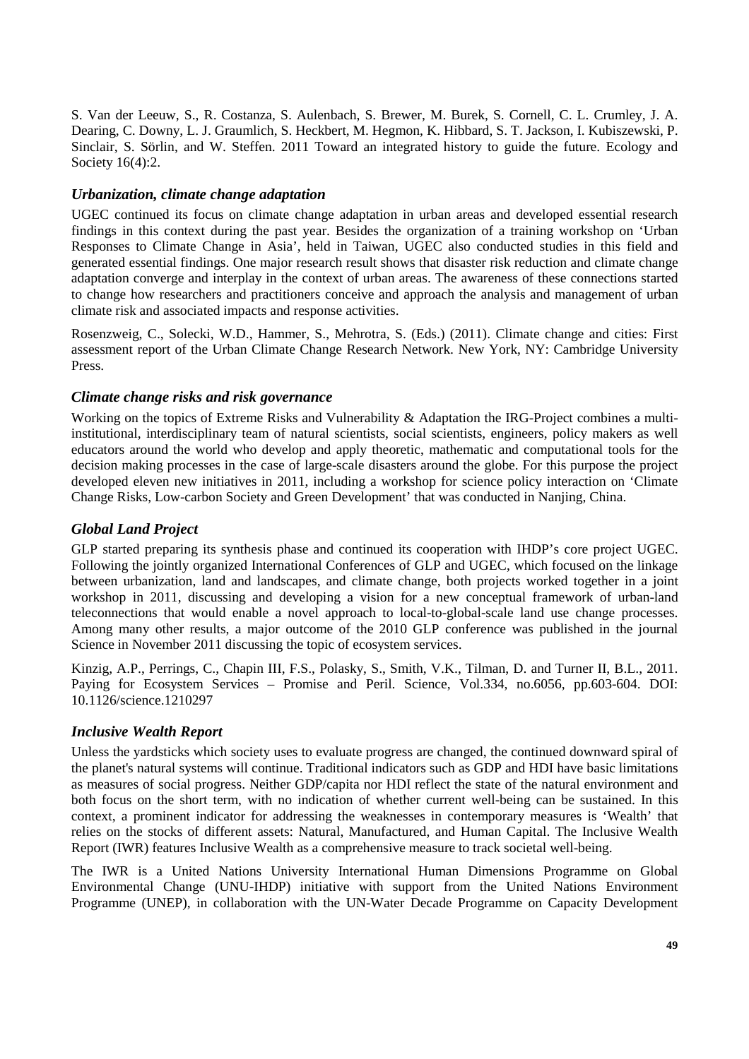S. Van der Leeuw, S., R. Costanza, S. Aulenbach, S. Brewer, M. Burek, S. Cornell, C. L. Crumley, J. A. Dearing, C. Downy, L. J. Graumlich, S. Heckbert, M. Hegmon, K. Hibbard, S. T. Jackson, I. Kubiszewski, P. Sinclair, S. Sörlin, and W. Steffen. 2011 Toward an integrated history to guide the future. Ecology and Society 16(4):2.

### *Urbanization, climate change adaptation*

UGEC continued its focus on climate change adaptation in urban areas and developed essential research findings in this context during the past year. Besides the organization of a training workshop on 'Urban Responses to Climate Change in Asia', held in Taiwan, UGEC also conducted studies in this field and generated essential findings. One major research result shows that disaster risk reduction and climate change adaptation converge and interplay in the context of urban areas. The awareness of these connections started to change how researchers and practitioners conceive and approach the analysis and management of urban climate risk and associated impacts and response activities.

Rosenzweig, C., Solecki, W.D., Hammer, S., Mehrotra, S. (Eds.) (2011). Climate change and cities: First assessment report of the Urban Climate Change Research Network. New York, NY: Cambridge University Press.

### *Climate change risks and risk governance*

Working on the topics of Extreme Risks and Vulnerability & Adaptation the IRG-Project combines a multi-institutional, interdisciplinary team of natural scientists, social scientists, engineers, policy makers as well educators around the world who develop and apply theoretic, mathematic and computational tools for the decision making processes in the case of large-scale disasters around the globe. For this purpose the project developed eleven new initiatives in 2011, including a workshop for science policy interaction on 'Climate Change Risks, Low-carbon Society and Green Development' that was conducted in Nanjing, China.

### *Global Land Project*

GLP started preparing its synthesis phase and continued its cooperation with IHDP's core project UGEC. Following the jointly organized International Conferences of GLP and UGEC, which focused on the linkage between urbanization, land and landscapes, and climate change, both projects worked together in a joint workshop in 2011, discussing and developing a vision for a new conceptual framework of urban-land teleconnections that would enable a novel approach to local-to-global-scale land use change processes. Among many other results, a major outcome of the 2010 GLP conference was published in the journal Science in November 2011 discussing the topic of ecosystem services.

Kinzig, A.P., Perrings, C., Chapin III, F.S., Polasky, S., Smith, V.K., Tilman, D. and Turner II, B.L., 2011. Paying for Ecosystem Services – Promise and Peril. Science, Vol.334, no.6056, pp.603-604. DOI: 10.1126/science.1210297

### *Inclusive Wealth Report*

Unless the yardsticks which society uses to evaluate progress are changed, the continued downward spiral of the planet's natural systems will continue. Traditional indicators such as GDP and HDI have basic limitations as measures of social progress. Neither GDP/capita nor HDI reflect the state of the natural environment and both focus on the short term, with no indication of whether current well-being can be sustained. In this context, a prominent indicator for addressing the weaknesses in contemporary measures is 'Wealth' that relies on the stocks of different assets: Natural, Manufactured, and Human Capital. The Inclusive Wealth Report (IWR) features Inclusive Wealth as a comprehensive measure to track societal well-being.

The IWR is a United Nations University International Human Dimensions Programme on Global Environmental Change (UNU-IHDP) initiative with support from the United Nations Environment Programme (UNEP), in collaboration with the UN-Water Decade Programme on Capacity Development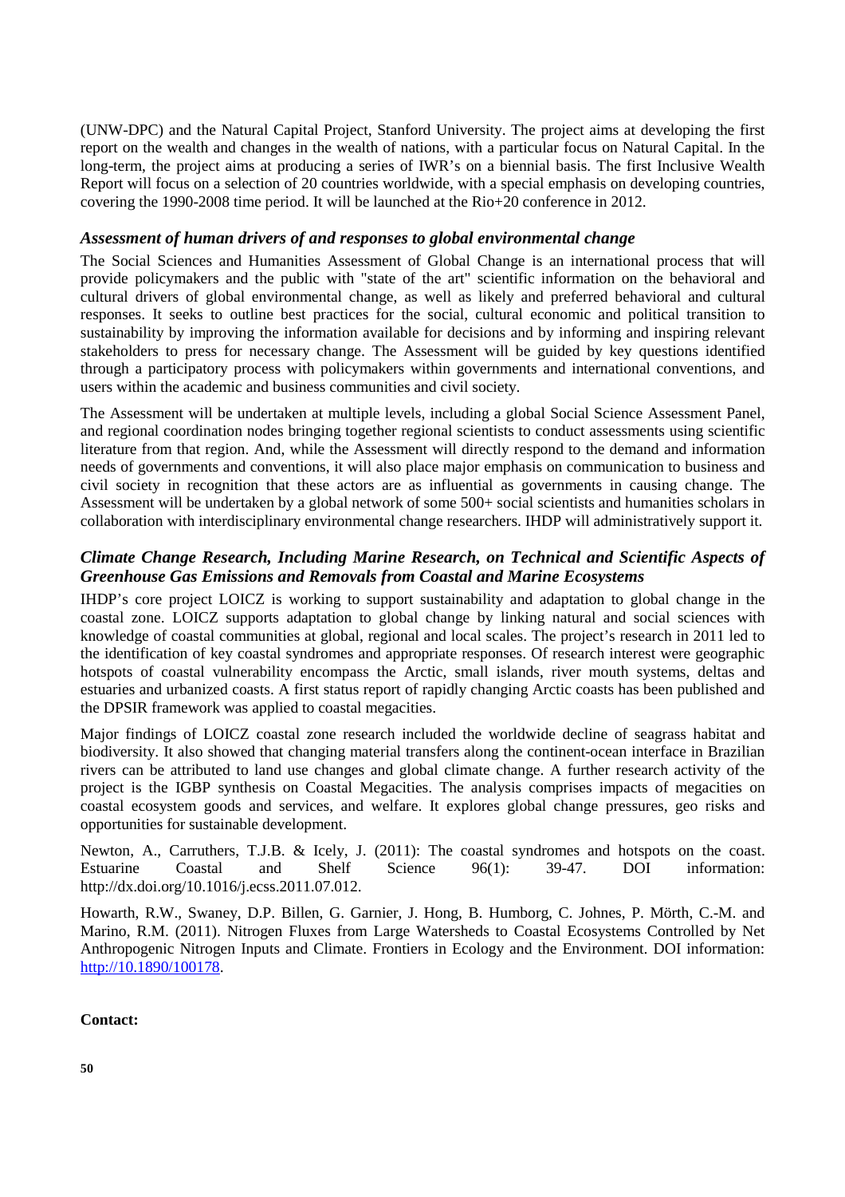(UNW-DPC) and the Natural Capital Project, Stanford University. The project aims at developing the first report on the wealth and changes in the wealth of nations, with a particular focus on Natural Capital. In the long-term, the project aims at producing a series of IWR's on a biennial basis. The first Inclusive Wealth Report will focus on a selection of 20 countries worldwide, with a special emphasis on developing countries, covering the 1990-2008 time period. It will be launched at the Rio+20 conference in 2012.

### *Assessment of human drivers of and responses to global environmental change*

The Social Sciences and Humanities Assessment of Global Change is an international process that will provide policymakers and the public with "state of the art" scientific information on the behavioral and cultural drivers of global environmental change, as well as likely and preferred behavioral and cultural responses. It seeks to outline best practices for the social, cultural economic and political transition to sustainability by improving the information available for decisions and by informing and inspiring relevant stakeholders to press for necessary change. The Assessment will be guided by key questions identified through a participatory process with policymakers within governments and international conventions, and users within the academic and business communities and civil society.

The Assessment will be undertaken at multiple levels, including a global Social Science Assessment Panel, and regional coordination nodes bringing together regional scientists to conduct assessments using scientific literature from that region. And, while the Assessment will directly respond to the demand and information needs of governments and conventions, it will also place major emphasis on communication to business and civil society in recognition that these actors are as influential as governments in causing change. The Assessment will be undertaken by a global network of some 500+ social scientists and humanities scholars in collaboration with interdisciplinary environmental change researchers. IHDP will administratively support it.

### *Climate Change Research, Including Marine Research, on Technical and Scientific Aspects of Greenhouse Gas Emissions and Removals from Coastal and Marine Ecosystems*

IHDP's core project LOICZ is working to support sustainability and adaptation to global change in the coastal zone. LOICZ supports adaptation to global change by linking natural and social sciences with knowledge of coastal communities at global, regional and local scales. The project's research in 2011 led to the identification of key coastal syndromes and appropriate responses. Of research interest were geographic hotspots of coastal vulnerability encompass the Arctic, small islands, river mouth systems, deltas and estuaries and urbanized coasts. A first status report of rapidly changing Arctic coasts has been published and the DPSIR framework was applied to coastal megacities.

Major findings of LOICZ coastal zone research included the worldwide decline of seagrass habitat and biodiversity. It also showed that changing material transfers along the continent-ocean interface in Brazilian rivers can be attributed to land use changes and global climate change. A further research activity of the project is the IGBP synthesis on Coastal Megacities. The analysis comprises impacts of megacities on coastal ecosystem goods and services, and welfare. It explores global change pressures, geo risks and opportunities for sustainable development.

Newton, A., Carruthers, T.J.B. & Icely, J. (2011): The coastal syndromes and hotspots on the coast. Estuarine Coastal and Shelf Science 96(1): 39-47. DOI information: http://dx.doi.org/10.1016/j.ecss.2011.07.012.

Howarth, R.W., Swaney, D.P. Billen, G. Garnier, J. Hong, B. Humborg, C. Johnes, P. Mörth, C.-M. and Marino, R.M. (2011). Nitrogen Fluxes from Large Watersheds to Coastal Ecosystems Controlled by Net Anthropogenic Nitrogen Inputs and Climate. Frontiers in Ecology and the Environment. DOI information: http://10.1890/100178.

**Contact:**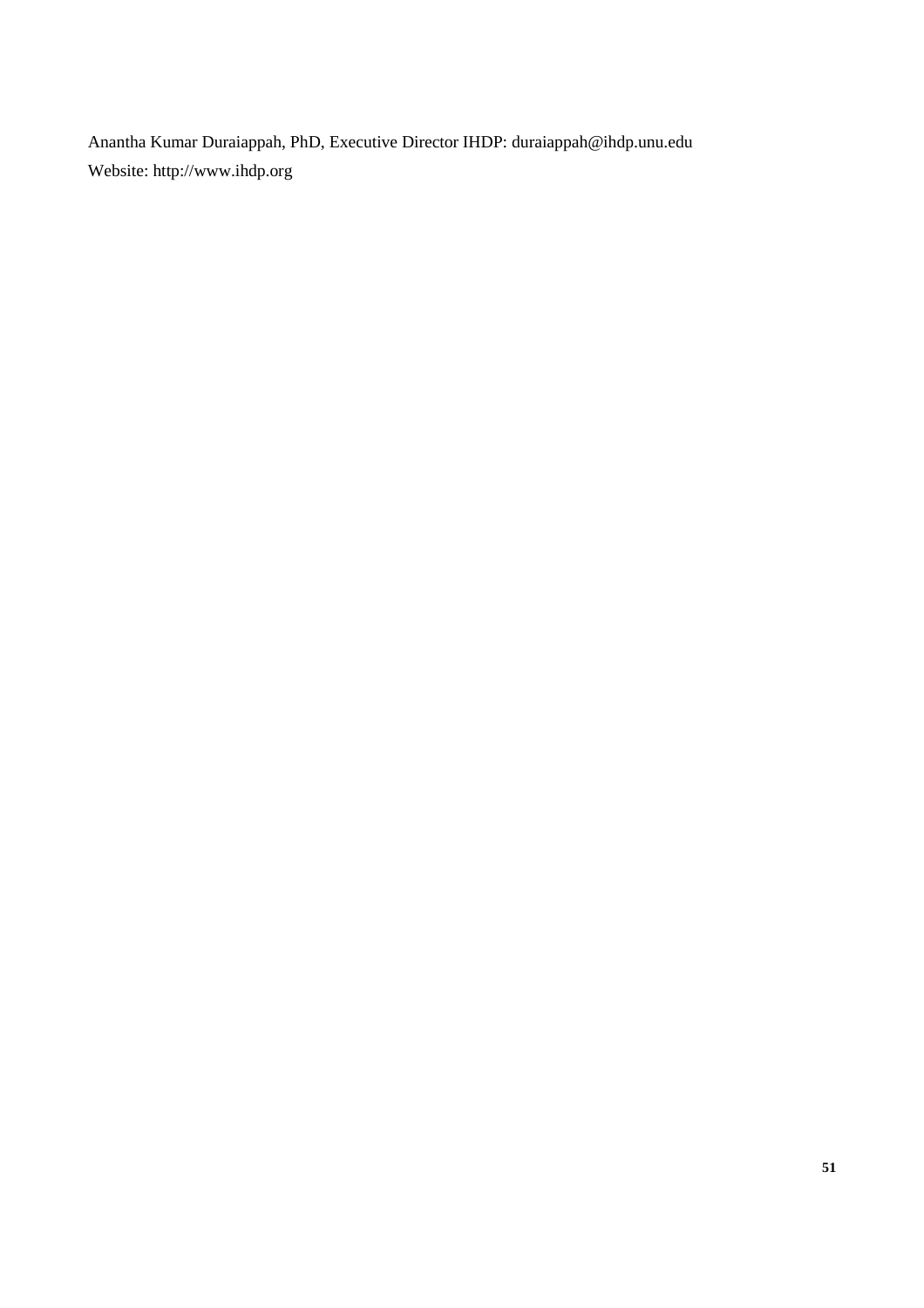Anantha Kumar Duraiappah, PhD, Executive Director IHDP: duraiappah@ihdp.unu.edu
Website: http://www.ihdp.org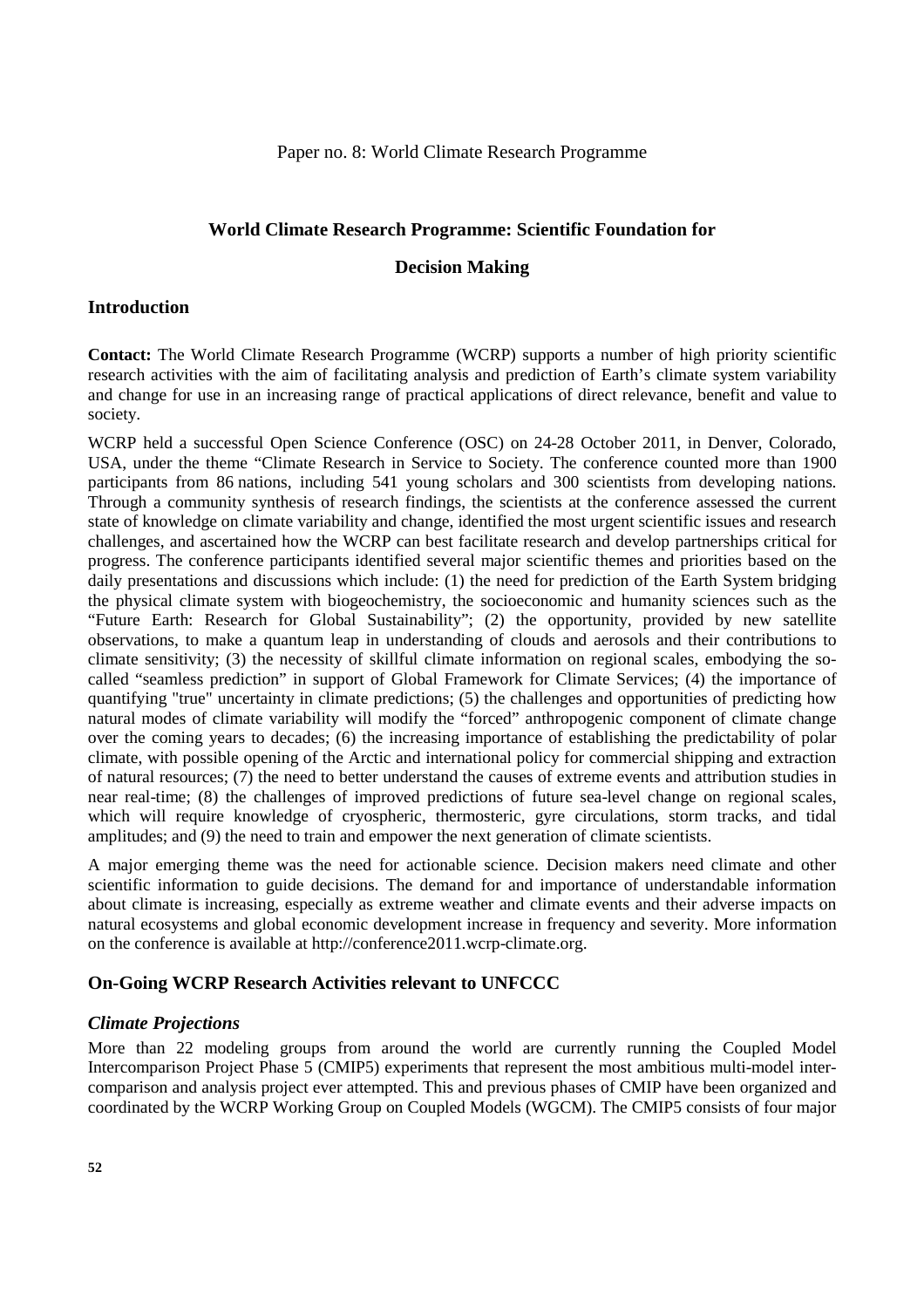Paper no. 8: World Climate Research Programme

## World Climate Research Programme: Scientific Foundation for Decision Making

### Introduction

**Contact:** The World Climate Research Programme (WCRP) supports a number of high priority scientific research activities with the aim of facilitating analysis and prediction of Earth's climate system variability and change for use in an increasing range of practical applications of direct relevance, benefit and value to society.

WCRP held a successful Open Science Conference (OSC) on 24-28 October 2011, in Denver, Colorado, USA, under the theme "Climate Research in Service to Society. The conference counted more than 1900 participants from 86 nations, including 541 young scholars and 300 scientists from developing nations. Through a community synthesis of research findings, the scientists at the conference assessed the current state of knowledge on climate variability and change, identified the most urgent scientific issues and research challenges, and ascertained how the WCRP can best facilitate research and develop partnerships critical for progress. The conference participants identified several major scientific themes and priorities based on the daily presentations and discussions which include: (1) the need for prediction of the Earth System bridging the physical climate system with biogeochemistry, the socioeconomic and humanity sciences such as the "Future Earth: Research for Global Sustainability"; (2) the opportunity, provided by new satellite observations, to make a quantum leap in understanding of clouds and aerosols and their contributions to climate sensitivity; (3) the necessity of skillful climate information on regional scales, embodying the so-called "seamless prediction" in support of Global Framework for Climate Services; (4) the importance of quantifying "true" uncertainty in climate predictions; (5) the challenges and opportunities of predicting how natural modes of climate variability will modify the "forced" anthropogenic component of climate change over the coming years to decades; (6) the increasing importance of establishing the predictability of polar climate, with possible opening of the Arctic and international policy for commercial shipping and extraction of natural resources; (7) the need to better understand the causes of extreme events and attribution studies in near real-time; (8) the challenges of improved predictions of future sea-level change on regional scales, which will require knowledge of cryospheric, thermosteric, gyre circulations, storm tracks, and tidal amplitudes; and (9) the need to train and empower the next generation of climate scientists.

A major emerging theme was the need for actionable science. Decision makers need climate and other scientific information to guide decisions. The demand for and importance of understandable information about climate is increasing, especially as extreme weather and climate events and their adverse impacts on natural ecosystems and global economic development increase in frequency and severity. More information on the conference is available at http://conference2011.wcrp-climate.org.

### On-Going WCRP Research Activities relevant to UNFCCC

#### *Climate Projections*

More than 22 modeling groups from around the world are currently running the Coupled Model Intercomparison Project Phase 5 (CMIP5) experiments that represent the most ambitious multi-model inter-comparison and analysis project ever attempted. This and previous phases of CMIP have been organized and coordinated by the WCRP Working Group on Coupled Models (WGCM). The CMIP5 consists of four major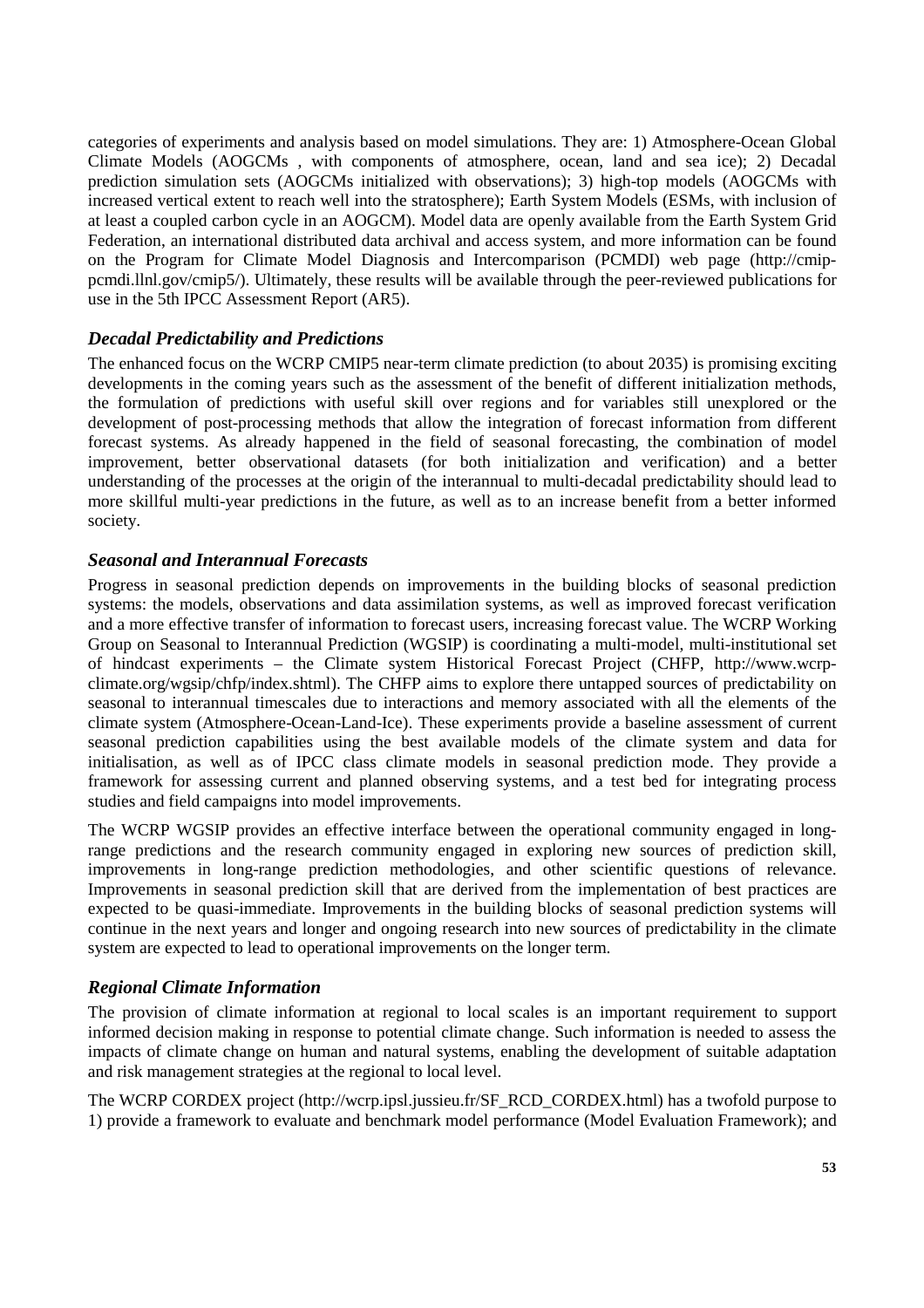categories of experiments and analysis based on model simulations. They are: 1) Atmosphere-Ocean Global Climate Models (AOGCMs , with components of atmosphere, ocean, land and sea ice); 2) Decadal prediction simulation sets (AOGCMs initialized with observations); 3) high-top models (AOGCMs with increased vertical extent to reach well into the stratosphere); Earth System Models (ESMs, with inclusion of at least a coupled carbon cycle in an AOGCM). Model data are openly available from the Earth System Grid Federation, an international distributed data archival and access system, and more information can be found on the Program for Climate Model Diagnosis and Intercomparison (PCMDI) web page (http://cmip-pcmdi.llnl.gov/cmip5/). Ultimately, these results will be available through the peer-reviewed publications for use in the 5th IPCC Assessment Report (AR5).

### *Decadal Predictability and Predictions*

The enhanced focus on the WCRP CMIP5 near-term climate prediction (to about 2035) is promising exciting developments in the coming years such as the assessment of the benefit of different initialization methods, the formulation of predictions with useful skill over regions and for variables still unexplored or the development of post-processing methods that allow the integration of forecast information from different forecast systems. As already happened in the field of seasonal forecasting, the combination of model improvement, better observational datasets (for both initialization and verification) and a better understanding of the processes at the origin of the interannual to multi-decadal predictability should lead to more skillful multi-year predictions in the future, as well as to an increase benefit from a better informed society.

### *Seasonal and Interannual Forecasts*

Progress in seasonal prediction depends on improvements in the building blocks of seasonal prediction systems: the models, observations and data assimilation systems, as well as improved forecast verification and a more effective transfer of information to forecast users, increasing forecast value. The WCRP Working Group on Seasonal to Interannual Prediction (WGSIP) is coordinating a multi-model, multi-institutional set of hindcast experiments – the Climate system Historical Forecast Project (CHFP, http://www.wcrp-climate.org/wgsip/chfp/index.shtml). The CHFP aims to explore there untapped sources of predictability on seasonal to interannual timescales due to interactions and memory associated with all the elements of the climate system (Atmosphere-Ocean-Land-Ice). These experiments provide a baseline assessment of current seasonal prediction capabilities using the best available models of the climate system and data for initialisation, as well as of IPCC class climate models in seasonal prediction mode. They provide a framework for assessing current and planned observing systems, and a test bed for integrating process studies and field campaigns into model improvements.

The WCRP WGSIP provides an effective interface between the operational community engaged in long-range predictions and the research community engaged in exploring new sources of prediction skill, improvements in long-range prediction methodologies, and other scientific questions of relevance. Improvements in seasonal prediction skill that are derived from the implementation of best practices are expected to be quasi-immediate. Improvements in the building blocks of seasonal prediction systems will continue in the next years and longer and ongoing research into new sources of predictability in the climate system are expected to lead to operational improvements on the longer term.

### *Regional Climate Information*

The provision of climate information at regional to local scales is an important requirement to support informed decision making in response to potential climate change. Such information is needed to assess the impacts of climate change on human and natural systems, enabling the development of suitable adaptation and risk management strategies at the regional to local level.

The WCRP CORDEX project (http://wcrp.ipsl.jussieu.fr/SF_RCD_CORDEX.html) has a twofold purpose to 1) provide a framework to evaluate and benchmark model performance (Model Evaluation Framework); and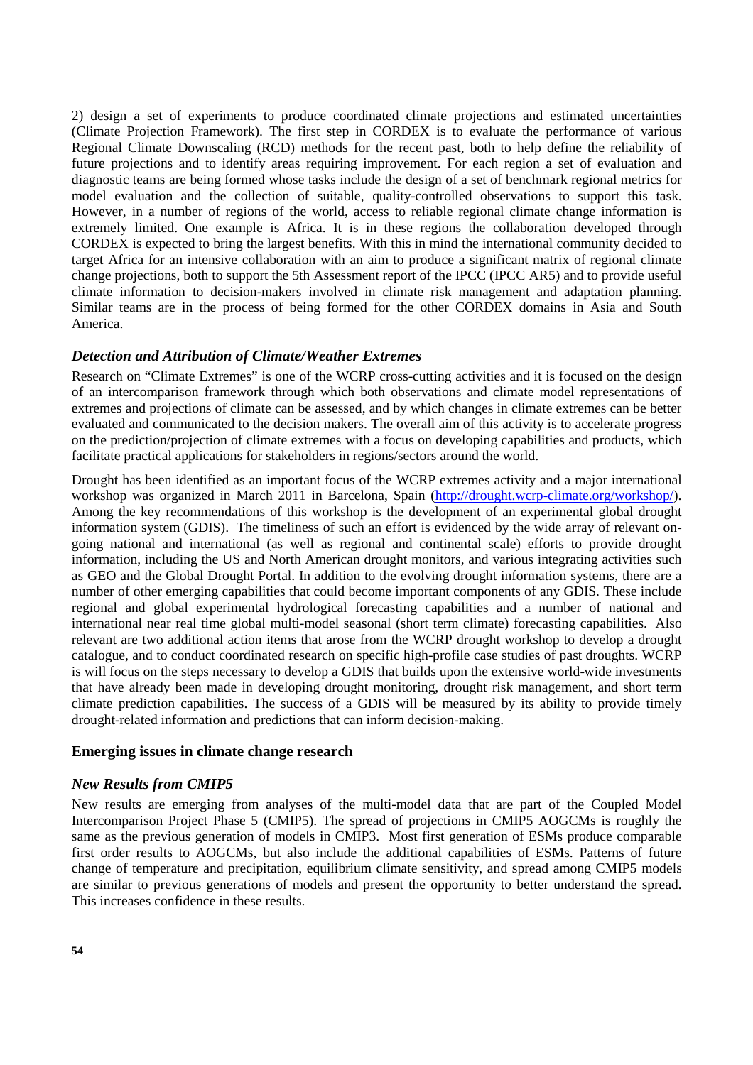2) design a set of experiments to produce coordinated climate projections and estimated uncertainties (Climate Projection Framework). The first step in CORDEX is to evaluate the performance of various Regional Climate Downscaling (RCD) methods for the recent past, both to help define the reliability of future projections and to identify areas requiring improvement. For each region a set of evaluation and diagnostic teams are being formed whose tasks include the design of a set of benchmark regional metrics for model evaluation and the collection of suitable, quality-controlled observations to support this task. However, in a number of regions of the world, access to reliable regional climate change information is extremely limited. One example is Africa. It is in these regions the collaboration developed through CORDEX is expected to bring the largest benefits. With this in mind the international community decided to target Africa for an intensive collaboration with an aim to produce a significant matrix of regional climate change projections, both to support the 5th Assessment report of the IPCC (IPCC AR5) and to provide useful climate information to decision-makers involved in climate risk management and adaptation planning. Similar teams are in the process of being formed for the other CORDEX domains in Asia and South America.

### *Detection and Attribution of Climate/Weather Extremes*

Research on "Climate Extremes" is one of the WCRP cross-cutting activities and it is focused on the design of an intercomparison framework through which both observations and climate model representations of extremes and projections of climate can be assessed, and by which changes in climate extremes can be better evaluated and communicated to the decision makers. The overall aim of this activity is to accelerate progress on the prediction/projection of climate extremes with a focus on developing capabilities and products, which facilitate practical applications for stakeholders in regions/sectors around the world.

Drought has been identified as an important focus of the WCRP extremes activity and a major international workshop was organized in March 2011 in Barcelona, Spain (http://drought.wcrp-climate.org/workshop/). Among the key recommendations of this workshop is the development of an experimental global drought information system (GDIS). The timeliness of such an effort is evidenced by the wide array of relevant on-going national and international (as well as regional and continental scale) efforts to provide drought information, including the US and North American drought monitors, and various integrating activities such as GEO and the Global Drought Portal. In addition to the evolving drought information systems, there are a number of other emerging capabilities that could become important components of any GDIS. These include regional and global experimental hydrological forecasting capabilities and a number of national and international near real time global multi-model seasonal (short term climate) forecasting capabilities. Also relevant are two additional action items that arose from the WCRP drought workshop to develop a drought catalogue, and to conduct coordinated research on specific high-profile case studies of past droughts. WCRP is will focus on the steps necessary to develop a GDIS that builds upon the extensive world-wide investments that have already been made in developing drought monitoring, drought risk management, and short term climate prediction capabilities. The success of a GDIS will be measured by its ability to provide timely drought-related information and predictions that can inform decision-making.

## **Emerging issues in climate change research**

### *New Results from CMIP5*

New results are emerging from analyses of the multi-model data that are part of the Coupled Model Intercomparison Project Phase 5 (CMIP5). The spread of projections in CMIP5 AOGCMs is roughly the same as the previous generation of models in CMIP3. Most first generation of ESMs produce comparable first order results to AOGCMs, but also include the additional capabilities of ESMs. Patterns of future change of temperature and precipitation, equilibrium climate sensitivity, and spread among CMIP5 models are similar to previous generations of models and present the opportunity to better understand the spread. This increases confidence in these results.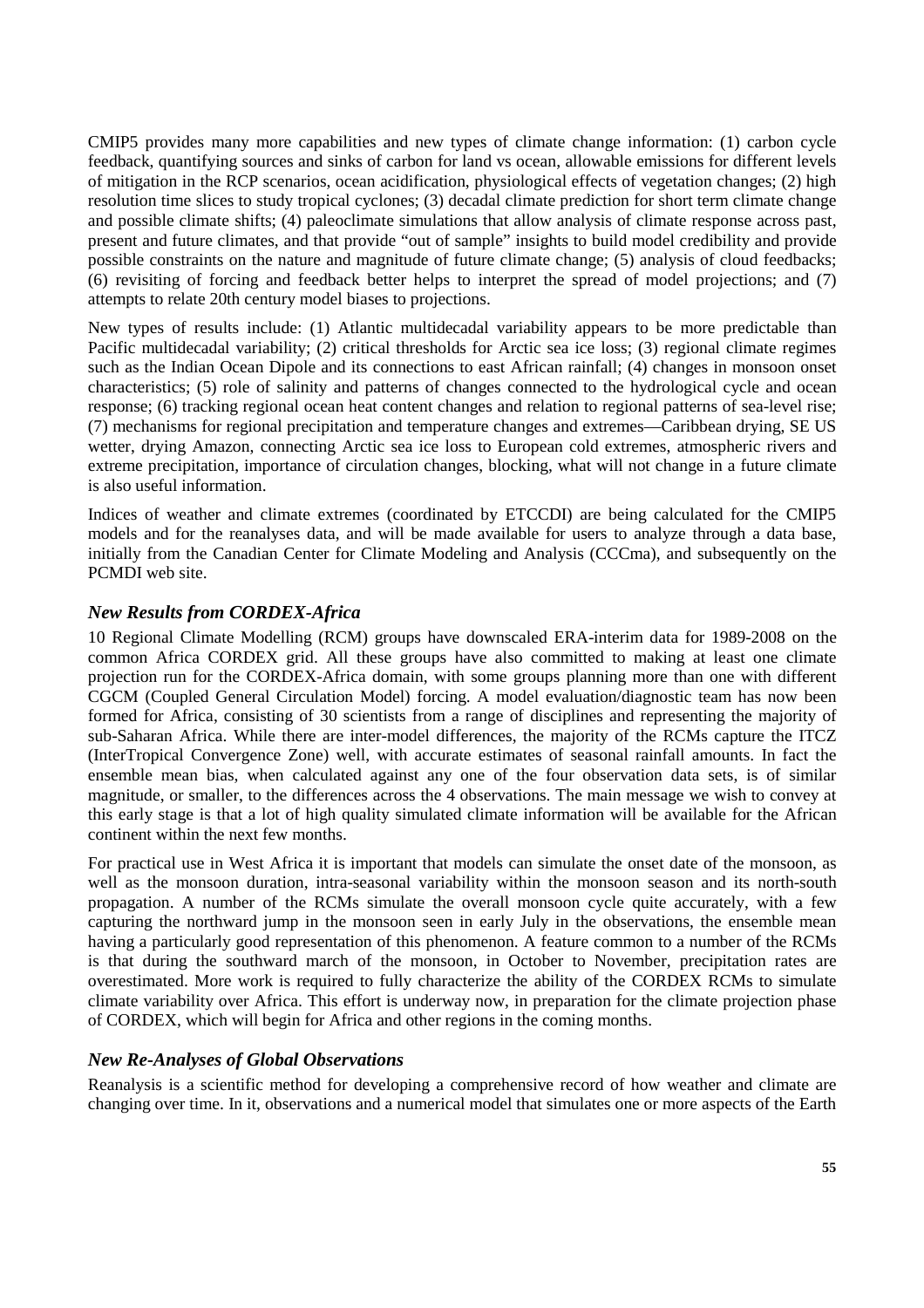CMIP5 provides many more capabilities and new types of climate change information: (1) carbon cycle feedback, quantifying sources and sinks of carbon for land vs ocean, allowable emissions for different levels of mitigation in the RCP scenarios, ocean acidification, physiological effects of vegetation changes; (2) high resolution time slices to study tropical cyclones; (3) decadal climate prediction for short term climate change and possible climate shifts; (4) paleoclimate simulations that allow analysis of climate response across past, present and future climates, and that provide "out of sample" insights to build model credibility and provide possible constraints on the nature and magnitude of future climate change; (5) analysis of cloud feedbacks; (6) revisiting of forcing and feedback better helps to interpret the spread of model projections; and (7) attempts to relate 20th century model biases to projections.

New types of results include: (1) Atlantic multidecadal variability appears to be more predictable than Pacific multidecadal variability; (2) critical thresholds for Arctic sea ice loss; (3) regional climate regimes such as the Indian Ocean Dipole and its connections to east African rainfall; (4) changes in monsoon onset characteristics; (5) role of salinity and patterns of changes connected to the hydrological cycle and ocean response; (6) tracking regional ocean heat content changes and relation to regional patterns of sea-level rise; (7) mechanisms for regional precipitation and temperature changes and extremes—Caribbean drying, SE US wetter, drying Amazon, connecting Arctic sea ice loss to European cold extremes, atmospheric rivers and extreme precipitation, importance of circulation changes, blocking, what will not change in a future climate is also useful information.

Indices of weather and climate extremes (coordinated by ETCCDI) are being calculated for the CMIP5 models and for the reanalyses data, and will be made available for users to analyze through a data base, initially from the Canadian Center for Climate Modeling and Analysis (CCCma), and subsequently on the PCMDI web site.

### *New Results from CORDEX-Africa*

10 Regional Climate Modelling (RCM) groups have downscaled ERA-interim data for 1989-2008 on the common Africa CORDEX grid. All these groups have also committed to making at least one climate projection run for the CORDEX-Africa domain, with some groups planning more than one with different CGCM (Coupled General Circulation Model) forcing. A model evaluation/diagnostic team has now been formed for Africa, consisting of 30 scientists from a range of disciplines and representing the majority of sub-Saharan Africa. While there are inter-model differences, the majority of the RCMs capture the ITCZ (InterTropical Convergence Zone) well, with accurate estimates of seasonal rainfall amounts. In fact the ensemble mean bias, when calculated against any one of the four observation data sets, is of similar magnitude, or smaller, to the differences across the 4 observations. The main message we wish to convey at this early stage is that a lot of high quality simulated climate information will be available for the African continent within the next few months.

For practical use in West Africa it is important that models can simulate the onset date of the monsoon, as well as the monsoon duration, intra-seasonal variability within the monsoon season and its north-south propagation. A number of the RCMs simulate the overall monsoon cycle quite accurately, with a few capturing the northward jump in the monsoon seen in early July in the observations, the ensemble mean having a particularly good representation of this phenomenon. A feature common to a number of the RCMs is that during the southward march of the monsoon, in October to November, precipitation rates are overestimated. More work is required to fully characterize the ability of the CORDEX RCMs to simulate climate variability over Africa. This effort is underway now, in preparation for the climate projection phase of CORDEX, which will begin for Africa and other regions in the coming months.

### *New Re-Analyses of Global Observations*

Reanalysis is a scientific method for developing a comprehensive record of how weather and climate are changing over time. In it, observations and a numerical model that simulates one or more aspects of the Earth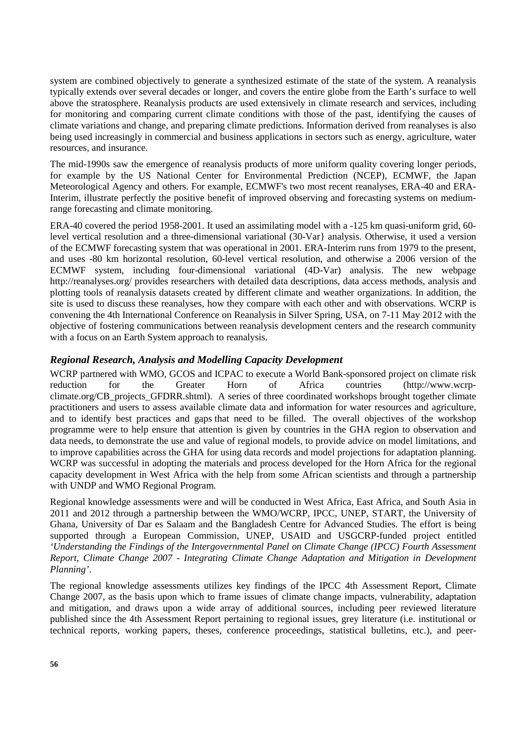system are combined objectively to generate a synthesized estimate of the state of the system. A reanalysis typically extends over several decades or longer, and covers the entire globe from the Earth's surface to well above the stratosphere. Reanalysis products are used extensively in climate research and services, including for monitoring and comparing current climate conditions with those of the past, identifying the causes of climate variations and change, and preparing climate predictions. Information derived from reanalyses is also being used increasingly in commercial and business applications in sectors such as energy, agriculture, water resources, and insurance.

The mid-1990s saw the emergence of reanalysis products of more uniform quality covering longer periods, for example by the US National Center for Environmental Prediction (NCEP), ECMWF, the Japan Meteorological Agency and others. For example, ECMWF's two most recent reanalyses, ERA-40 and ERA-Interim, illustrate perfectly the positive benefit of improved observing and forecasting systems on medium-range forecasting and climate monitoring.

ERA-40 covered the period 1958-2001. It used an assimilating model with a -125 km quasi-uniform grid, 60-level vertical resolution and a three-dimensional variational (30-Var} analysis. Otherwise, it used a version of the ECMWF forecasting system that was operational in 2001. ERA-Interim runs from 1979 to the present, and uses -80 km horizontal resolution, 60-level vertical resolution, and otherwise a 2006 version of the ECMWF system, including four-dimensional variational (4D-Var) analysis. The new webpage http://reanalyses.org/ provides researchers with detailed data descriptions, data access methods, analysis and plotting tools of reanalysis datasets created by different climate and weather organizations. In addition, the site is used to discuss these reanalyses, how they compare with each other and with observations. WCRP is convening the 4th International Conference on Reanalysis in Silver Spring, USA, on 7-11 May 2012 with the objective of fostering communications between reanalysis development centers and the research community with a focus on an Earth System approach to reanalysis.

### *Regional Research, Analysis and Modelling Capacity Development*

WCRP partnered with WMO, GCOS and ICPAC to execute a World Bank-sponsored project on climate risk reduction for the Greater Horn of Africa countries (http://www.wcrp-climate.org/CB_projects_GFDRR.shtml). A series of three coordinated workshops brought together climate practitioners and users to assess available climate data and information for water resources and agriculture, and to identify best practices and gaps that need to be filled. The overall objectives of the workshop programme were to help ensure that attention is given by countries in the GHA region to observation and data needs, to demonstrate the use and value of regional models, to provide advice on model limitations, and to improve capabilities across the GHA for using data records and model projections for adaptation planning. WCRP was successful in adopting the materials and process developed for the Horn Africa for the regional capacity development in West Africa with the help from some African scientists and through a partnership with UNDP and WMO Regional Program.

Regional knowledge assessments were and will be conducted in West Africa, East Africa, and South Asia in 2011 and 2012 through a partnership between the WMO/WCRP, IPCC, UNEP, START, the University of Ghana, University of Dar es Salaam and the Bangladesh Centre for Advanced Studies. The effort is being supported through a European Commission, UNEP, USAID and USGCRP-funded project entitled *'Understanding the Findings of the Intergovernmental Panel on Climate Change (IPCC) Fourth Assessment Report, Climate Change 2007 - Integrating Climate Change Adaptation and Mitigation in Development Planning'*.

The regional knowledge assessments utilizes key findings of the IPCC 4th Assessment Report, Climate Change 2007, as the basis upon which to frame issues of climate change impacts, vulnerability, adaptation and mitigation, and draws upon a wide array of additional sources, including peer reviewed literature published since the 4th Assessment Report pertaining to regional issues, grey literature (i.e. institutional or technical reports, working papers, theses, conference proceedings, statistical bulletins, etc.), and peer-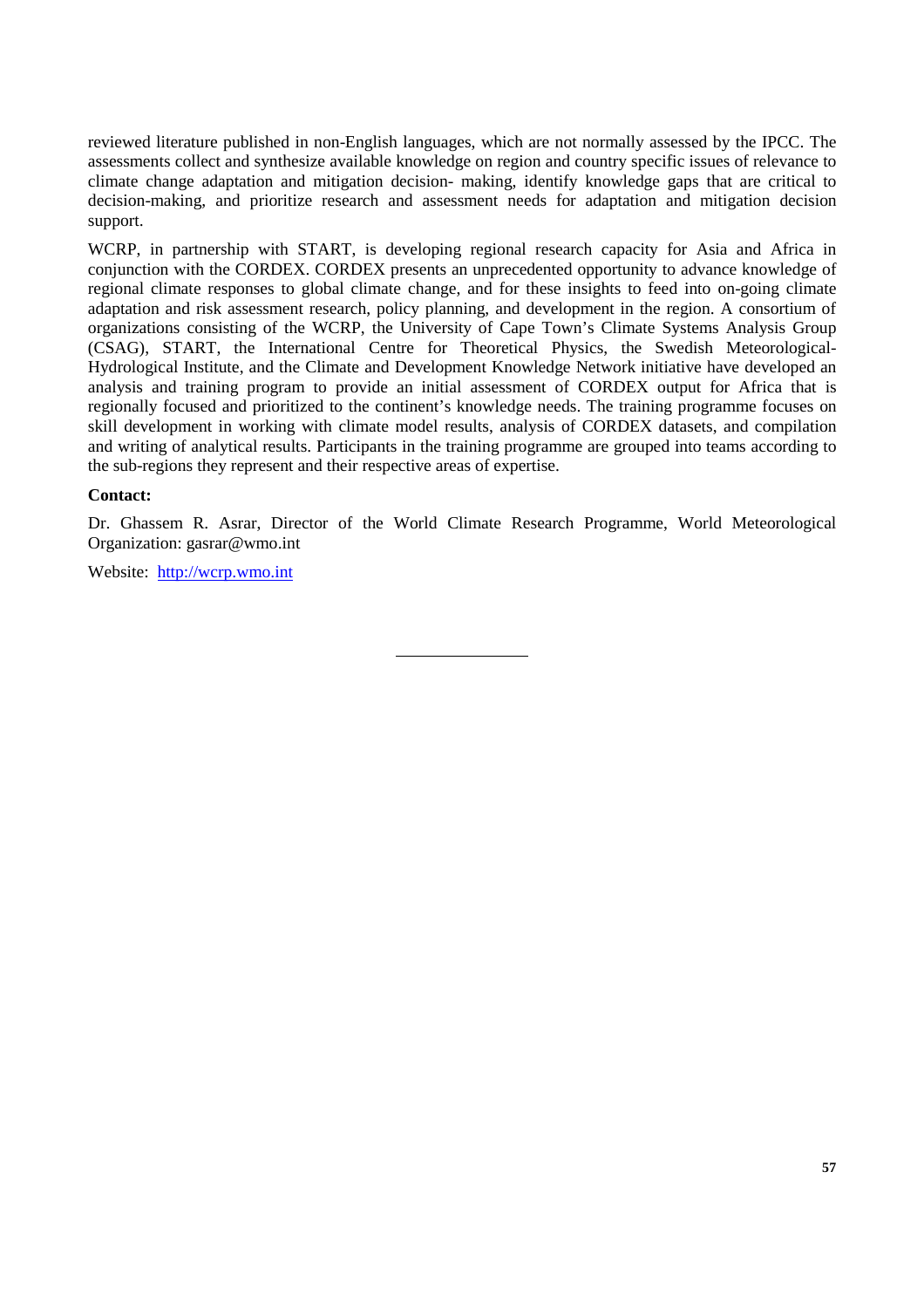reviewed literature published in non-English languages, which are not normally assessed by the IPCC. The assessments collect and synthesize available knowledge on region and country specific issues of relevance to climate change adaptation and mitigation decision- making, identify knowledge gaps that are critical to decision-making, and prioritize research and assessment needs for adaptation and mitigation decision support.

WCRP, in partnership with START, is developing regional research capacity for Asia and Africa in conjunction with the CORDEX. CORDEX presents an unprecedented opportunity to advance knowledge of regional climate responses to global climate change, and for these insights to feed into on-going climate adaptation and risk assessment research, policy planning, and development in the region. A consortium of organizations consisting of the WCRP, the University of Cape Town's Climate Systems Analysis Group (CSAG), START, the International Centre for Theoretical Physics, the Swedish Meteorological-Hydrological Institute, and the Climate and Development Knowledge Network initiative have developed an analysis and training program to provide an initial assessment of CORDEX output for Africa that is regionally focused and prioritized to the continent's knowledge needs. The training programme focuses on skill development in working with climate model results, analysis of CORDEX datasets, and compilation and writing of analytical results. Participants in the training programme are grouped into teams according to the sub-regions they represent and their respective areas of expertise.

**Contact:**

Dr. Ghassem R. Asrar, Director of the World Climate Research Programme, World Meteorological Organization: gasrar@wmo.int

Website: [http://wcrp.wmo.int](http://wcrp.wmo.int)

---